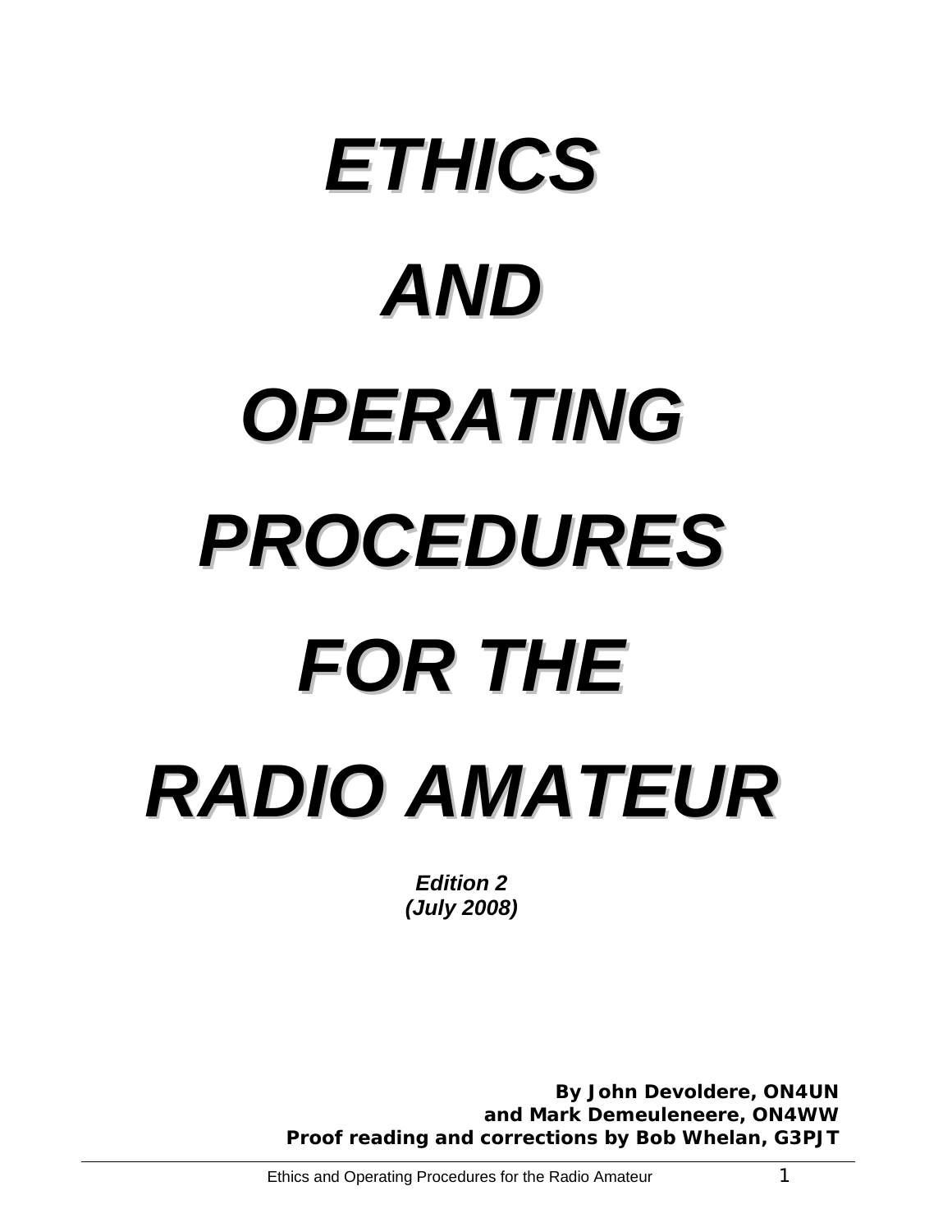# *ETHICS AND OPERATING PROCEDURES FOR THE RADIO AMATEUR*

***Edition 2***
***(July 2008)***

**By John Devoldere, ON4UN**
**and Mark Demeuleneere, ON4WW**
**Proof reading and corrections by Bob Whelan, G3PJT**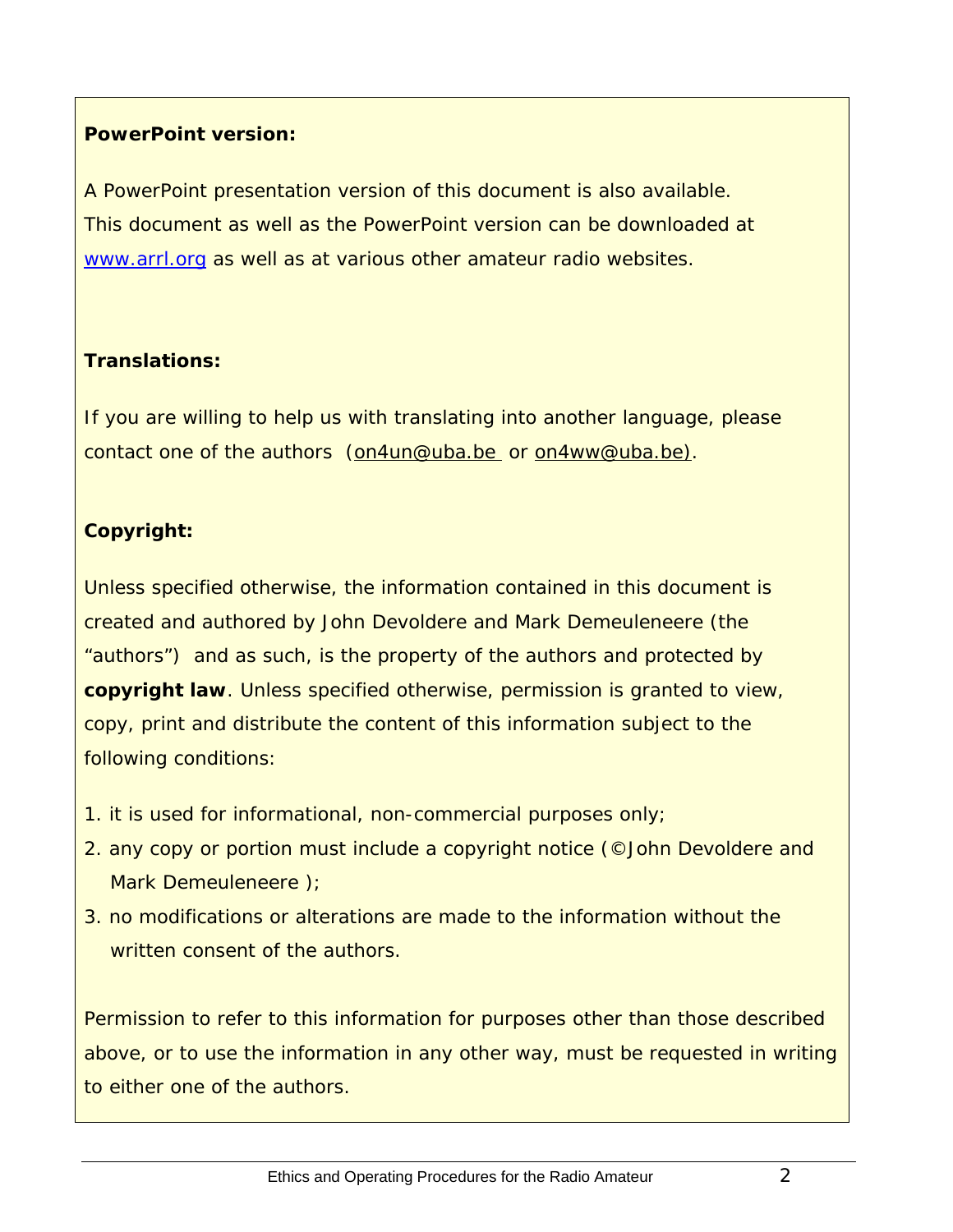**PowerPoint version:**

A PowerPoint presentation version of this document is also available. This document as well as the PowerPoint version can be downloaded at www.arrl.org as well as at various other amateur radio websites.

**Translations:**

If you are willing to help us with translating into another language, please contact one of the authors (on4un@uba.be or on4ww@uba.be).

**Copyright:**

Unless specified otherwise, the information contained in this document is created and authored by John Devoldere and Mark Demeuleneere (the "authors") and as such, is the property of the authors and protected by **copyright law**. Unless specified otherwise, permission is granted to view, copy, print and distribute the content of this information subject to the following conditions:

1. it is used for informational, non-commercial purposes only;
2. any copy or portion must include a copyright notice (©John Devoldere and Mark Demeuleneere );
3. no modifications or alterations are made to the information without the written consent of the authors.

Permission to refer to this information for purposes other than those described above, or to use the information in any other way, must be requested in writing to either one of the authors.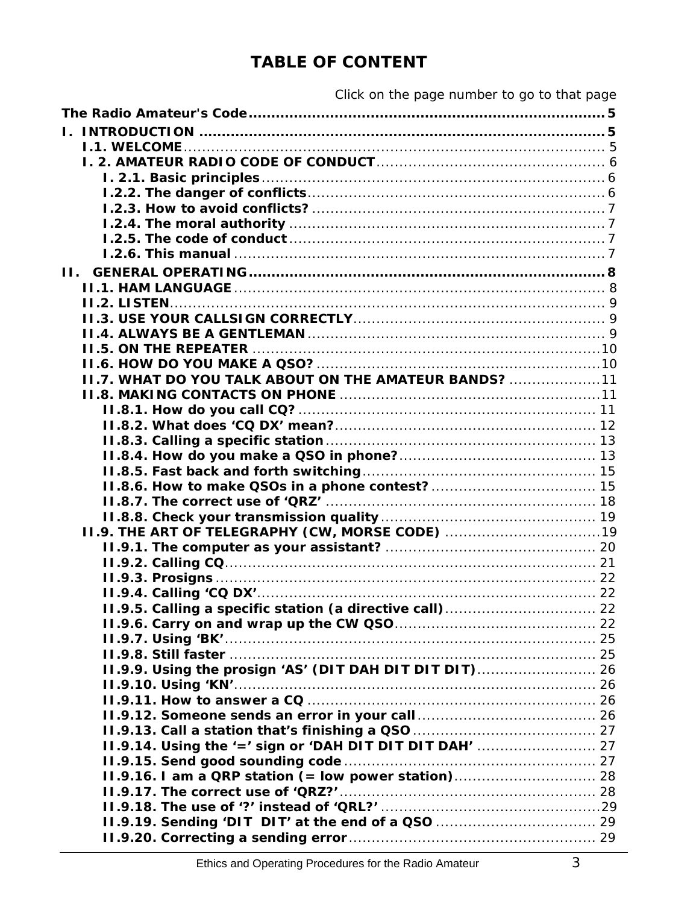# TABLE OF CONTENT

Click on the page number to go to that page

**The Radio Amateur's Code** ........ 5

**I. INTRODUCTION** ........ 5

- **I.1. WELCOME** ........ 5
- **I. 2. AMATEUR RADIO CODE OF CONDUCT** ........ 6
  - **I. 2.1. Basic principles** ........ 6
  - **I.2.2. The danger of conflicts** ........ 6
  - **I.2.3. How to avoid conflicts?** ........ 7
  - **I.2.4. The moral authority** ........ 7
  - **I.2.5. The code of conduct** ........ 7
  - **I.2.6. This manual** ........ 7

**II. GENERAL OPERATING** ........ 8

- **II.1. HAM LANGUAGE** ........ 8
- **II.2. LISTEN** ........ 9
- **II.3. USE YOUR CALLSIGN CORRECTLY** ........ 9
- **II.4. ALWAYS BE A GENTLEMAN** ........ 9
- **II.5. ON THE REPEATER** ........ 10
- **II.6. HOW DO YOU MAKE A QSO?** ........ 10
- **II.7. WHAT DO YOU TALK ABOUT ON THE AMATEUR BANDS?** ........ 11
- **II.8. MAKING CONTACTS ON PHONE** ........ 11
  - **II.8.1. How do you call CQ?** ........ 11
  - **II.8.2. What does 'CQ DX' mean?** ........ 12
  - **II.8.3. Calling a specific station** ........ 13
  - **II.8.4. How do you make a QSO in phone?** ........ 13
  - **II.8.5. Fast back and forth switching** ........ 15
  - **II.8.6. How to make QSOs in a phone contest?** ........ 15
  - **II.8.7. The correct use of 'QRZ'** ........ 18
  - **II.8.8. Check your transmission quality** ........ 19
- **II.9. THE ART OF TELEGRAPHY (CW, MORSE CODE)** ........ 19
  - **II.9.1. The computer as your assistant?** ........ 20
  - **II.9.2. Calling CQ** ........ 21
  - **II.9.3. Prosigns** ........ 22
  - **II.9.4. Calling 'CQ DX'** ........ 22
  - **II.9.5. Calling a specific station (a directive call)** ........ 22
  - **II.9.6. Carry on and wrap up the CW QSO** ........ 22
  - **II.9.7. Using 'BK'** ........ 25
  - **II.9.8. Still faster** ........ 25
  - **II.9.9. Using the prosign 'AS' (DIT DAH DIT DIT DIT)** ........ 26
  - **II.9.10. Using 'KN'** ........ 26
  - **II.9.11. How to answer a CQ** ........ 26
  - **II.9.12. Someone sends an error in your call** ........ 26
  - **II.9.13. Call a station that's finishing a QSO** ........ 27
  - **II.9.14. Using the '=' sign or 'DAH DIT DIT DIT DAH'** ........ 27
  - **II.9.15. Send good sounding code** ........ 27
  - **II.9.16. I am a QRP station (= low power station)** ........ 28
  - **II.9.17. The correct use of 'QRZ?'** ........ 28
  - **II.9.18. The use of '?' instead of 'QRL?'** ........ 29
  - **II.9.19. Sending 'DIT DIT' at the end of a QSO** ........ 29
  - **II.9.20. Correcting a sending error** ........ 29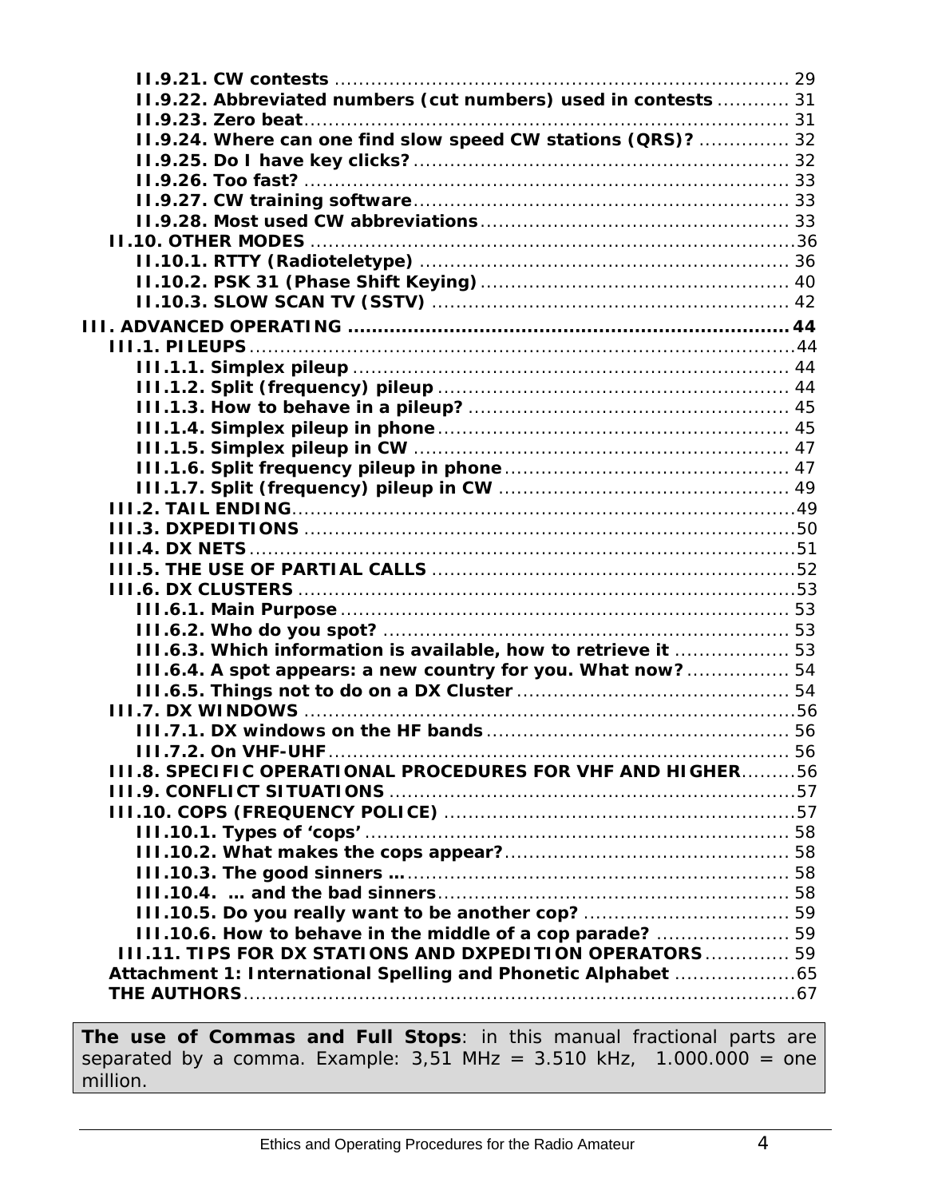II.9.21. CW contests ........................................................................ 29
II.9.22. Abbreviated numbers (cut numbers) used in contests ............ 31
II.9.23. Zero beat................................................................................ 31
II.9.24. Where can one find slow speed CW stations (QRS)? ............... 32
II.9.25. Do I have key clicks?.............................................................. 32
II.9.26. Too fast? ................................................................................ 33
II.9.27. CW training software.............................................................. 33
II.9.28. Most used CW abbreviations................................................... 33
II.10. OTHER MODES .................................................................................36
II.10.1. RTTY (Radioteletype) ............................................................. 36
II.10.2. PSK 31 (Phase Shift Keying)................................................... 40
II.10.3. SLOW SCAN TV (SSTV) .......................................................... 42

**III. ADVANCED OPERATING ........................................................................ 44**

III.1. PILEUPS..............................................................................................44
III.1.1. Simplex pileup ........................................................................ 44
III.1.2. Split (frequency) pileup .......................................................... 44
III.1.3. How to behave in a pileup? .................................................... 45
III.1.4. Simplex pileup in phone.......................................................... 45
III.1.5. Simplex pileup in CW ............................................................. 47
III.1.6. Split frequency pileup in phone............................................... 47
III.1.7. Split (frequency) pileup in CW ................................................ 49
III.2. TAIL ENDING.......................................................................................49
III.3. DXPEDITIONS .....................................................................................50
III.4. DX NETS..............................................................................................51
III.5. THE USE OF PARTIAL CALLS ..............................................................52
III.6. DX CLUSTERS .....................................................................................53
III.6.1. Main Purpose ......................................................................... 53
III.6.2. Who do you spot? .................................................................. 53
III.6.3. Which information is available, how to retrieve it .................. 53
III.6.4. A spot appears: a new country for you. What now? ................ 54
III.6.5. Things not to do on a DX Cluster ............................................ 54
III.7. DX WINDOWS .....................................................................................56
III.7.1. DX windows on the HF bands.................................................. 56
III.7.2. On VHF-UHF............................................................................ 56
III.8. SPECIFIC OPERATIONAL PROCEDURES FOR VHF AND HIGHER.........56
III.9. CONFLICT SITUATIONS .......................................................................57
III.10. COPS (FREQUENCY POLICE) ............................................................57
III.10.1. Types of 'cops'...................................................................... 58
III.10.2. What makes the cops appear?............................................... 58
III.10.3. The good sinners …............................................................... 58
III.10.4. … and the bad sinners........................................................... 58
III.10.5. Do you really want to be another cop? .................................. 59
III.10.6. How to behave in the middle of a cop parade? ...................... 59
III.11. TIPS FOR DX STATIONS AND DXPEDITION OPERATORS ............. 59
Attachment 1: International Spelling and Phonetic Alphabet ....................65
THE AUTHORS...............................................................................................67

**The use of Commas and Full Stops**: in this manual fractional parts are separated by a comma. Example: 3,51 MHz = 3.510 kHz, 1.000.000 = one million.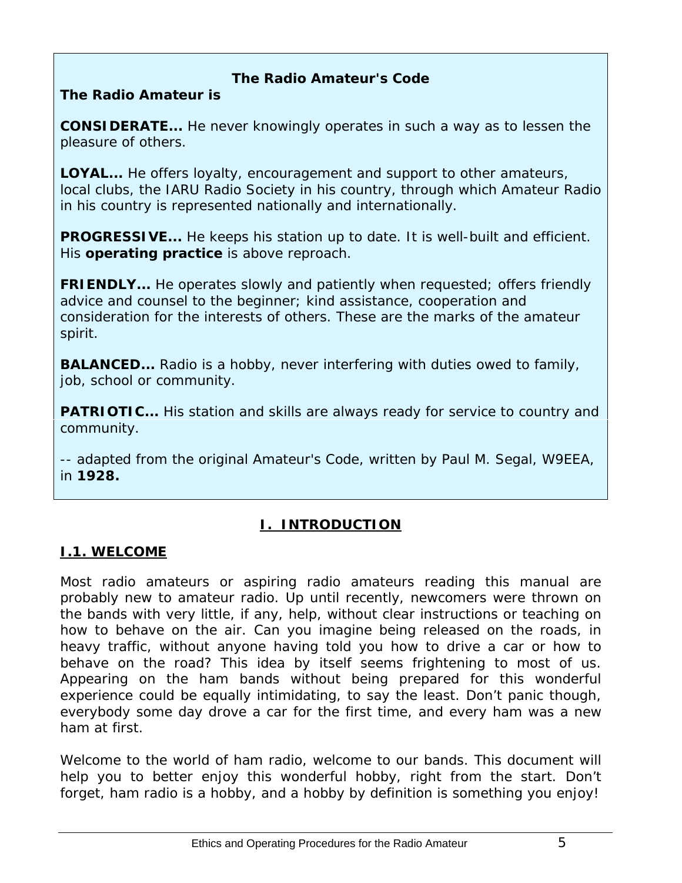## The Radio Amateur's Code

**The Radio Amateur is**

**CONSIDERATE...** He never knowingly operates in such a way as to lessen the pleasure of others.

**LOYAL...** He offers loyalty, encouragement and support to other amateurs, local clubs, the IARU Radio Society in his country, through which Amateur Radio in his country is represented nationally and internationally.

**PROGRESSIVE...** He keeps his station up to date. It is well-built and efficient. His **operating practice** is above reproach.

**FRIENDLY...** He operates slowly and patiently when requested; offers friendly advice and counsel to the beginner; kind assistance, cooperation and consideration for the interests of others. These are the marks of the amateur spirit.

**BALANCED...** Radio is a hobby, never interfering with duties owed to family, job, school or community.

**PATRIOTIC...** His station and skills are always ready for service to country and community.

-- adapted from the original Amateur's Code, written by Paul M. Segal, W9EEA, in **1928.**

# I. INTRODUCTION

## I.1. WELCOME

Most radio amateurs or aspiring radio amateurs reading this manual are probably new to amateur radio. Up until recently, newcomers were thrown on the bands with very little, if any, help, without clear instructions or teaching on how to behave on the air. Can you imagine being released on the roads, in heavy traffic, without anyone having told you how to drive a car or how to behave on the road? This idea by itself seems frightening to most of us. Appearing on the ham bands without being prepared for this wonderful experience could be equally intimidating, to say the least. Don't panic though, everybody some day drove a car for the first time, and every ham was a new ham at first.

Welcome to the world of ham radio, welcome to our bands. This document will help you to better enjoy this wonderful hobby, right from the start. Don't forget, ham radio is a hobby, and a hobby by definition is something you enjoy!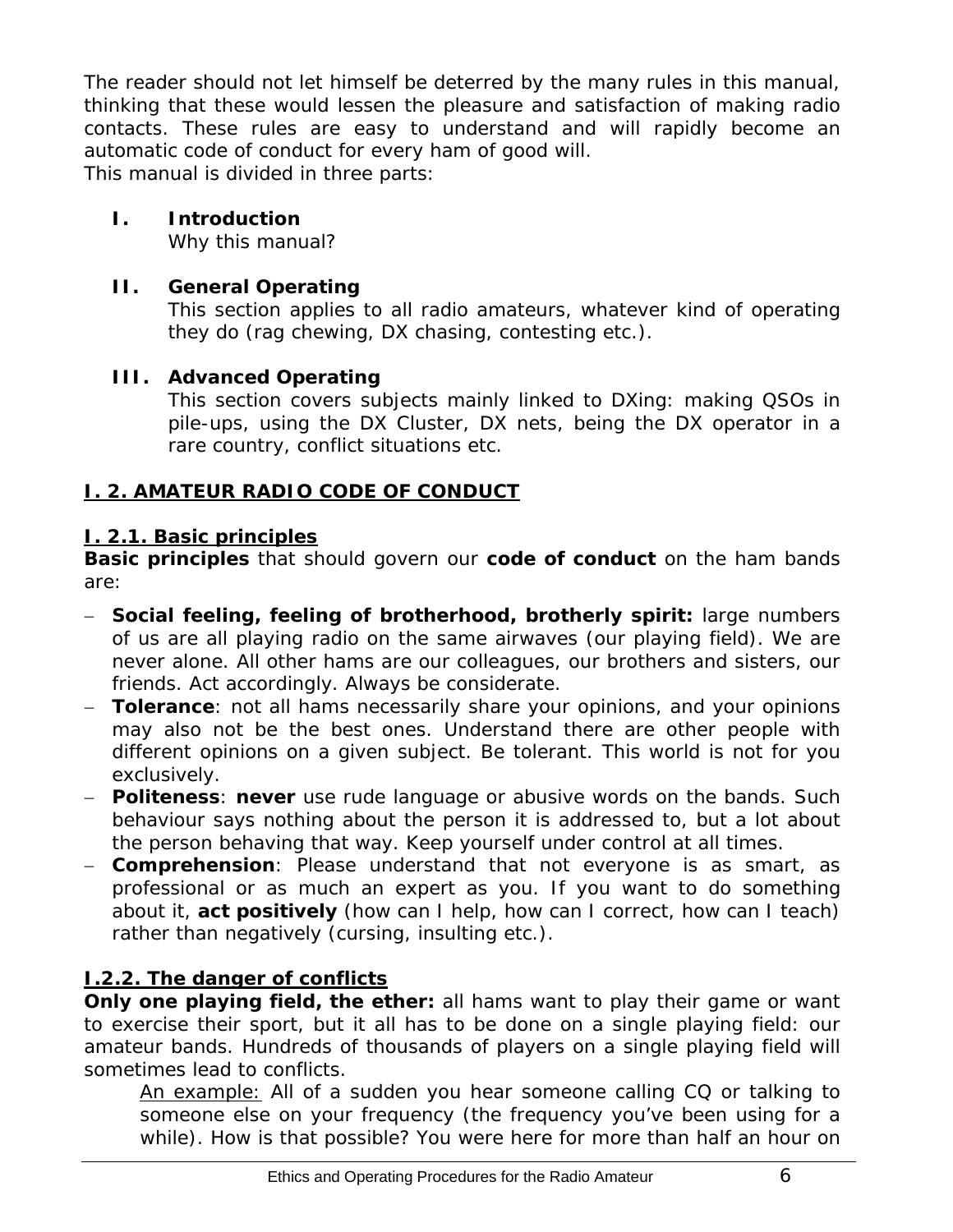The reader should not let himself be deterred by the many rules in this manual, thinking that these would lessen the pleasure and satisfaction of making radio contacts. These rules are easy to understand and will rapidly become an automatic code of conduct for every ham of good will.
This manual is divided in three parts:

**I. Introduction**
Why this manual?

**II. General Operating**
This section applies to all radio amateurs, whatever kind of operating they do (rag chewing, DX chasing, contesting etc.).

**III. Advanced Operating**
This section covers subjects mainly linked to DXing: making QSOs in pile-ups, using the DX Cluster, DX nets, being the DX operator in a rare country, conflict situations etc.

## I. 2. AMATEUR RADIO CODE OF CONDUCT

### I. 2.1. Basic principles

**Basic principles** that should govern our **code of conduct** on the ham bands are:

- **Social feeling, feeling of brotherhood, brotherly spirit:** large numbers of us are all playing radio on the same airwaves (our playing field). We are never alone. All other hams are our colleagues, our brothers and sisters, our friends. Act accordingly. Always be considerate.
- **Tolerance**: not all hams necessarily share your opinions, and your opinions may also not be the best ones. Understand there are other people with different opinions on a given subject. Be tolerant. This world is not for you exclusively.
- **Politeness**: **never** use rude language or abusive words on the bands. Such behaviour says nothing about the person it is addressed to, but a lot about the person behaving that way. Keep yourself under control at all times.
- **Comprehension**: Please understand that not everyone is as smart, as professional or as much an expert as you. If you want to do something about it, **act positively** (how can I help, how can I correct, how can I teach) rather than negatively (cursing, insulting etc.).

### I.2.2. The danger of conflicts

**Only one playing field, the ether:** all hams want to play their game or want to exercise their sport, but it all has to be done on a single playing field: our amateur bands. Hundreds of thousands of players on a single playing field will sometimes lead to conflicts.

An example: All of a sudden you hear someone calling CQ or talking to someone else on your frequency (the frequency you've been using for a while). How is that possible? You were here for more than half an hour on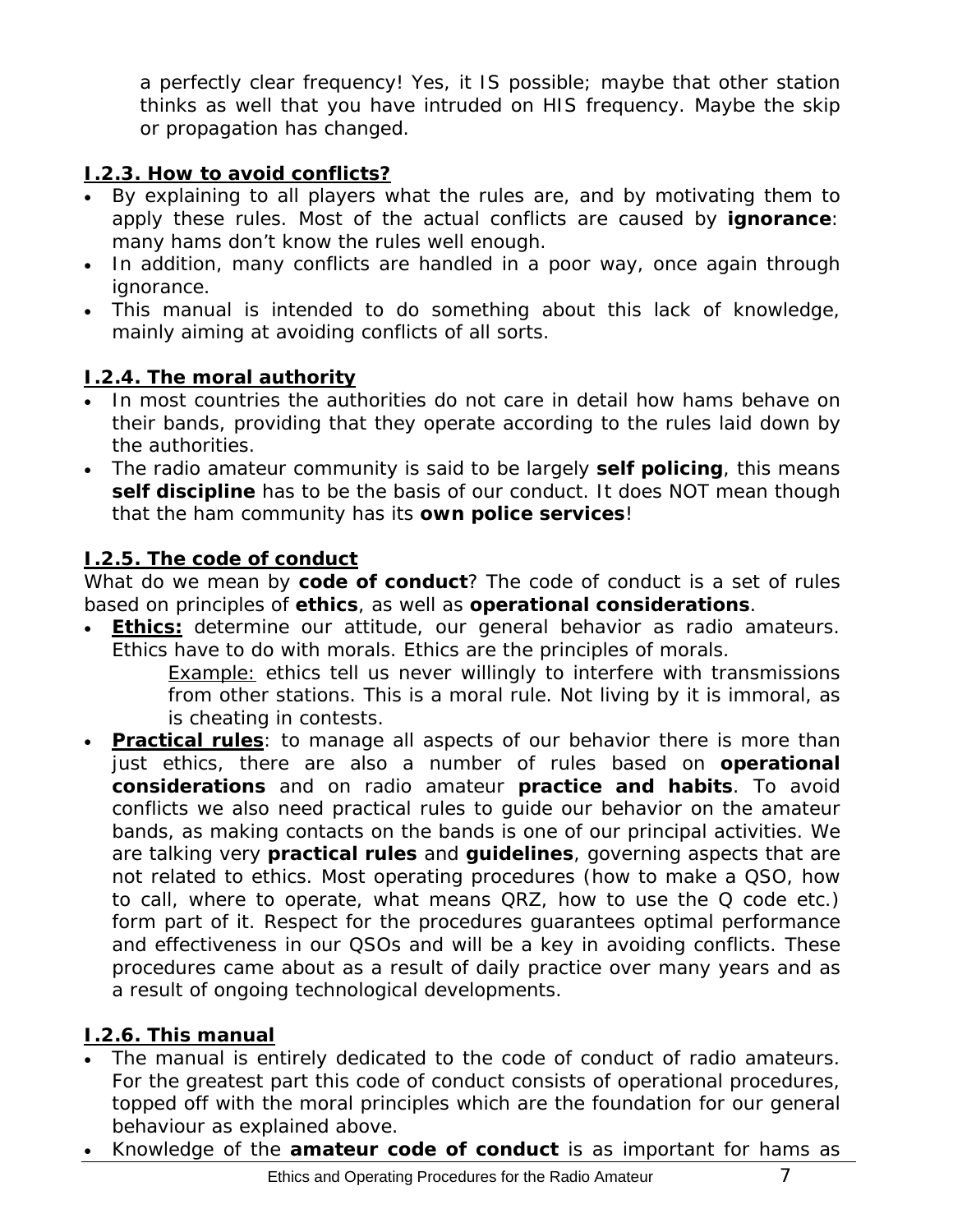a perfectly clear frequency! Yes, it IS possible; maybe that other station thinks as well that you have intruded on HIS frequency. Maybe the skip or propagation has changed.

### I.2.3. How to avoid conflicts?

- By explaining to all players what the rules are, and by motivating them to apply these rules. Most of the actual conflicts are caused by **ignorance**: many hams don't know the rules well enough.
- In addition, many conflicts are handled in a poor way, once again through ignorance.
- This manual is intended to do something about this lack of knowledge, mainly aiming at avoiding conflicts of all sorts.

### I.2.4. The moral authority

- In most countries the authorities do not care in detail how hams behave on their bands, providing that they operate according to the rules laid down by the authorities.
- The radio amateur community is said to be largely **self policing**, this means **self discipline** has to be the basis of our conduct. It does NOT mean though that the ham community has its **own police services**!

### I.2.5. The code of conduct

What do we mean by **code of conduct**? The code of conduct is a set of rules based on principles of **ethics**, as well as **operational considerations**.

- **Ethics:** determine our attitude, our general behavior as radio amateurs. Ethics have to do with morals. Ethics are the principles of morals.

  Example: ethics tell us never willingly to interfere with transmissions from other stations. This is a moral rule. Not living by it is immoral, as is cheating in contests.

- **Practical rules**: to manage all aspects of our behavior there is more than just ethics, there are also a number of rules based on **operational considerations** and on radio amateur **practice and habits**. To avoid conflicts we also need practical rules to guide our behavior on the amateur bands, as making contacts on the bands is one of our principal activities. We are talking very **practical rules** and **guidelines**, governing aspects that are not related to ethics. Most operating procedures (how to make a QSO, how to call, where to operate, what means QRZ, how to use the Q code etc.) form part of it. Respect for the procedures guarantees optimal performance and effectiveness in our QSOs and will be a key in avoiding conflicts. These procedures came about as a result of daily practice over many years and as a result of ongoing technological developments.

### I.2.6. This manual

- The manual is entirely dedicated to the code of conduct of radio amateurs. For the greatest part this code of conduct consists of operational procedures, topped off with the moral principles which are the foundation for our general behaviour as explained above.
- Knowledge of the **amateur code of conduct** is as important for hams as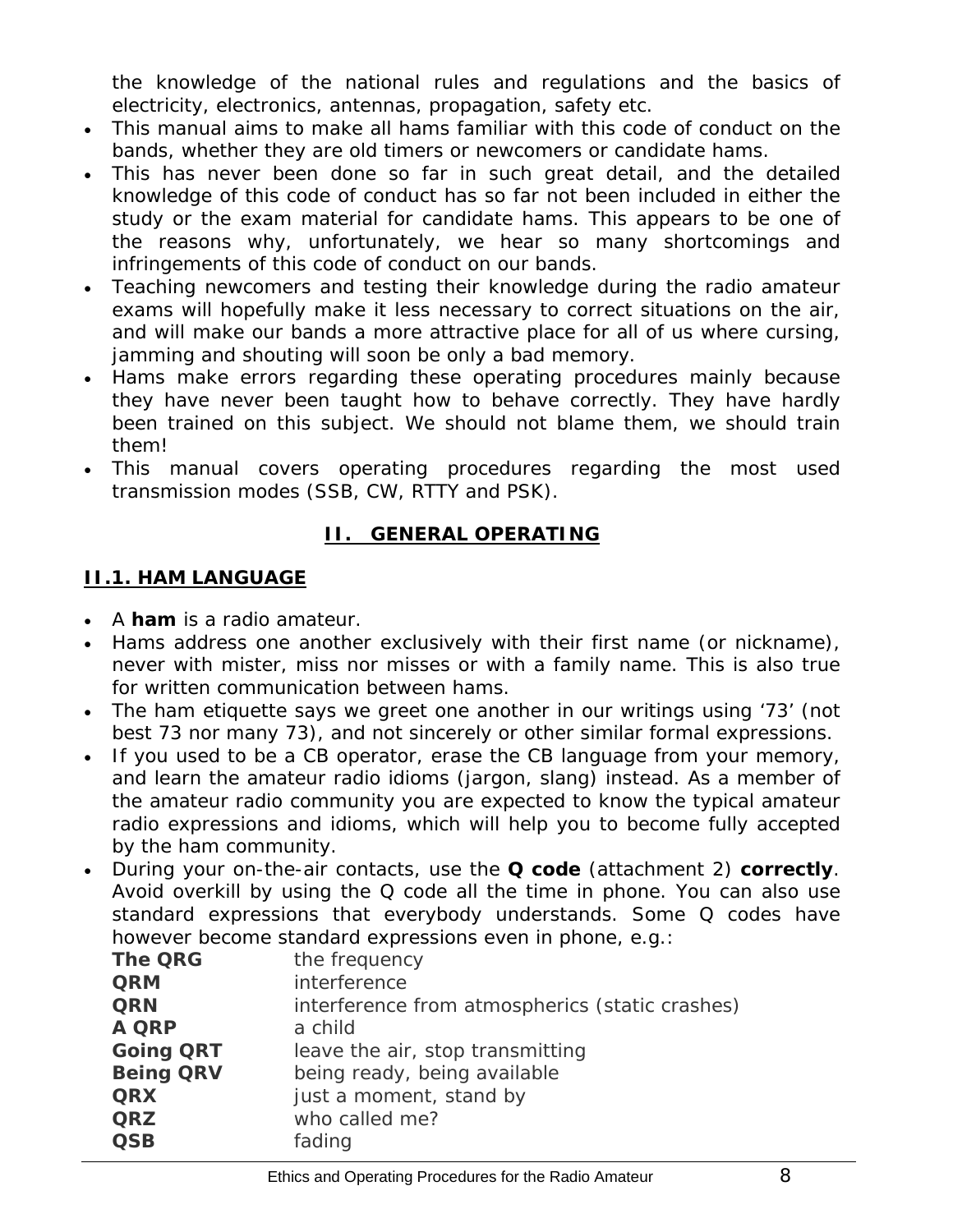the knowledge of the national rules and regulations and the basics of electricity, electronics, antennas, propagation, safety etc.

- This manual aims to make all hams familiar with this code of conduct on the bands, whether they are old timers or newcomers or candidate hams.
- This has never been done so far in such great detail, and the detailed knowledge of this code of conduct has so far not been included in either the study or the exam material for candidate hams. This appears to be one of the reasons why, unfortunately, we hear so many shortcomings and infringements of this code of conduct on our bands.
- Teaching newcomers and testing their knowledge during the radio amateur exams will hopefully make it less necessary to correct situations on the air, and will make our bands a more attractive place for all of us where cursing, jamming and shouting will soon be only a bad memory.
- Hams make errors regarding these operating procedures mainly because they have never been taught how to behave correctly. They have hardly been trained on this subject. We should not blame them, we should train them!
- This manual covers operating procedures regarding the most used transmission modes (SSB, CW, RTTY and PSK).

## II. GENERAL OPERATING

### II.1. HAM LANGUAGE

- A **ham** is a radio amateur.
- Hams address one another exclusively with their first name (or nickname), never with mister, miss nor misses or with a family name. This is also true for written communication between hams.
- The ham etiquette says we greet one another in our writings using '73' (not best 73 nor many 73), and not sincerely or other similar formal expressions.
- If you used to be a CB operator, erase the CB language from your memory, and learn the amateur radio idioms (jargon, slang) instead. As a member of the amateur radio community you are expected to know the typical amateur radio expressions and idioms, which will help you to become fully accepted by the ham community.
- During your on-the-air contacts, use the **Q code** (attachment 2) **correctly**. Avoid overkill by using the Q code all the time in phone. You can also use standard expressions that everybody understands. Some Q codes have however become standard expressions even in phone, e.g.:

| | |
|---|---|
| **The QRG** | the frequency |
| **QRM** | interference |
| **QRN** | interference from atmospherics (static crashes) |
| **A QRP** | a child |
| **Going QRT** | leave the air, stop transmitting |
| **Being QRV** | being ready, being available |
| **QRX** | just a moment, stand by |
| **QRZ** | who called me? |
| **QSB** | fading |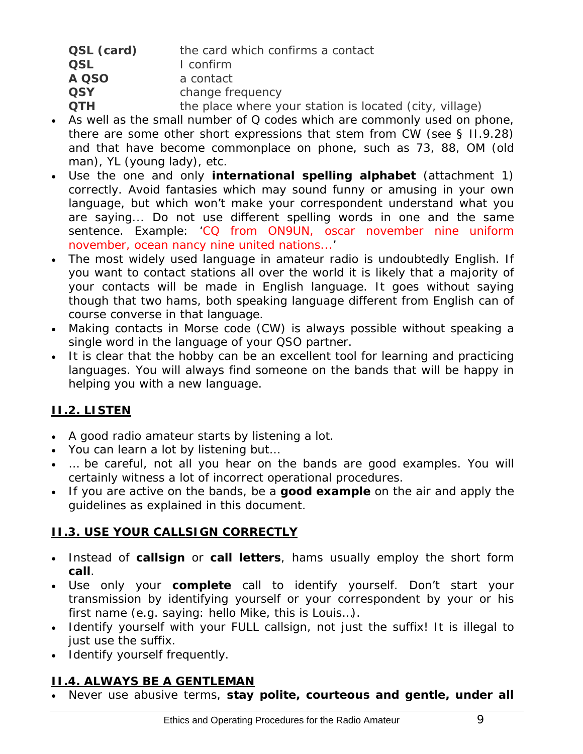| | |
|---|---|
| **QSL (card)** | the card which confirms a contact |
| **QSL** | I confirm |
| **A QSO** | a contact |
| **QSY** | change frequency |
| **QTH** | the place where your station is located (city, village) |

- As well as the small number of Q codes which are commonly used on phone, there are some other short expressions that stem from CW (see § II.9.28) and that have become commonplace on phone, such as 73, 88, OM (old man), YL (young lady), etc.
- Use the one and only **international spelling alphabet** (attachment 1) correctly. Avoid fantasies which may sound funny or amusing in your own language, but which won't make your correspondent understand what you are saying... Do not use different spelling words in one and the same sentence. Example: 'CQ from ON9UN, oscar november nine uniform november, ocean nancy nine united nations...'
- The most widely used language in amateur radio is undoubtedly English. If you want to contact stations all over the world it is likely that a majority of your contacts will be made in English language. It goes without saying though that two hams, both speaking language different from English can of course converse in that language.
- Making contacts in Morse code (CW) is always possible without speaking a single word in the language of your QSO partner.
- It is clear that the hobby can be an excellent tool for learning and practicing languages. You will always find someone on the bands that will be happy in helping you with a new language.

## II.2. LISTEN

- A good radio amateur starts by listening a lot.
- You can learn a lot by listening but...
- ... be careful, not all you hear on the bands are good examples. You will certainly witness a lot of incorrect operational procedures.
- If you are active on the bands, be a **good example** on the air and apply the guidelines as explained in this document.

## II.3. USE YOUR CALLSIGN CORRECTLY

- Instead of **callsign** or **call letters**, hams usually employ the short form **call**.
- Use only your **complete** call to identify yourself. Don't start your transmission by identifying yourself or your correspondent by your or his first name (e.g. saying: hello Mike, this is Louis…).
- Identify yourself with your FULL callsign, not just the suffix! It is illegal to just use the suffix.
- Identify yourself frequently.

## II.4. ALWAYS BE A GENTLEMAN

- Never use abusive terms, **stay polite, courteous and gentle, under all**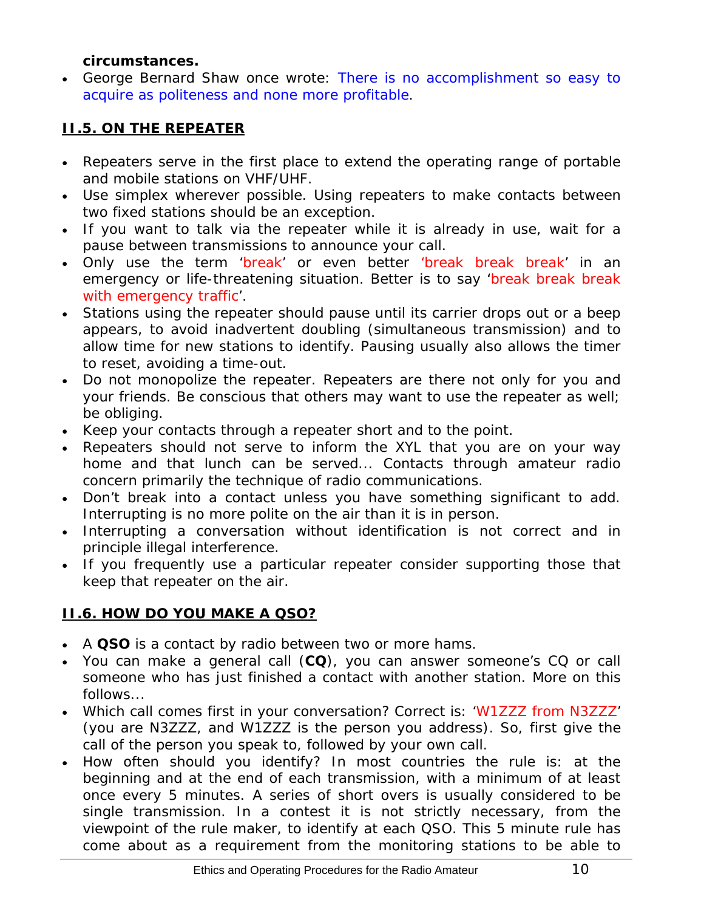**circumstances.**

- George Bernard Shaw once wrote: There is no accomplishment so easy to acquire as politeness and none more profitable.

## II.5. ON THE REPEATER

- Repeaters serve in the first place to extend the operating range of portable and mobile stations on VHF/UHF.
- Use simplex wherever possible. Using repeaters to make contacts between two fixed stations should be an exception.
- If you want to talk via the repeater while it is already in use, wait for a pause between transmissions to announce your call.
- Only use the term 'break' or even better 'break break break' in an emergency or life-threatening situation. Better is to say 'break break break with emergency traffic'.
- Stations using the repeater should pause until its carrier drops out or a beep appears, to avoid inadvertent doubling (simultaneous transmission) and to allow time for new stations to identify. Pausing usually also allows the timer to reset, avoiding a time-out.
- Do not monopolize the repeater. Repeaters are there not only for you and your friends. Be conscious that others may want to use the repeater as well; be obliging.
- Keep your contacts through a repeater short and to the point.
- Repeaters should not serve to inform the XYL that you are on your way home and that lunch can be served... Contacts through amateur radio concern primarily the technique of radio communications.
- Don't break into a contact unless you have something significant to add. Interrupting is no more polite on the air than it is in person.
- Interrupting a conversation without identification is not correct and in principle illegal interference.
- If you frequently use a particular repeater consider supporting those that keep that repeater on the air.

## II.6. HOW DO YOU MAKE A QSO?

- A **QSO** is a contact by radio between two or more hams.
- You can make a general call (**CQ**), you can answer someone's CQ or call someone who has just finished a contact with another station. More on this follows...
- Which call comes first in your conversation? Correct is: 'W1ZZZ from N3ZZZ' (you are N3ZZZ, and W1ZZZ is the person you address). So, first give the call of the person you speak to, followed by your own call.
- How often should you identify? In most countries the rule is: at the beginning and at the end of each transmission, with a minimum of at least once every 5 minutes. A series of short overs is usually considered to be single transmission. In a contest it is not strictly necessary, from the viewpoint of the rule maker, to identify at each QSO. This 5 minute rule has come about as a requirement from the monitoring stations to be able to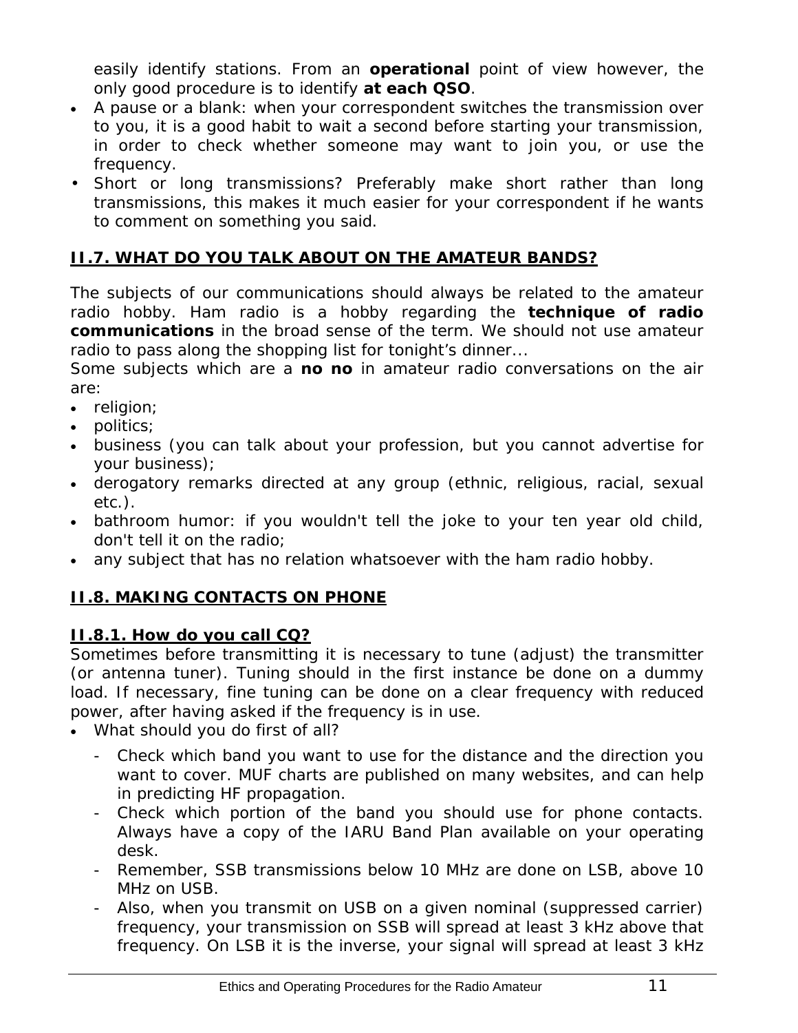easily identify stations. From an **operational** point of view however, the only good procedure is to identify **at each QSO**.

- A pause or a blank: when your correspondent switches the transmission over to you, it is a good habit to wait a second before starting your transmission, in order to check whether someone may want to join you, or use the frequency.
- Short or long transmissions? Preferably make short rather than long transmissions, this makes it much easier for your correspondent if he wants to comment on something you said.

## II.7. WHAT DO YOU TALK ABOUT ON THE AMATEUR BANDS?

The subjects of our communications should always be related to the amateur radio hobby. Ham radio is a hobby regarding the **technique of radio communications** in the broad sense of the term. We should not use amateur radio to pass along the shopping list for tonight's dinner...
Some subjects which are a **no no** in amateur radio conversations on the air are:

- religion;
- politics;
- business (you can talk about your profession, but you cannot advertise for your business);
- derogatory remarks directed at any group (ethnic, religious, racial, sexual etc.).
- bathroom humor: if you wouldn't tell the joke to your ten year old child, don't tell it on the radio;
- any subject that has no relation whatsoever with the ham radio hobby.

## II.8. MAKING CONTACTS ON PHONE

### II.8.1. How do you call CQ?

Sometimes before transmitting it is necessary to tune (adjust) the transmitter (or antenna tuner). Tuning should in the first instance be done on a dummy load. If necessary, fine tuning can be done on a clear frequency with reduced power, after having asked if the frequency is in use.

- What should you do first of all?
  - Check which band you want to use for the distance and the direction you want to cover. MUF charts are published on many websites, and can help in predicting HF propagation.
  - Check which portion of the band you should use for phone contacts. Always have a copy of the IARU Band Plan available on your operating desk.
  - Remember, SSB transmissions below 10 MHz are done on LSB, above 10 MHz on USB.
  - Also, when you transmit on USB on a given nominal (suppressed carrier) frequency, your transmission on SSB will spread at least 3 kHz above that frequency. On LSB it is the inverse, your signal will spread at least 3 kHz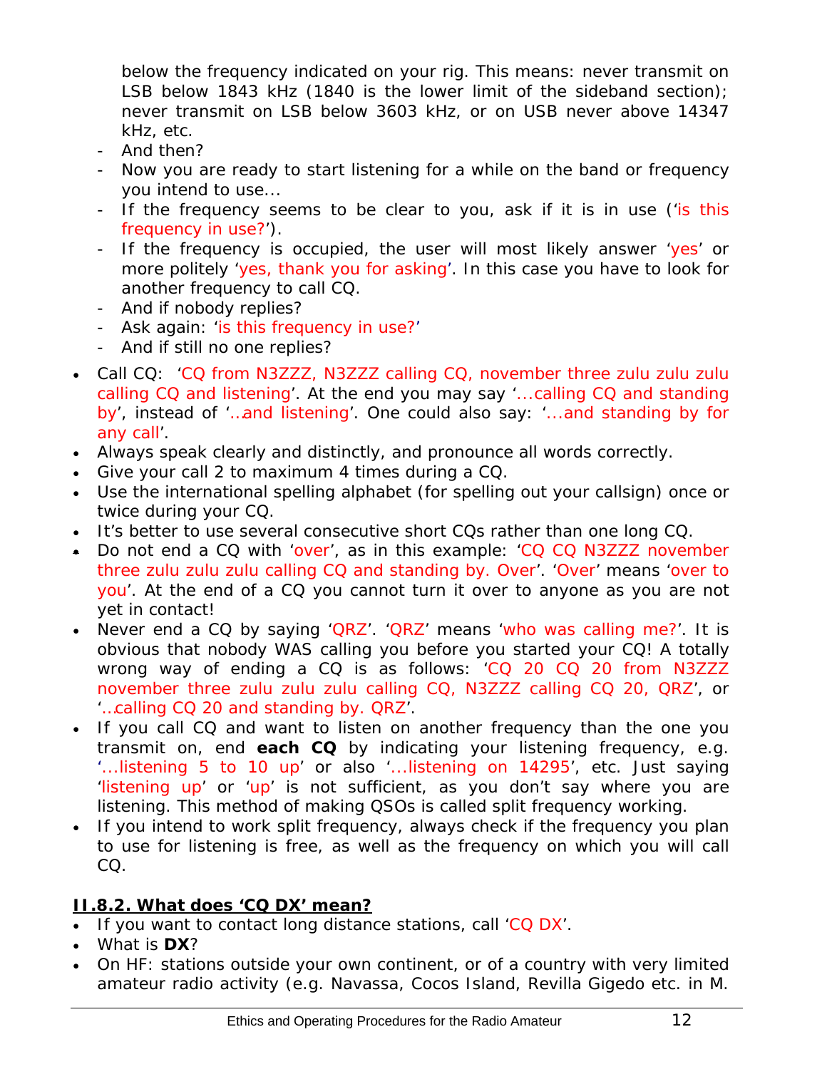below the frequency indicated on your rig. This means: never transmit on LSB below 1843 kHz (1840 is the lower limit of the sideband section); never transmit on LSB below 3603 kHz, or on USB never above 14347 kHz, etc.

- And then?
- Now you are ready to start listening for a while on the band or frequency you intend to use...
- If the frequency seems to be clear to you, ask if it is in use ('is this frequency in use?').
- If the frequency is occupied, the user will most likely answer 'yes' or more politely 'yes, thank you for asking'. In this case you have to look for another frequency to call CQ.
- And if nobody replies?
- Ask again: 'is this frequency in use?'
- And if still no one replies?

- Call CQ: 'CQ from N3ZZZ, N3ZZZ calling CQ, november three zulu zulu zulu calling CQ and listening'. At the end you may say '...calling CQ and standing by', instead of '...and listening'. One could also say: '...and standing by for any call'.
- Always speak clearly and distinctly, and pronounce all words correctly.
- Give your call 2 to maximum 4 times during a CQ.
- Use the international spelling alphabet (for spelling out your callsign) once or twice during your CQ.
- It's better to use several consecutive short CQs rather than one long CQ.
- Do not end a CQ with 'over', as in this example: 'CQ CQ N3ZZZ november three zulu zulu zulu calling CQ and standing by. Over'. 'Over' means 'over to you'. At the end of a CQ you cannot turn it over to anyone as you are not yet in contact!
- Never end a CQ by saying 'QRZ'. 'QRZ' means 'who was calling me?'. It is obvious that nobody WAS calling you before you started your CQ! A totally wrong way of ending a CQ is as follows: 'CQ 20 CQ 20 from N3ZZZ november three zulu zulu zulu calling CQ, N3ZZZ calling CQ 20, QRZ', or '...calling CQ 20 and standing by. QRZ'.
- If you call CQ and want to listen on another frequency than the one you transmit on, end **each CQ** by indicating your listening frequency, e.g. '...listening 5 to 10 up' or also '...listening on 14295', etc. Just saying 'listening up' or 'up' is not sufficient, as you don't say where you are listening. This method of making QSOs is called split frequency working.
- If you intend to work split frequency, always check if the frequency you plan to use for listening is free, as well as the frequency on which you will call CQ.

### II.8.2. What does 'CQ DX' mean?

- If you want to contact long distance stations, call 'CQ DX'.
- What is **DX**?
- On HF: stations outside your own continent, or of a country with very limited amateur radio activity (e.g. Navassa, Cocos Island, Revilla Gigedo etc. in M.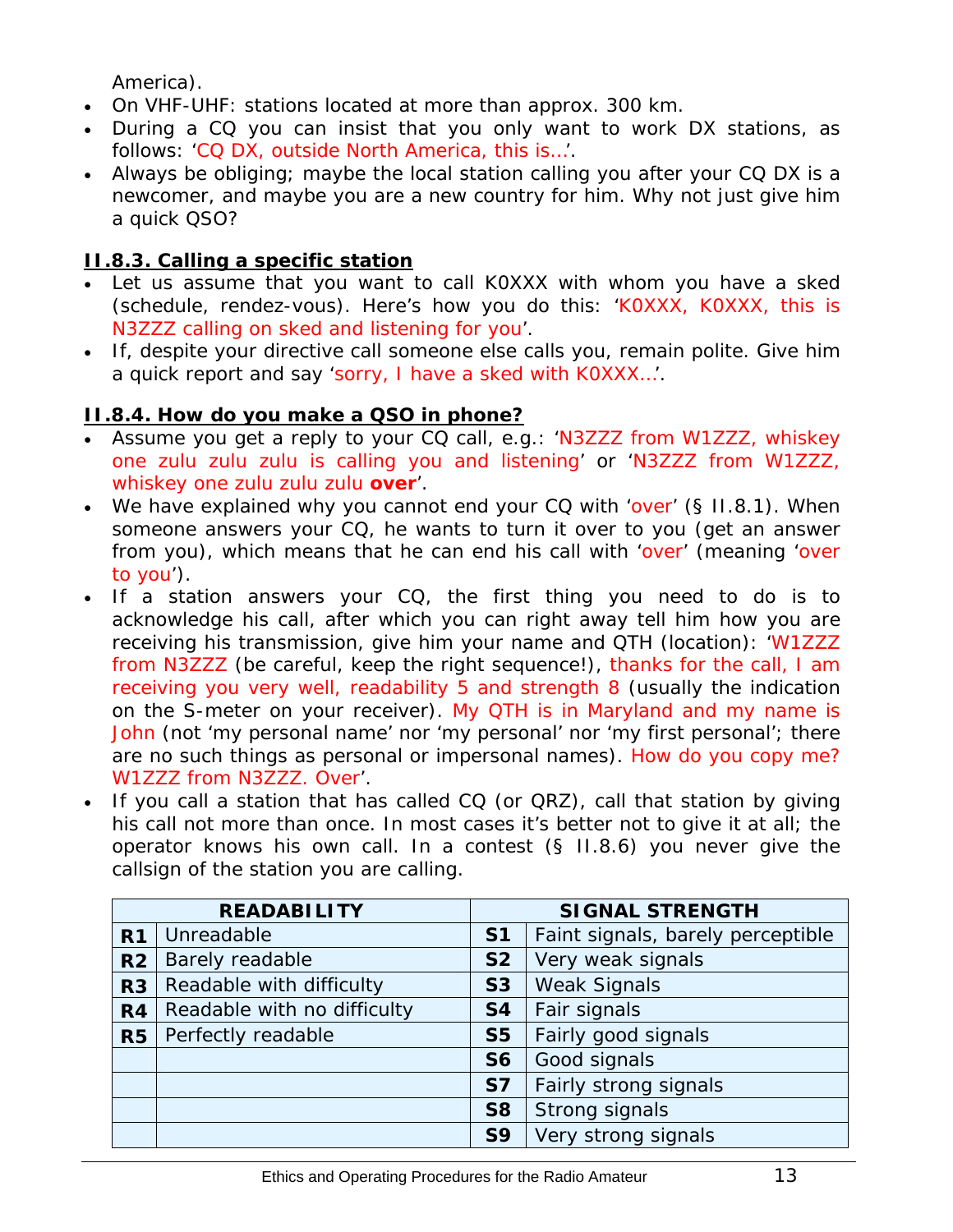America).

- On VHF-UHF: stations located at more than approx. 300 km.
- During a CQ you can insist that you only want to work DX stations, as follows: 'CQ DX, outside North America, this is…'.
- Always be obliging; maybe the local station calling you after your CQ DX is a newcomer, and maybe you are a new country for him. Why not just give him a quick QSO?

### II.8.3. Calling a specific station

- Let us assume that you want to call K0XXX with whom you have a sked (schedule, rendez-vous). Here's how you do this: 'K0XXX, K0XXX, this is N3ZZZ calling on sked and listening for you'.
- If, despite your directive call someone else calls you, remain polite. Give him a quick report and say 'sorry, I have a sked with K0XXX…'.

### II.8.4. How do you make a QSO in phone?

- Assume you get a reply to your CQ call, e.g.: 'N3ZZZ from W1ZZZ, whiskey one zulu zulu zulu is calling you and listening' or 'N3ZZZ from W1ZZZ, whiskey one zulu zulu zulu **over**'.
- We have explained why you cannot end your CQ with 'over' (§ II.8.1). When someone answers your CQ, he wants to turn it over to you (get an answer from you), which means that he can end his call with 'over' (meaning 'over to you').
- If a station answers your CQ, the first thing you need to do is to acknowledge his call, after which you can right away tell him how you are receiving his transmission, give him your name and QTH (location): 'W1ZZZ from N3ZZZ (be careful, keep the right sequence!), thanks for the call, I am receiving you very well, readability 5 and strength 8 (usually the indication on the S-meter on your receiver). My QTH is in Maryland and my name is John (not 'my personal name' nor 'my personal' nor 'my first personal'; there are no such things as personal or impersonal names). How do you copy me? W1ZZZ from N3ZZZ. Over'.
- If you call a station that has called CQ (or QRZ), call that station by giving his call not more than once. In most cases it's better not to give it at all; the operator knows his own call. In a contest (§ II.8.6) you never give the callsign of the station you are calling.

| READABILITY | | SIGNAL STRENGTH | |
|---|---|---|---|
| **R1** | Unreadable | **S1** | Faint signals, barely perceptible |
| **R2** | Barely readable | **S2** | Very weak signals |
| **R3** | Readable with difficulty | **S3** | Weak Signals |
| **R4** | Readable with no difficulty | **S4** | Fair signals |
| **R5** | Perfectly readable | **S5** | Fairly good signals |
| | | **S6** | Good signals |
| | | **S7** | Fairly strong signals |
| | | **S8** | Strong signals |
| | | **S9** | Very strong signals |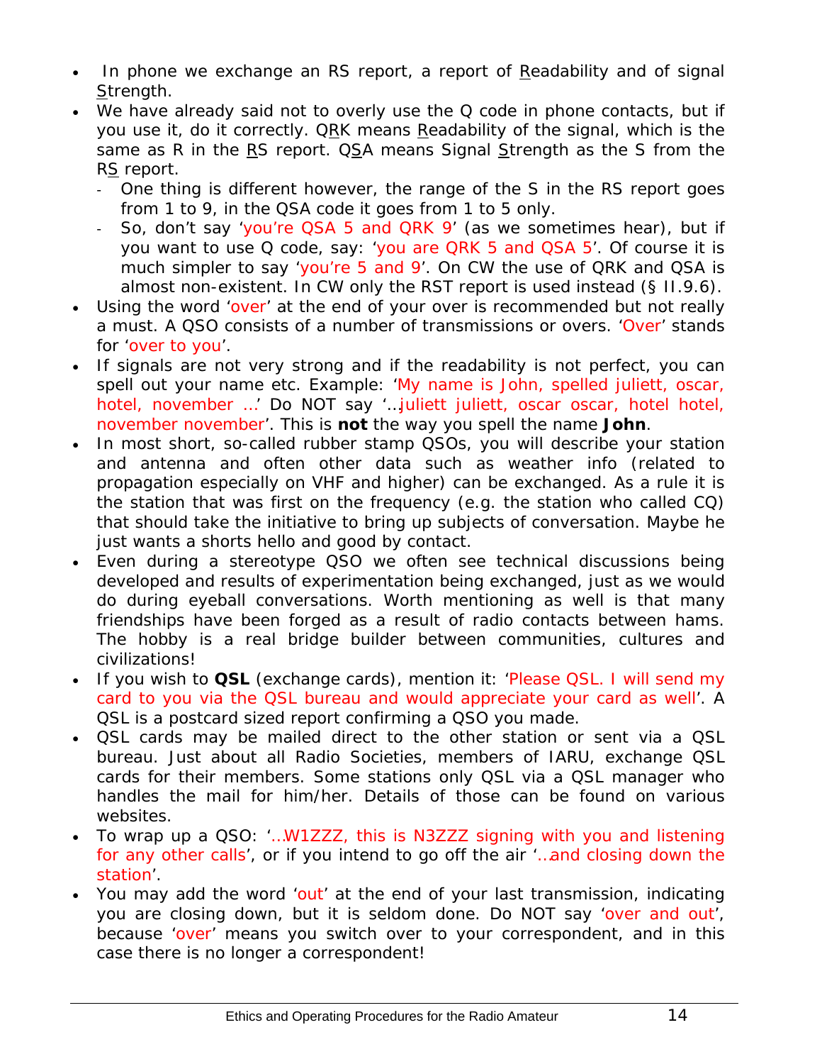- In phone we exchange an RS report, a report of Readability and of signal Strength.
- We have already said not to overly use the Q code in phone contacts, but if you use it, do it correctly. QRK means Readability of the signal, which is the same as R in the RS report. QSA means Signal Strength as the S from the RS report.
  - One thing is different however, the range of the S in the RS report goes from 1 to 9, in the QSA code it goes from 1 to 5 only.
  - So, don't say 'you're QSA 5 and QRK 9' (as we sometimes hear), but if you want to use Q code, say: 'you are QRK 5 and QSA 5'. Of course it is much simpler to say 'you're 5 and 9'. On CW the use of QRK and QSA is almost non-existent. In CW only the RST report is used instead (§ II.9.6).
- Using the word 'over' at the end of your over is recommended but not really a must. A QSO consists of a number of transmissions or overs. 'Over' stands for 'over to you'.
- If signals are not very strong and if the readability is not perfect, you can spell out your name etc. Example: 'My name is John, spelled juliett, oscar, hotel, november …' Do NOT say '…juliett juliett, oscar oscar, hotel hotel, november november'. This is **not** the way you spell the name **John**.
- In most short, so-called rubber stamp QSOs, you will describe your station and antenna and often other data such as weather info (related to propagation especially on VHF and higher) can be exchanged. As a rule it is the station that was first on the frequency (e.g. the station who called CQ) that should take the initiative to bring up subjects of conversation. Maybe he just wants a shorts hello and good by contact.
- Even during a stereotype QSO we often see technical discussions being developed and results of experimentation being exchanged, just as we would do during eyeball conversations. Worth mentioning as well is that many friendships have been forged as a result of radio contacts between hams. The hobby is a real bridge builder between communities, cultures and civilizations!
- If you wish to **QSL** (exchange cards), mention it: 'Please QSL. I will send my card to you via the QSL bureau and would appreciate your card as well'. A QSL is a postcard sized report confirming a QSO you made.
- QSL cards may be mailed direct to the other station or sent via a QSL bureau. Just about all Radio Societies, members of IARU, exchange QSL cards for their members. Some stations only QSL via a QSL manager who handles the mail for him/her. Details of those can be found on various websites.
- To wrap up a QSO: '…W1ZZZ, this is N3ZZZ signing with you and listening for any other calls', or if you intend to go off the air '…and closing down the station'.
- You may add the word 'out' at the end of your last transmission, indicating you are closing down, but it is seldom done. Do NOT say 'over and out', because 'over' means you switch over to your correspondent, and in this case there is no longer a correspondent!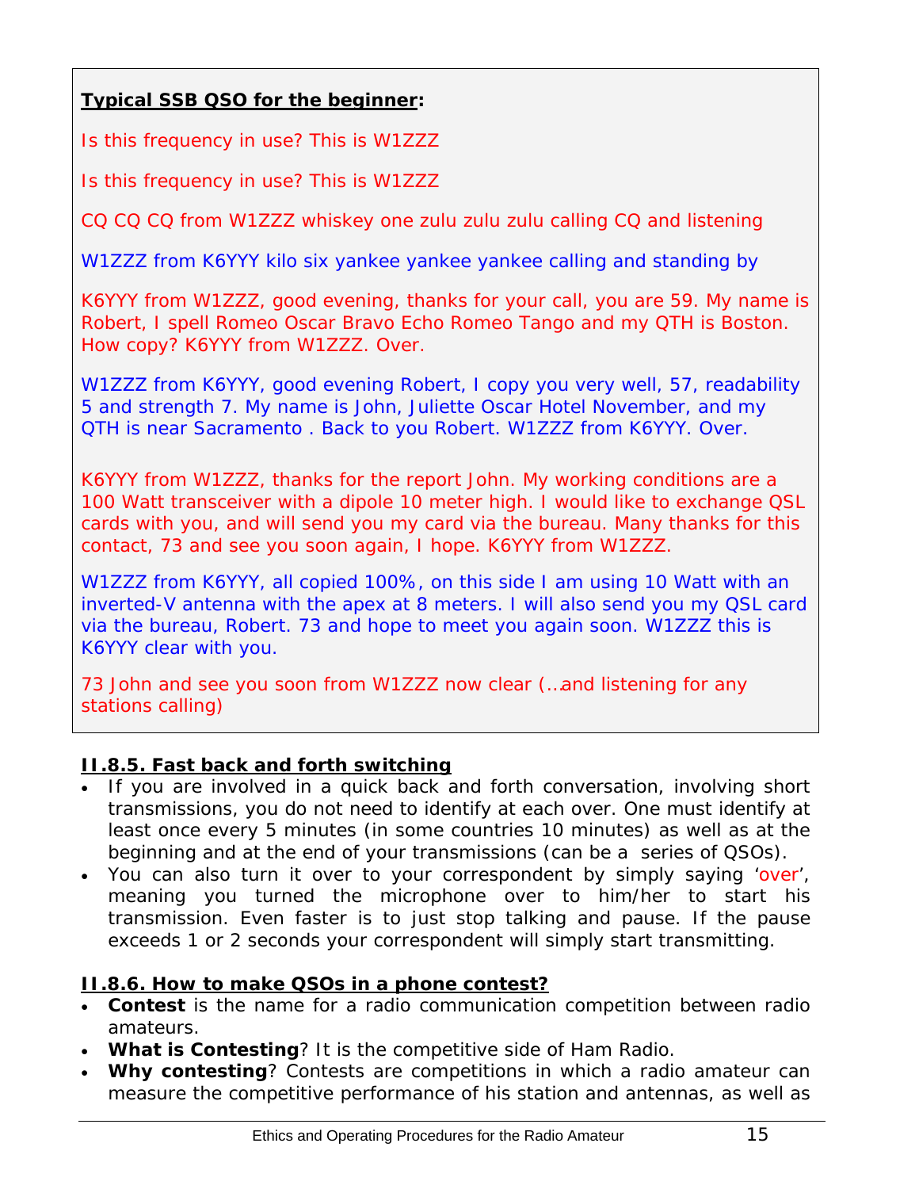**Typical SSB QSO for the beginner:**

Is this frequency in use? This is W1ZZZ

Is this frequency in use? This is W1ZZZ

CQ CQ CQ from W1ZZZ whiskey one zulu zulu zulu calling CQ and listening

W1ZZZ from K6YYY kilo six yankee yankee yankee calling and standing by

K6YYY from W1ZZZ, good evening, thanks for your call, you are 59. My name is Robert, I spell Romeo Oscar Bravo Echo Romeo Tango and my QTH is Boston. How copy? K6YYY from W1ZZZ. Over.

W1ZZZ from K6YYY, good evening Robert, I copy you very well, 57, readability 5 and strength 7. My name is John, Juliette Oscar Hotel November, and my QTH is near Sacramento . Back to you Robert. W1ZZZ from K6YYY. Over.

K6YYY from W1ZZZ, thanks for the report John. My working conditions are a 100 Watt transceiver with a dipole 10 meter high. I would like to exchange QSL cards with you, and will send you my card via the bureau. Many thanks for this contact, 73 and see you soon again, I hope. K6YYY from W1ZZZ.

W1ZZZ from K6YYY, all copied 100%, on this side I am using 10 Watt with an inverted-V antenna with the apex at 8 meters. I will also send you my QSL card via the bureau, Robert. 73 and hope to meet you again soon. W1ZZZ this is K6YYY clear with you.

73 John and see you soon from W1ZZZ now clear (…and listening for any stations calling)

### II.8.5. Fast back and forth switching

- If you are involved in a quick back and forth conversation, involving short transmissions, you do not need to identify at each over. One must identify at least once every 5 minutes (in some countries 10 minutes) as well as at the beginning and at the end of your transmissions (can be a series of QSOs).
- You can also turn it over to your correspondent by simply saying 'over', meaning you turned the microphone over to him/her to start his transmission. Even faster is to just stop talking and pause. If the pause exceeds 1 or 2 seconds your correspondent will simply start transmitting.

### II.8.6. How to make QSOs in a phone contest?

- **Contest** is the name for a radio communication competition between radio amateurs.
- **What is Contesting**? It is the competitive side of Ham Radio.
- **Why contesting**? Contests are competitions in which a radio amateur can measure the competitive performance of his station and antennas, as well as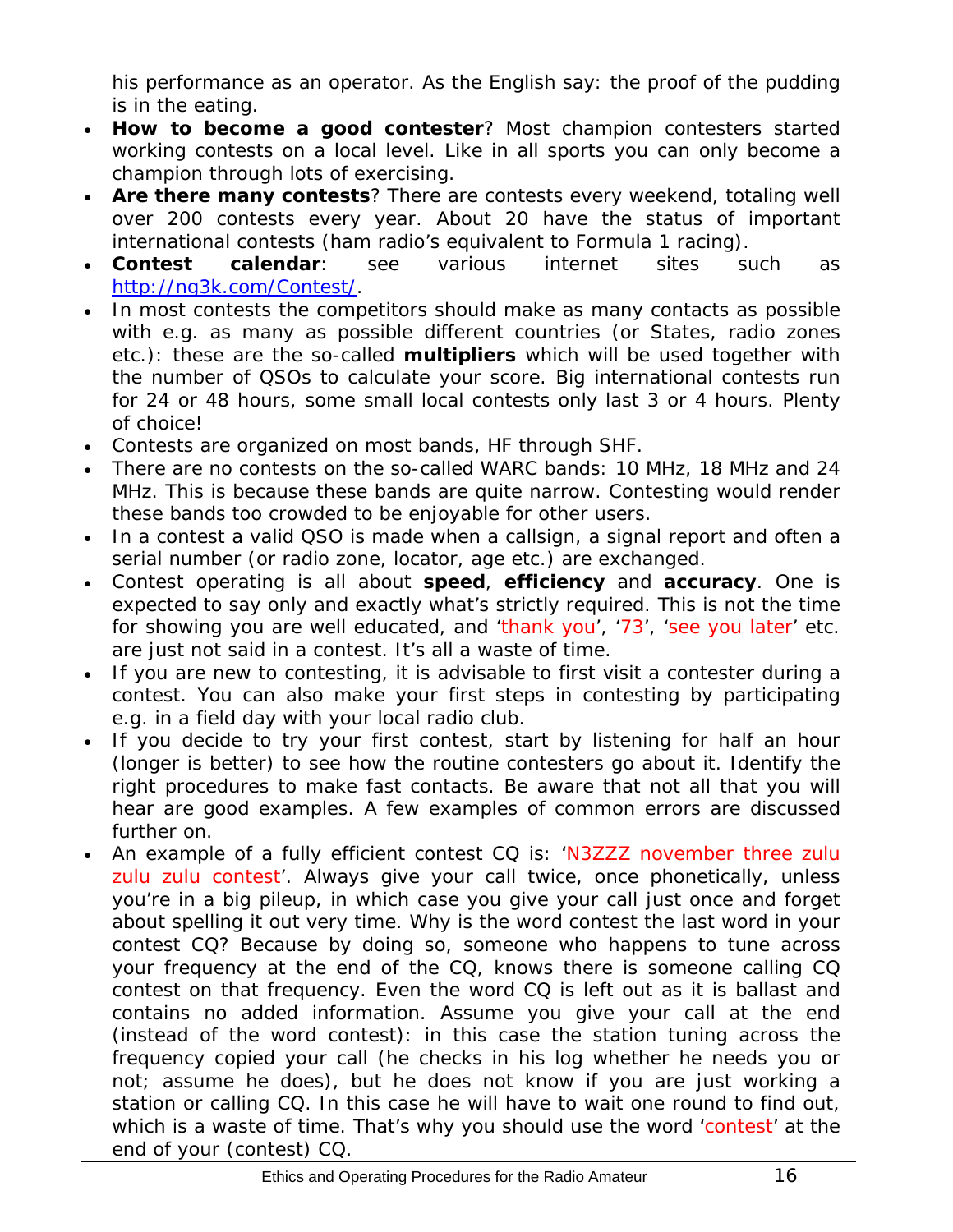his performance as an operator. As the English say: the proof of the pudding is in the eating.

- **How to become a good contester**? Most champion contesters started working contests on a local level. Like in all sports you can only become a champion through lots of exercising.
- **Are there many contests**? There are contests every weekend, totaling well over 200 contests every year. About 20 have the status of important international contests (ham radio's equivalent to Formula 1 racing).
- **Contest calendar**: see various internet sites such as http://ng3k.com/Contest/.
- In most contests the competitors should make as many contacts as possible with e.g. as many as possible different countries (or States, radio zones etc.): these are the so-called **multipliers** which will be used together with the number of QSOs to calculate your score. Big international contests run for 24 or 48 hours, some small local contests only last 3 or 4 hours. Plenty of choice!
- Contests are organized on most bands, HF through SHF.
- There are no contests on the so-called WARC bands: 10 MHz, 18 MHz and 24 MHz. This is because these bands are quite narrow. Contesting would render these bands too crowded to be enjoyable for other users.
- In a contest a valid QSO is made when a callsign, a signal report and often a serial number (or radio zone, locator, age etc.) are exchanged.
- Contest operating is all about **speed**, **efficiency** and **accuracy**. One is expected to say only and exactly what's strictly required. This is not the time for showing you are well educated, and 'thank you', '73', 'see you later' etc. are just not said in a contest. It's all a waste of time.
- If you are new to contesting, it is advisable to first visit a contester during a contest. You can also make your first steps in contesting by participating e.g. in a field day with your local radio club.
- If you decide to try your first contest, start by listening for half an hour (longer is better) to see how the routine contesters go about it. Identify the right procedures to make fast contacts. Be aware that not all that you will hear are good examples. A few examples of common errors are discussed further on.
- An example of a fully efficient contest CQ is: 'N3ZZZ november three zulu zulu zulu contest'. Always give your call twice, once phonetically, unless you're in a big pileup, in which case you give your call just once and forget about spelling it out very time. Why is the word contest the last word in your contest CQ? Because by doing so, someone who happens to tune across your frequency at the end of the CQ, knows there is someone calling CQ contest on that frequency. Even the word CQ is left out as it is ballast and contains no added information. Assume you give your call at the end (instead of the word contest): in this case the station tuning across the frequency copied your call (he checks in his log whether he needs you or not; assume he does), but he does not know if you are just working a station or calling CQ. In this case he will have to wait one round to find out, which is a waste of time. That's why you should use the word 'contest' at the end of your (contest) CQ.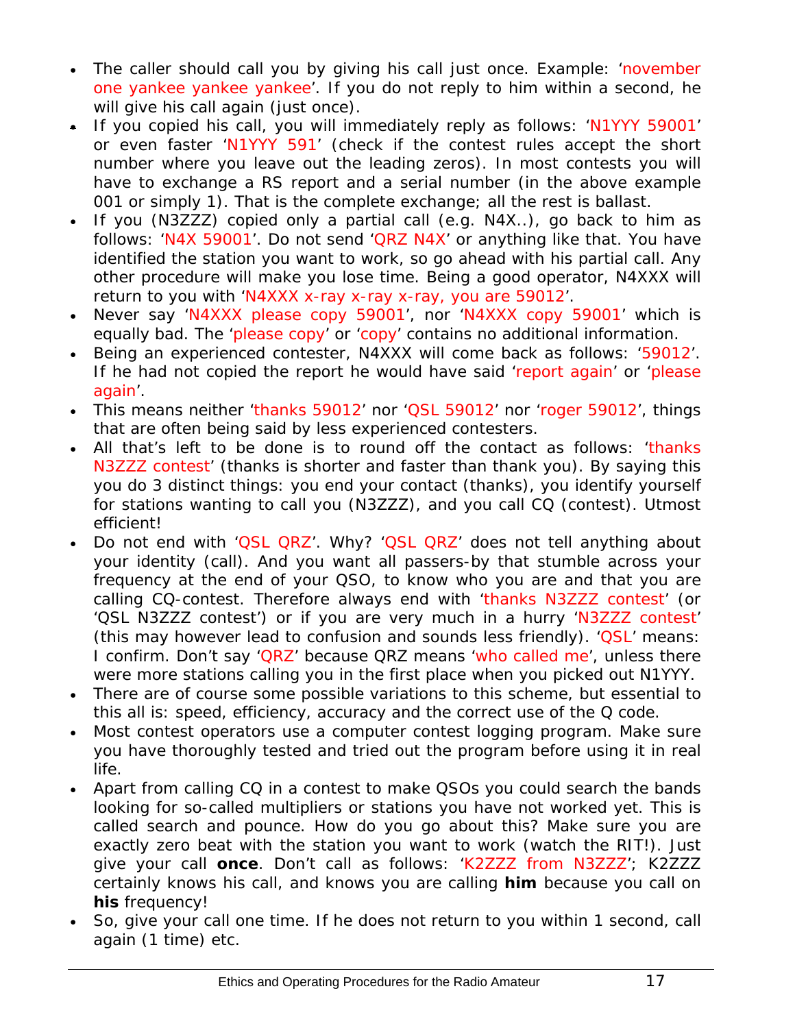- The caller should call you by giving his call just once. Example: 'november one yankee yankee yankee'. If you do not reply to him within a second, he will give his call again (just once).
- If you copied his call, you will immediately reply as follows: 'N1YYY 59001' or even faster 'N1YYY 591' (check if the contest rules accept the short number where you leave out the leading zeros). In most contests you will have to exchange a RS report and a serial number (in the above example 001 or simply 1). That is the complete exchange; all the rest is ballast.
- If you (N3ZZZ) copied only a partial call (e.g. N4X..), go back to him as follows: 'N4X 59001'. Do not send 'QRZ N4X' or anything like that. You have identified the station you want to work, so go ahead with his partial call. Any other procedure will make you lose time. Being a good operator, N4XXX will return to you with 'N4XXX x-ray x-ray x-ray, you are 59012'.
- Never say 'N4XXX please copy 59001', nor 'N4XXX copy 59001' which is equally bad. The 'please copy' or 'copy' contains no additional information.
- Being an experienced contester, N4XXX will come back as follows: '59012'. If he had not copied the report he would have said 'report again' or 'please again'.
- This means neither 'thanks 59012' nor 'QSL 59012' nor 'roger 59012', things that are often being said by less experienced contesters.
- All that's left to be done is to round off the contact as follows: 'thanks N3ZZZ contest' (thanks is shorter and faster than thank you). By saying this you do 3 distinct things: you end your contact (thanks), you identify yourself for stations wanting to call you (N3ZZZ), and you call CQ (contest). Utmost efficient!
- Do not end with 'QSL QRZ'. Why? 'QSL QRZ' does not tell anything about your identity (call). And you want all passers-by that stumble across your frequency at the end of your QSO, to know who you are and that you are calling CQ-contest. Therefore always end with 'thanks N3ZZZ contest' (or 'QSL N3ZZZ contest') or if you are very much in a hurry 'N3ZZZ contest' (this may however lead to confusion and sounds less friendly). 'QSL' means: I confirm. Don't say 'QRZ' because QRZ means 'who called me', unless there were more stations calling you in the first place when you picked out N1YYY.
- There are of course some possible variations to this scheme, but essential to this all is: speed, efficiency, accuracy and the correct use of the Q code.
- Most contest operators use a computer contest logging program. Make sure you have thoroughly tested and tried out the program before using it in real life.
- Apart from calling CQ in a contest to make QSOs you could search the bands looking for so-called multipliers or stations you have not worked yet. This is called search and pounce. How do you go about this? Make sure you are exactly zero beat with the station you want to work (watch the RIT!). Just give your call **once**. Don't call as follows: 'K2ZZZ from N3ZZZ'; K2ZZZ certainly knows his call, and knows you are calling **him** because you call on **his** frequency!
- So, give your call one time. If he does not return to you within 1 second, call again (1 time) etc.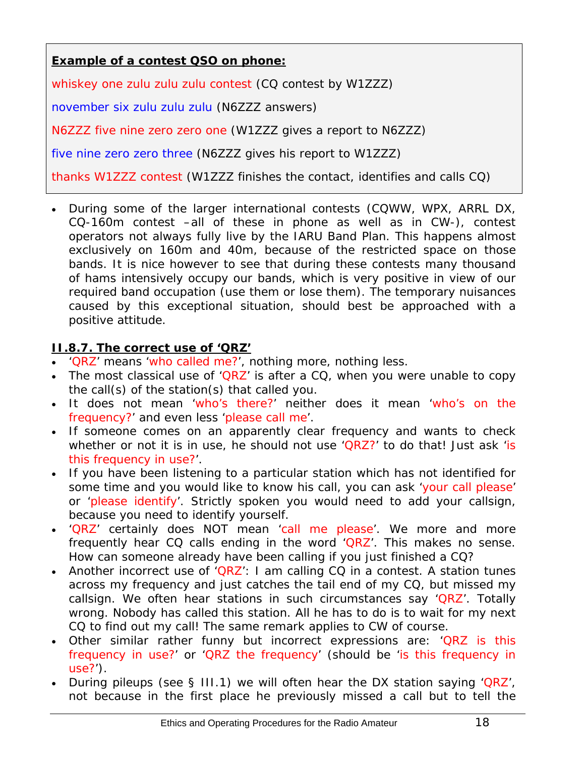**Example of a contest QSO on phone:**

whiskey one zulu zulu zulu contest (CQ contest by W1ZZZ)

november six zulu zulu zulu (N6ZZZ answers)

N6ZZZ five nine zero zero one (W1ZZZ gives a report to N6ZZZ)

five nine zero zero three (N6ZZZ gives his report to W1ZZZ)

thanks W1ZZZ contest (W1ZZZ finishes the contact, identifies and calls CQ)

- During some of the larger international contests (CQWW, WPX, ARRL DX, CQ-160m contest –all of these in phone as well as in CW-), contest operators not always fully live by the IARU Band Plan. This happens almost exclusively on 160m and 40m, because of the restricted space on those bands. It is nice however to see that during these contests many thousand of hams intensively occupy our bands, which is very positive in view of our required band occupation (use them or lose them). The temporary nuisances caused by this exceptional situation, should best be approached with a positive attitude.

### II.8.7. The correct use of 'QRZ'

- 'QRZ' means 'who called me?', nothing more, nothing less.
- The most classical use of 'QRZ' is after a CQ, when you were unable to copy the call(s) of the station(s) that called you.
- It does not mean 'who's there?' neither does it mean 'who's on the frequency?' and even less 'please call me'.
- If someone comes on an apparently clear frequency and wants to check whether or not it is in use, he should not use 'QRZ?' to do that! Just ask 'is this frequency in use?'.
- If you have been listening to a particular station which has not identified for some time and you would like to know his call, you can ask 'your call please' or 'please identify'. Strictly spoken you would need to add your callsign, because you need to identify yourself.
- 'QRZ' certainly does NOT mean 'call me please'. We more and more frequently hear CQ calls ending in the word 'QRZ'. This makes no sense. How can someone already have been calling if you just finished a CQ?
- Another incorrect use of 'QRZ': I am calling CQ in a contest. A station tunes across my frequency and just catches the tail end of my CQ, but missed my callsign. We often hear stations in such circumstances say 'QRZ'. Totally wrong. Nobody has called this station. All he has to do is to wait for my next CQ to find out my call! The same remark applies to CW of course.
- Other similar rather funny but incorrect expressions are: 'QRZ is this frequency in use?' or 'QRZ the frequency' (should be 'is this frequency in use?').
- During pileups (see § III.1) we will often hear the DX station saying 'QRZ', not because in the first place he previously missed a call but to tell the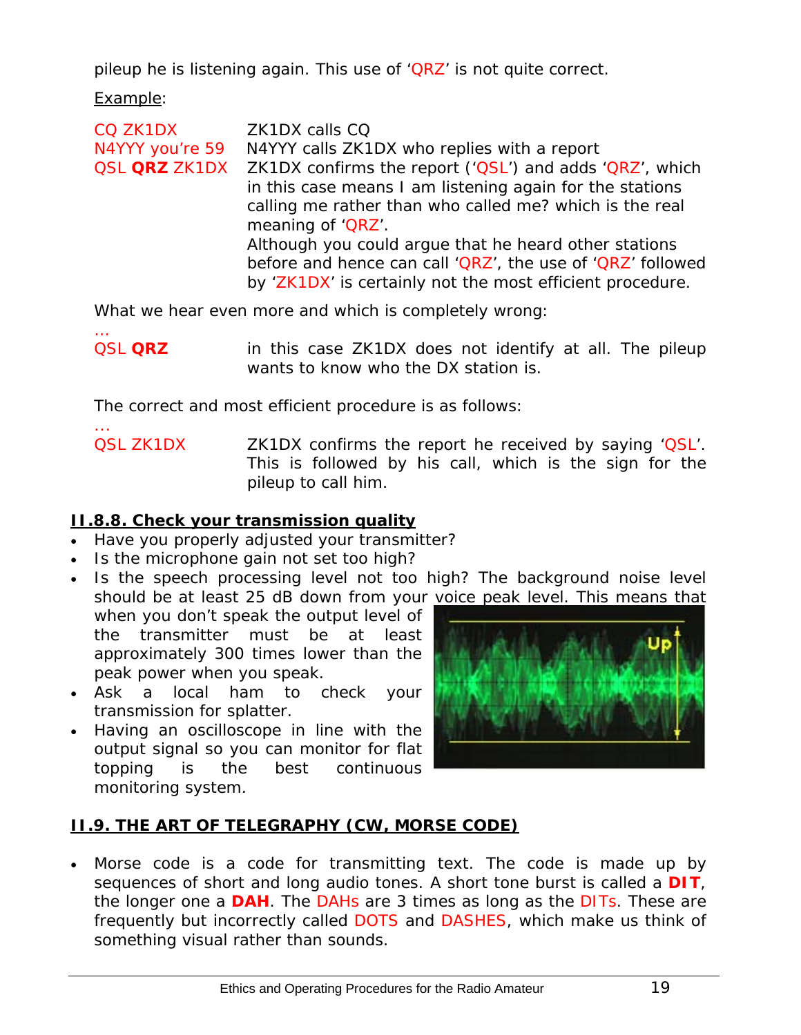pileup he is listening again. This use of 'QRZ' is not quite correct.

Example:

| | |
|---|---|
| CQ ZK1DX | ZK1DX calls CQ |
| N4YYY you're 59 | N4YYY calls ZK1DX who replies with a report |
| QSL **QRZ** ZK1DX | ZK1DX confirms the report ('QSL') and adds 'QRZ', which in this case means I am listening again for the stations calling me rather than who called me? which is the real meaning of 'QRZ'.<br>Although you could argue that he heard other stations before and hence can call 'QRZ', the use of 'QRZ' followed by 'ZK1DX' is certainly not the most efficient procedure. |

What we hear even more and which is completely wrong:

...

| | |
|---|---|
| QSL **QRZ** | in this case ZK1DX does not identify at all. The pileup wants to know who the DX station is. |

The correct and most efficient procedure is as follows:

...

| | |
|---|---|
| QSL ZK1DX | ZK1DX confirms the report he received by saying 'QSL'. This is followed by his call, which is the sign for the pileup to call him. |

## II.8.8. Check your transmission quality

- Have you properly adjusted your transmitter?
- Is the microphone gain not set too high?
- Is the speech processing level not too high? The background noise level should be at least 25 dB down from your voice peak level. This means that when you don't speak the output level of the transmitter must be at least approximately 300 times lower than the peak power when you speak.
- Ask a local ham to check your transmission for splatter.
- Having an oscilloscope in line with the output signal so you can monitor for flat topping is the best continuous monitoring system.

## II.9. THE ART OF TELEGRAPHY (CW, MORSE CODE)

- Morse code is a code for transmitting text. The code is made up by sequences of short and long audio tones. A short tone burst is called a **DIT**, the longer one a **DAH**. The DAHs are 3 times as long as the DITs. These are frequently but incorrectly called DOTS and DASHES, which make us think of something visual rather than sounds.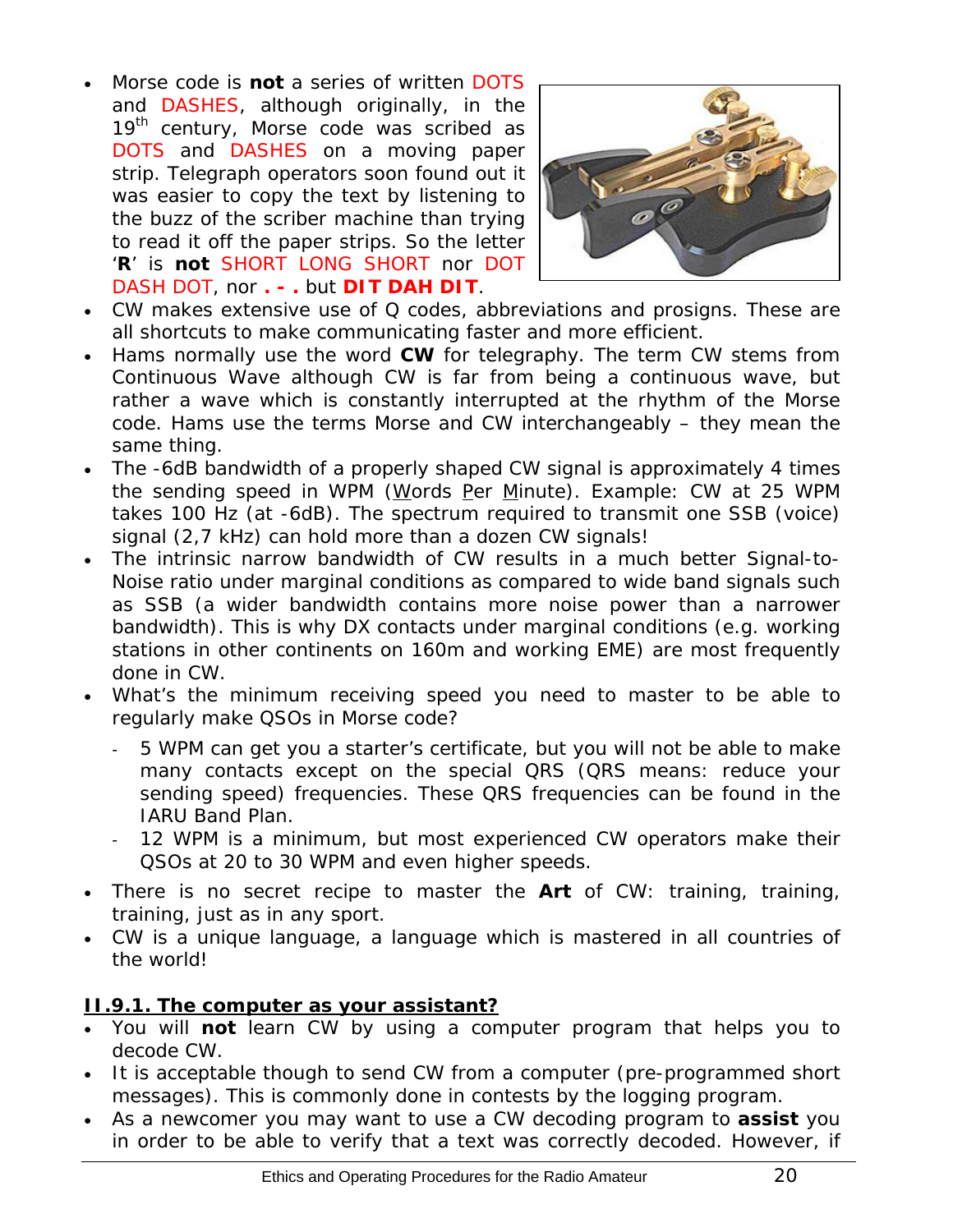- Morse code is **not** a series of written DOTS and DASHES, although originally, in the 19th century, Morse code was scribed as DOTS and DASHES on a moving paper strip. Telegraph operators soon found out it was easier to copy the text by listening to the buzz of the scriber machine than trying to read it off the paper strips. So the letter '**R**' is **not** SHORT LONG SHORT nor DOT DASH DOT, nor **. - .** but **DIT DAH DIT**.
- CW makes extensive use of Q codes, abbreviations and prosigns. These are all shortcuts to make communicating faster and more efficient.
- Hams normally use the word **CW** for telegraphy. The term CW stems from Continuous Wave although CW is far from being a continuous wave, but rather a wave which is constantly interrupted at the rhythm of the Morse code. Hams use the terms Morse and CW interchangeably – they mean the same thing.
- The -6dB bandwidth of a properly shaped CW signal is approximately 4 times the sending speed in WPM (Words Per Minute). Example: CW at 25 WPM takes 100 Hz (at -6dB). The spectrum required to transmit one SSB (voice) signal (2,7 kHz) can hold more than a dozen CW signals!
- The intrinsic narrow bandwidth of CW results in a much better Signal-to-Noise ratio under marginal conditions as compared to wide band signals such as SSB (a wider bandwidth contains more noise power than a narrower bandwidth). This is why DX contacts under marginal conditions (e.g. working stations in other continents on 160m and working EME) are most frequently done in CW.
- What's the minimum receiving speed you need to master to be able to regularly make QSOs in Morse code?
  - 5 WPM can get you a starter's certificate, but you will not be able to make many contacts except on the special QRS (QRS means: reduce your sending speed) frequencies. These QRS frequencies can be found in the IARU Band Plan.
  - 12 WPM is a minimum, but most experienced CW operators make their QSOs at 20 to 30 WPM and even higher speeds.
- There is no secret recipe to master the **Art** of CW: training, training, training, just as in any sport.
- CW is a unique language, a language which is mastered in all countries of the world!

### II.9.1. The computer as your assistant?

- You will **not** learn CW by using a computer program that helps you to decode CW.
- It is acceptable though to send CW from a computer (pre-programmed short messages). This is commonly done in contests by the logging program.
- As a newcomer you may want to use a CW decoding program to **assist** you in order to be able to verify that a text was correctly decoded. However, if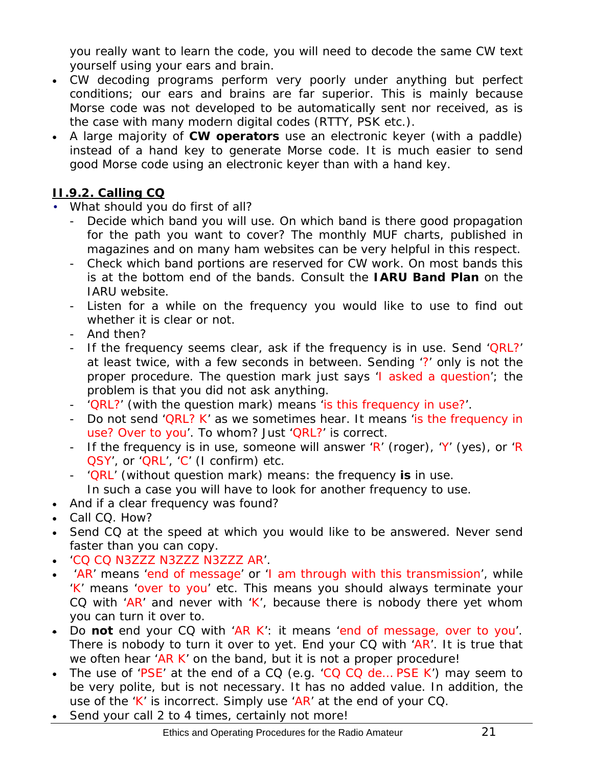you really want to learn the code, you will need to decode the same CW text yourself using your ears and brain.

- CW decoding programs perform very poorly under anything but perfect conditions; our ears and brains are far superior. This is mainly because Morse code was not developed to be automatically sent nor received, as is the case with many modern digital codes (RTTY, PSK etc.).
- A large majority of **CW operators** use an electronic keyer (with a paddle) instead of a hand key to generate Morse code. It is much easier to send good Morse code using an electronic keyer than with a hand key.

## II.9.2. Calling CQ

- What should you do first of all?
  - Decide which band you will use. On which band is there good propagation for the path you want to cover? The monthly MUF charts, published in magazines and on many ham websites can be very helpful in this respect.
  - Check which band portions are reserved for CW work. On most bands this is at the bottom end of the bands. Consult the **IARU Band Plan** on the IARU website.
  - Listen for a while on the frequency you would like to use to find out whether it is clear or not.
  - And then?
  - If the frequency seems clear, ask if the frequency is in use. Send 'QRL?' at least twice, with a few seconds in between. Sending '?' only is not the proper procedure. The question mark just says 'I asked a question'; the problem is that you did not ask anything.
  - 'QRL?' (with the question mark) means 'is this frequency in use?'.
  - Do not send 'QRL? K' as we sometimes hear. It means 'is the frequency in use? Over to you'. To whom? Just 'QRL?' is correct.
  - If the frequency is in use, someone will answer 'R' (roger), 'Y' (yes), or 'R QSY', or 'QRL', 'C' (I confirm) etc.
  - 'QRL' (without question mark) means: the frequency **is** in use. In such a case you will have to look for another frequency to use.
- And if a clear frequency was found?
- Call CQ. How?
- Send CQ at the speed at which you would like to be answered. Never send faster than you can copy.
- 'CQ CQ N3ZZZ N3ZZZ N3ZZZ AR'.
- 'AR' means 'end of message' or 'I am through with this transmission', while 'K' means 'over to you' etc. This means you should always terminate your CQ with 'AR' and never with 'K', because there is nobody there yet whom you can turn it over to.
- Do **not** end your CQ with 'AR K': it means 'end of message, over to you'. There is nobody to turn it over to yet. End your CQ with 'AR'. It is true that we often hear 'AR K' on the band, but it is not a proper procedure!
- The use of 'PSE' at the end of a CQ (e.g. 'CQ CQ de… PSE K') may seem to be very polite, but is not necessary. It has no added value. In addition, the use of the 'K' is incorrect. Simply use 'AR' at the end of your CQ.
- Send your call 2 to 4 times, certainly not more!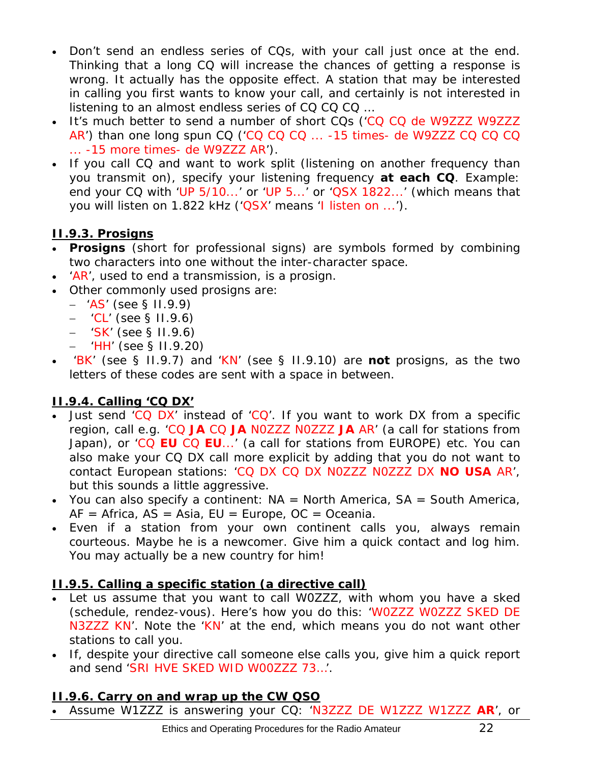- Don't send an endless series of CQs, with your call just once at the end. Thinking that a long CQ will increase the chances of getting a response is wrong. It actually has the opposite effect. A station that may be interested in calling you first wants to know your call, and certainly is not interested in listening to an almost endless series of CQ CQ CQ ...
- It's much better to send a number of short CQs ('CQ CQ de W9ZZZ W9ZZZ AR') than one long spun CQ ('CQ CQ CQ ... -15 times- de W9ZZZ CQ CQ CQ ... -15 more times- de W9ZZZ AR').
- If you call CQ and want to work split (listening on another frequency than you transmit on), specify your listening frequency **at each CQ**. Example: end your CQ with 'UP 5/10...' or 'UP 5...' or 'QSX 1822...' (which means that you will listen on 1.822 kHz ('QSX' means 'I listen on ...').

### II.9.3. Prosigns

- **Prosigns** (short for professional signs) are symbols formed by combining two characters into one without the inter-character space.
- 'AR', used to end a transmission, is a prosign.
- Other commonly used prosigns are:
  - 'AS' (see § II.9.9)
  - 'CL' (see § II.9.6)
  - 'SK' (see § II.9.6)
  - 'HH' (see § II.9.20)
- 'BK' (see § II.9.7) and 'KN' (see § II.9.10) are **not** prosigns, as the two letters of these codes are sent with a space in between.

### II.9.4. Calling 'CQ DX'

- Just send 'CQ DX' instead of 'CQ'. If you want to work DX from a specific region, call e.g. 'CQ **JA** CQ **JA** N0ZZZ N0ZZZ **JA** AR' (a call for stations from Japan), or 'CQ **EU** CQ **EU**...' (a call for stations from EUROPE) etc. You can also make your CQ DX call more explicit by adding that you do not want to contact European stations: 'CQ DX CQ DX N0ZZZ N0ZZZ DX **NO USA** AR', but this sounds a little aggressive.
- You can also specify a continent: NA = North America, SA = South America, AF = Africa, AS = Asia, EU = Europe, OC = Oceania.
- Even if a station from your own continent calls you, always remain courteous. Maybe he is a newcomer. Give him a quick contact and log him. You may actually be a new country for him!

### II.9.5. Calling a specific station (a directive call)

- Let us assume that you want to call W0ZZZ, with whom you have a sked (schedule, rendez-vous). Here's how you do this: 'W0ZZZ W0ZZZ SKED DE N3ZZZ KN'. Note the 'KN' at the end, which means you do not want other stations to call you.
- If, despite your directive call someone else calls you, give him a quick report and send 'SRI HVE SKED WID W00ZZZ 73...'.

### II.9.6. Carry on and wrap up the CW QSO

- Assume W1ZZZ is answering your CQ: 'N3ZZZ DE W1ZZZ W1ZZZ **AR**', or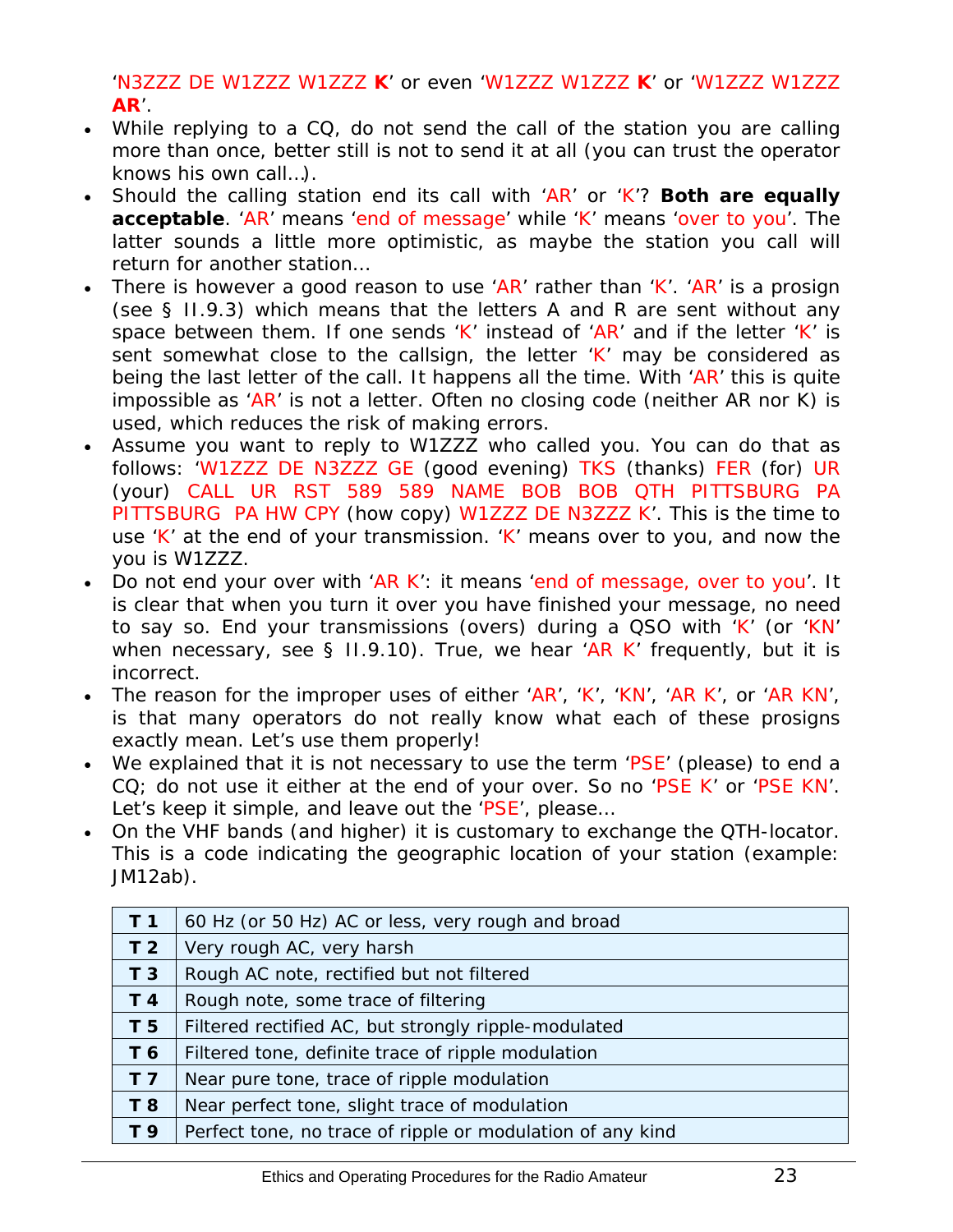'N3ZZZ DE W1ZZZ W1ZZZ **K**' or even 'W1ZZZ W1ZZZ **K**' or 'W1ZZZ W1ZZZ **AR**'.

- While replying to a CQ, do not send the call of the station you are calling more than once, better still is not to send it at all (you can trust the operator knows his own call…).
- Should the calling station end its call with 'AR' or 'K'? **Both are equally acceptable**. 'AR' means 'end of message' while 'K' means 'over to you'. The latter sounds a little more optimistic, as maybe the station you call will return for another station…
- There is however a good reason to use 'AR' rather than 'K'. 'AR' is a prosign (see § II.9.3) which means that the letters A and R are sent without any space between them. If one sends 'K' instead of 'AR' and if the letter 'K' is sent somewhat close to the callsign, the letter 'K' may be considered as being the last letter of the call. It happens all the time. With 'AR' this is quite impossible as 'AR' is not a letter. Often no closing code (neither AR nor K) is used, which reduces the risk of making errors.
- Assume you want to reply to W1ZZZ who called you. You can do that as follows: 'W1ZZZ DE N3ZZZ GE (good evening) TKS (thanks) FER (for) UR (your) CALL UR RST 589 589 NAME BOB BOB QTH PITTSBURG PA PITTSBURG PA HW CPY (how copy) W1ZZZ DE N3ZZZ K'. This is the time to use 'K' at the end of your transmission. 'K' means over to you, and now the you is W1ZZZ.
- Do not end your over with 'AR K': it means 'end of message, over to you'. It is clear that when you turn it over you have finished your message, no need to say so. End your transmissions (overs) during a QSO with 'K' (or 'KN' when necessary, see § II.9.10). True, we hear 'AR K' frequently, but it is incorrect.
- The reason for the improper uses of either 'AR', 'K', 'KN', 'AR K', or 'AR KN', is that many operators do not really know what each of these prosigns exactly mean. Let's use them properly!
- We explained that it is not necessary to use the term 'PSE' (please) to end a CQ; do not use it either at the end of your over. So no 'PSE K' or 'PSE KN'. Let's keep it simple, and leave out the 'PSE', please…
- On the VHF bands (and higher) it is customary to exchange the QTH-locator. This is a code indicating the geographic location of your station (example: JM12ab).

| | |
|---|---|
| **T 1** | 60 Hz (or 50 Hz) AC or less, very rough and broad |
| **T 2** | Very rough AC, very harsh |
| **T 3** | Rough AC note, rectified but not filtered |
| **T 4** | Rough note, some trace of filtering |
| **T 5** | Filtered rectified AC, but strongly ripple-modulated |
| **T 6** | Filtered tone, definite trace of ripple modulation |
| **T 7** | Near pure tone, trace of ripple modulation |
| **T 8** | Near perfect tone, slight trace of modulation |
| **T 9** | Perfect tone, no trace of ripple or modulation of any kind |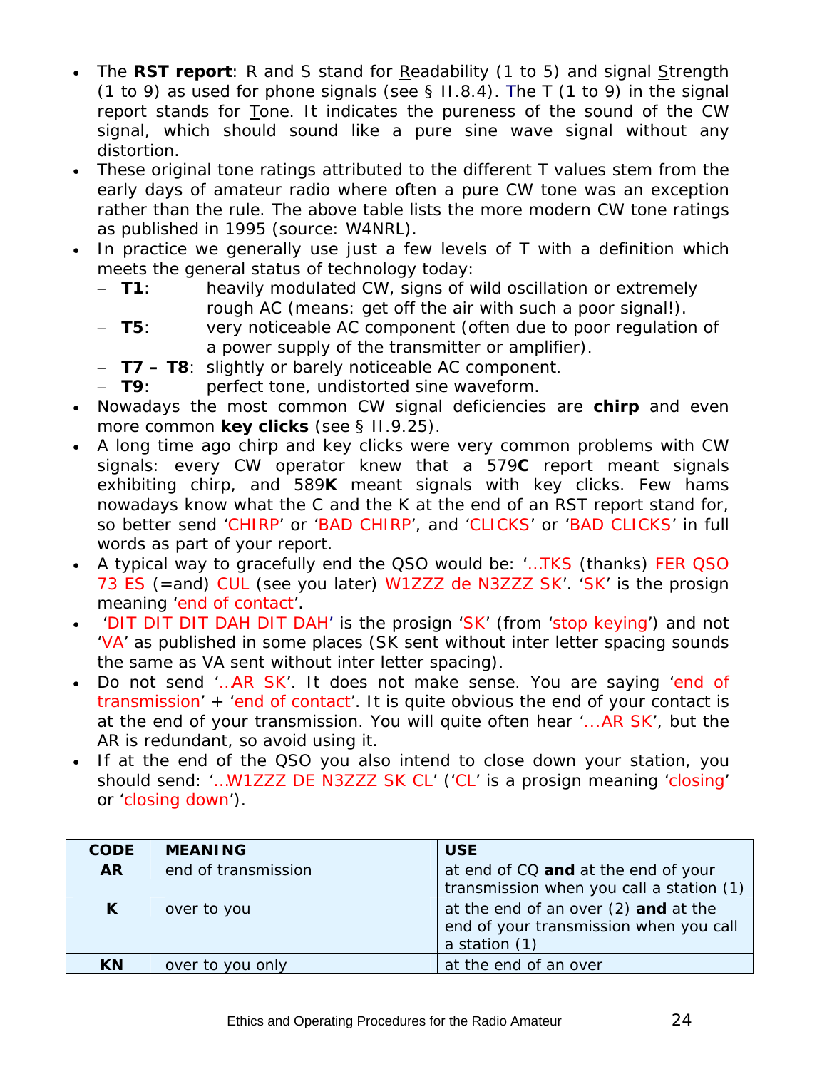- The **RST report**: R and S stand for Readability (1 to 5) and signal Strength (1 to 9) as used for phone signals (see § II.8.4). The T (1 to 9) in the signal report stands for Tone. It indicates the pureness of the sound of the CW signal, which should sound like a pure sine wave signal without any distortion.
- These original tone ratings attributed to the different T values stem from the early days of amateur radio where often a pure CW tone was an exception rather than the rule. The above table lists the more modern CW tone ratings as published in 1995 (source: W4NRL).
- In practice we generally use just a few levels of T with a definition which meets the general status of technology today:
  - **T1**: heavily modulated CW, signs of wild oscillation or extremely rough AC (means: get off the air with such a poor signal!).
  - **T5**: very noticeable AC component (often due to poor regulation of a power supply of the transmitter or amplifier).
  - **T7 – T8**: slightly or barely noticeable AC component.
  - **T9**: perfect tone, undistorted sine waveform.
- Nowadays the most common CW signal deficiencies are **chirp** and even more common **key clicks** (see § II.9.25).
- A long time ago chirp and key clicks were very common problems with CW signals: every CW operator knew that a 579**C** report meant signals exhibiting chirp, and 589**K** meant signals with key clicks. Few hams nowadays know what the C and the K at the end of an RST report stand for, so better send 'CHIRP' or 'BAD CHIRP', and 'CLICKS' or 'BAD CLICKS' in full words as part of your report.
- A typical way to gracefully end the QSO would be: '...TKS (thanks) FER QSO 73 ES (=and) CUL (see you later) W1ZZZ de N3ZZZ SK'. 'SK' is the prosign meaning 'end of contact'.
- 'DIT DIT DIT DAH DIT DAH' is the prosign 'SK' (from 'stop keying') and not 'VA' as published in some places (SK sent without inter letter spacing sounds the same as VA sent without inter letter spacing).
- Do not send '...AR SK'. It does not make sense. You are saying 'end of transmission' + 'end of contact'. It is quite obvious the end of your contact is at the end of your transmission. You will quite often hear '...AR SK', but the AR is redundant, so avoid using it.
- If at the end of the QSO you also intend to close down your station, you should send: '...W1ZZZ DE N3ZZZ SK CL' ('CL' is a prosign meaning 'closing' or 'closing down').

| CODE | MEANING | USE |
|---|---|---|
| **AR** | end of transmission | at end of CQ **and** at the end of your transmission when you call a station (1) |
| **K** | over to you | at the end of an over (2) **and** at the end of your transmission when you call a station (1) |
| **KN** | over to you only | at the end of an over |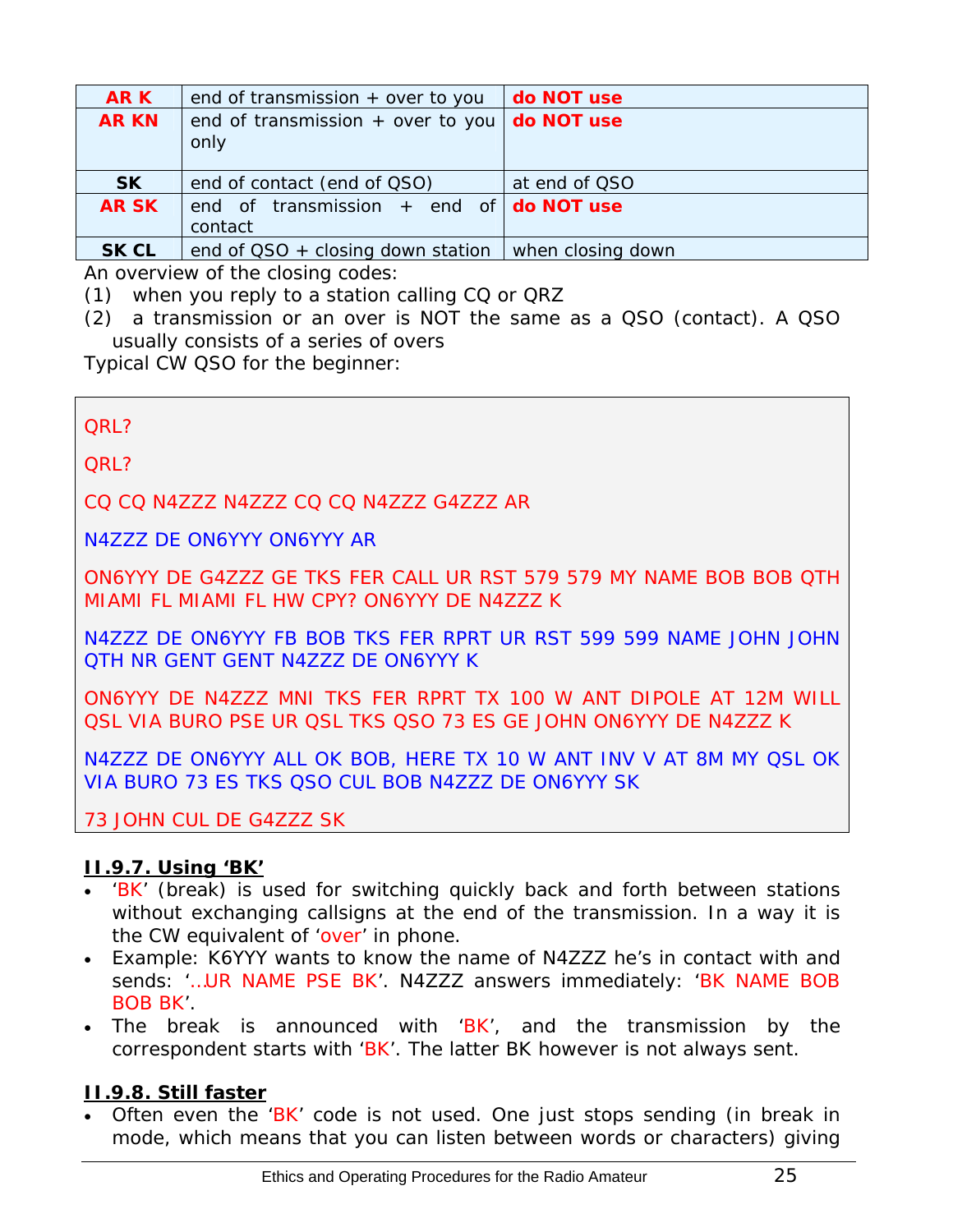| **AR K** | end of transmission + over to you | **do NOT use** |
|---|---|---|
| **AR KN** | end of transmission + over to you only | **do NOT use** |
| **SK** | end of contact (end of QSO) | at end of QSO |
| **AR SK** | end of transmission + end of contact | **do NOT use** |
| **SK CL** | end of QSO + closing down station | when closing down |

An overview of the closing codes:

(1) when you reply to a station calling CQ or QRZ

(2) a transmission or an over is NOT the same as a QSO (contact). A QSO usually consists of a series of overs

Typical CW QSO for the beginner:

QRL?

QRL?

CQ CQ N4ZZZ N4ZZZ CQ CQ N4ZZZ G4ZZZ AR

N4ZZZ DE ON6YYY ON6YYY AR

ON6YYY DE G4ZZZ GE TKS FER CALL UR RST 579 579 MY NAME BOB BOB QTH MIAMI FL MIAMI FL HW CPY? ON6YYY DE N4ZZZ K

N4ZZZ DE ON6YYY FB BOB TKS FER RPRT UR RST 599 599 NAME JOHN JOHN QTH NR GENT GENT N4ZZZ DE ON6YYY K

ON6YYY DE N4ZZZ MNI TKS FER RPRT TX 100 W ANT DIPOLE AT 12M WILL QSL VIA BURO PSE UR QSL TKS QSO 73 ES GE JOHN ON6YYY DE N4ZZZ K

N4ZZZ DE ON6YYY ALL OK BOB, HERE TX 10 W ANT INV V AT 8M MY QSL OK VIA BURO 73 ES TKS QSO CUL BOB N4ZZZ DE ON6YYY SK

73 JOHN CUL DE G4ZZZ SK

### II.9.7. Using 'BK'

- 'BK' (break) is used for switching quickly back and forth between stations without exchanging callsigns at the end of the transmission. In a way it is the CW equivalent of 'over' in phone.
- Example: K6YYY wants to know the name of N4ZZZ he's in contact with and sends: '…UR NAME PSE BK'. N4ZZZ answers immediately: 'BK NAME BOB BOB BK'.
- The break is announced with 'BK', and the transmission by the correspondent starts with 'BK'. The latter BK however is not always sent.

### II.9.8. Still faster

- Often even the 'BK' code is not used. One just stops sending (in break in mode, which means that you can listen between words or characters) giving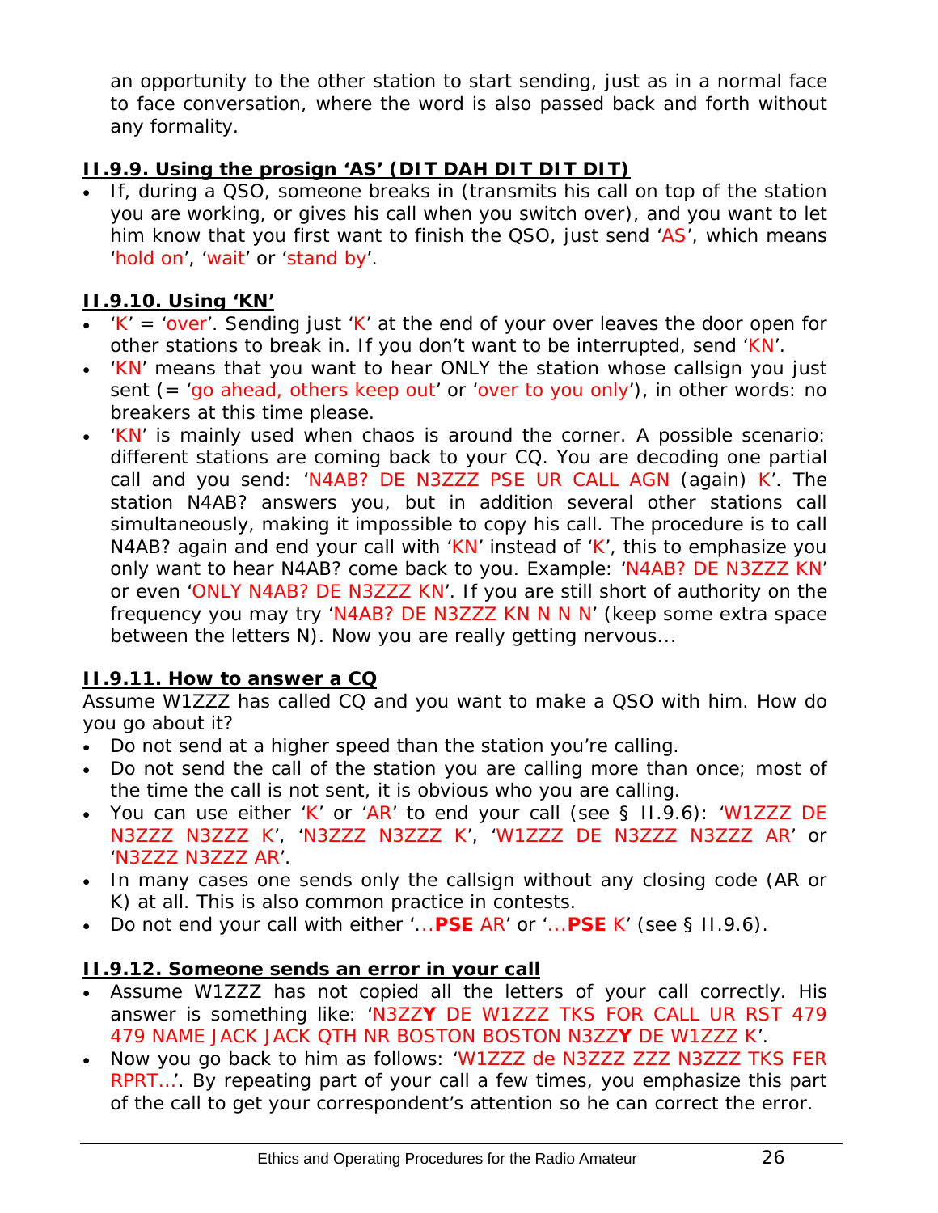an opportunity to the other station to start sending, just as in a normal face to face conversation, where the word is also passed back and forth without any formality.

### II.9.9. Using the prosign 'AS' (DIT DAH DIT DIT DIT)

- If, during a QSO, someone breaks in (transmits his call on top of the station you are working, or gives his call when you switch over), and you want to let him know that you first want to finish the QSO, just send 'AS', which means 'hold on', 'wait' or 'stand by'.

### II.9.10. Using 'KN'

- 'K' = 'over'. Sending just 'K' at the end of your over leaves the door open for other stations to break in. If you don't want to be interrupted, send 'KN'.
- 'KN' means that you want to hear ONLY the station whose callsign you just sent (= 'go ahead, others keep out' or 'over to you only'), in other words: no breakers at this time please.
- 'KN' is mainly used when chaos is around the corner. A possible scenario: different stations are coming back to your CQ. You are decoding one partial call and you send: 'N4AB? DE N3ZZZ PSE UR CALL AGN (again) K'. The station N4AB? answers you, but in addition several other stations call simultaneously, making it impossible to copy his call. The procedure is to call N4AB? again and end your call with 'KN' instead of 'K', this to emphasize you only want to hear N4AB? come back to you. Example: 'N4AB? DE N3ZZZ KN' or even 'ONLY N4AB? DE N3ZZZ KN'. If you are still short of authority on the frequency you may try 'N4AB? DE N3ZZZ KN N N N' (keep some extra space between the letters N). Now you are really getting nervous...

### II.9.11. How to answer a CQ

Assume W1ZZZ has called CQ and you want to make a QSO with him. How do you go about it?

- Do not send at a higher speed than the station you're calling.
- Do not send the call of the station you are calling more than once; most of the time the call is not sent, it is obvious who you are calling.
- You can use either 'K' or 'AR' to end your call (see § II.9.6): 'W1ZZZ DE N3ZZZ N3ZZZ K', 'N3ZZZ N3ZZZ K', 'W1ZZZ DE N3ZZZ N3ZZZ AR' or 'N3ZZZ N3ZZZ AR'.
- In many cases one sends only the callsign without any closing code (AR or K) at all. This is also common practice in contests.
- Do not end your call with either '...**PSE** AR' or '...**PSE** K' (see § II.9.6).

### II.9.12. Someone sends an error in your call

- Assume W1ZZZ has not copied all the letters of your call correctly. His answer is something like: 'N3ZZ**Y** DE W1ZZZ TKS FOR CALL UR RST 479 479 NAME JACK JACK QTH NR BOSTON BOSTON N3ZZ**Y** DE W1ZZZ K'.
- Now you go back to him as follows: 'W1ZZZ de N3ZZZ ZZZ N3ZZZ TKS FER RPRT...'. By repeating part of your call a few times, you emphasize this part of the call to get your correspondent's attention so he can correct the error.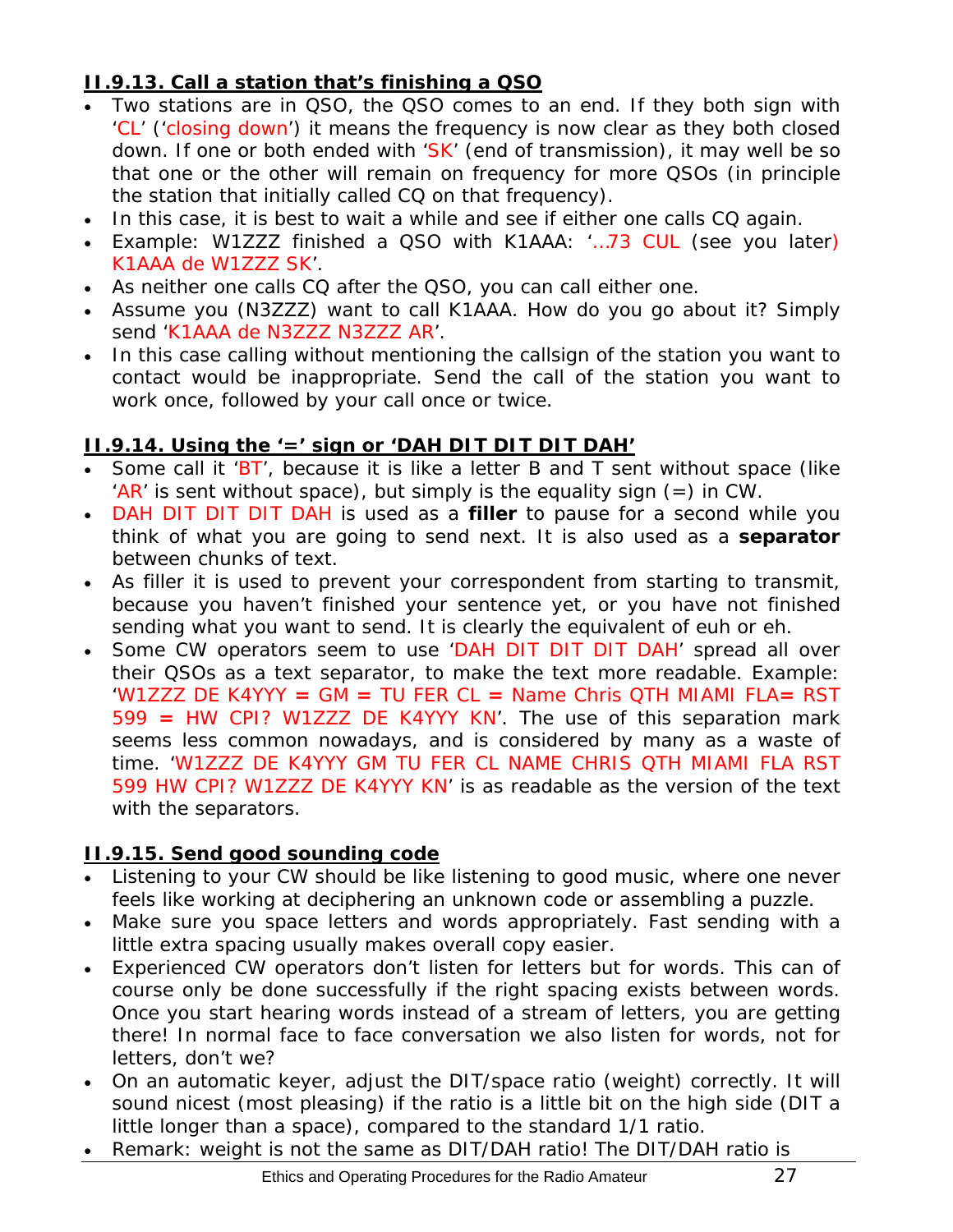### II.9.13. Call a station that's finishing a QSO

- Two stations are in QSO, the QSO comes to an end. If they both sign with 'CL' ('closing down') it means the frequency is now clear as they both closed down. If one or both ended with 'SK' (end of transmission), it may well be so that one or the other will remain on frequency for more QSOs (in principle the station that initially called CQ on that frequency).
- In this case, it is best to wait a while and see if either one calls CQ again.
- Example: W1ZZZ finished a QSO with K1AAA: '…73 CUL (see you later) K1AAA de W1ZZZ SK'.
- As neither one calls CQ after the QSO, you can call either one.
- Assume you (N3ZZZ) want to call K1AAA. How do you go about it? Simply send 'K1AAA de N3ZZZ N3ZZZ AR'.
- In this case calling without mentioning the callsign of the station you want to contact would be inappropriate. Send the call of the station you want to work once, followed by your call once or twice.

### II.9.14. Using the '=' sign or 'DAH DIT DIT DIT DAH'

- Some call it 'BT', because it is like a letter B and T sent without space (like 'AR' is sent without space), but simply is the equality sign (=) in CW.
- DAH DIT DIT DIT DAH is used as a **filler** to pause for a second while you think of what you are going to send next. It is also used as a **separator** between chunks of text.
- As filler it is used to prevent your correspondent from starting to transmit, because you haven't finished your sentence yet, or you have not finished sending what you want to send. It is clearly the equivalent of euh or eh.
- Some CW operators seem to use 'DAH DIT DIT DIT DAH' spread all over their QSOs as a text separator, to make the text more readable. Example: 'W1ZZZ DE K4YYY = GM = TU FER CL = Name Chris QTH MIAMI FLA= RST 599 = HW CPI? W1ZZZ DE K4YYY KN'. The use of this separation mark seems less common nowadays, and is considered by many as a waste of time. 'W1ZZZ DE K4YYY GM TU FER CL NAME CHRIS QTH MIAMI FLA RST 599 HW CPI? W1ZZZ DE K4YYY KN' is as readable as the version of the text with the separators.

### II.9.15. Send good sounding code

- Listening to your CW should be like listening to good music, where one never feels like working at deciphering an unknown code or assembling a puzzle.
- Make sure you space letters and words appropriately. Fast sending with a little extra spacing usually makes overall copy easier.
- Experienced CW operators don't listen for letters but for words. This can of course only be done successfully if the right spacing exists between words. Once you start hearing words instead of a stream of letters, you are getting there! In normal face to face conversation we also listen for words, not for letters, don't we?
- On an automatic keyer, adjust the DIT/space ratio (weight) correctly. It will sound nicest (most pleasing) if the ratio is a little bit on the high side (DIT a little longer than a space), compared to the standard 1/1 ratio.
- Remark: weight is not the same as DIT/DAH ratio! The DIT/DAH ratio is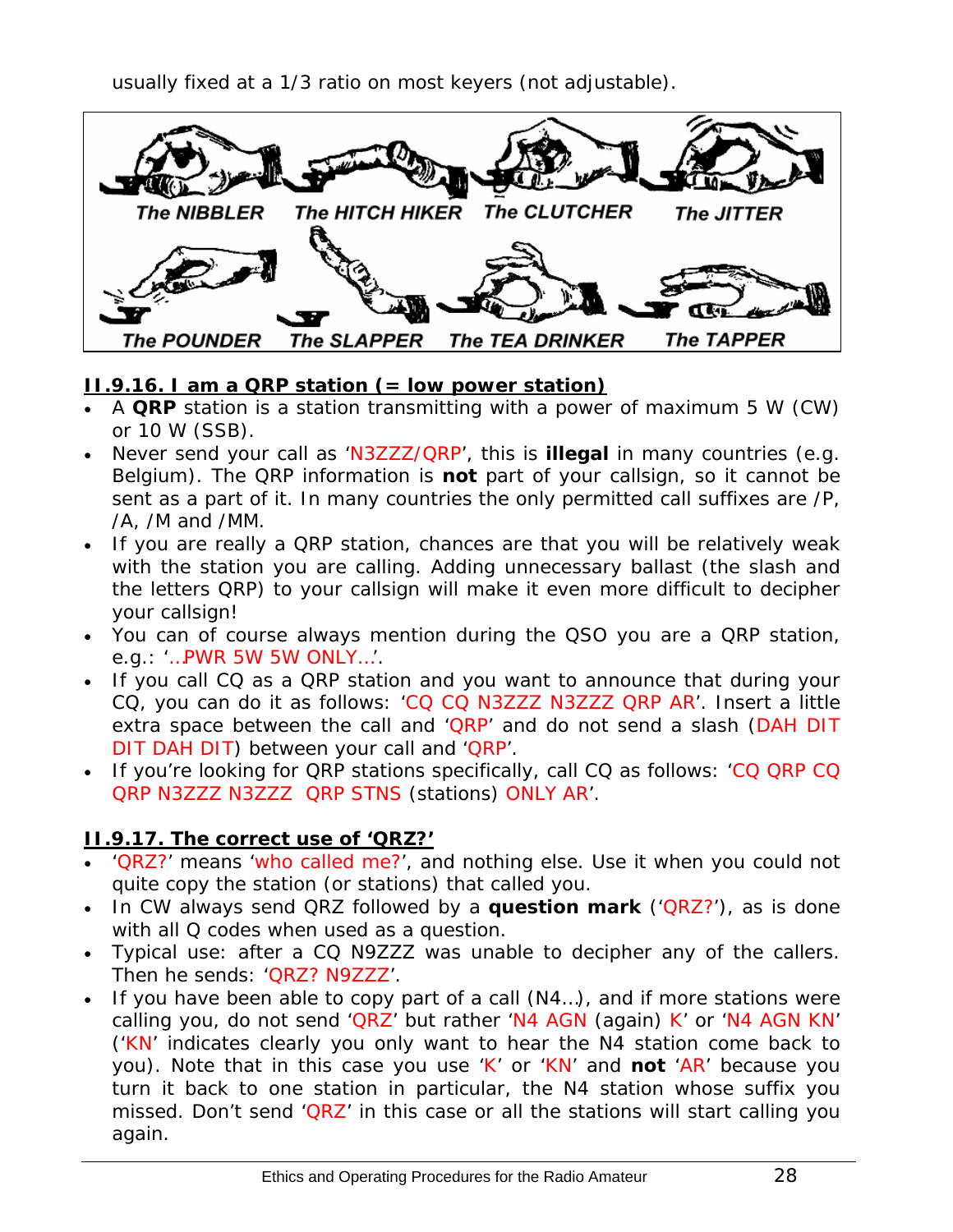usually fixed at a 1/3 ratio on most keyers (not adjustable).

The NIBBLER The HITCH HIKER The CLUTCHER The JITTER

The POUNDER The SLAPPER The TEA DRINKER The TAPPER

## II.9.16. I am a QRP station (= low power station)

- A **QRP** station is a station transmitting with a power of maximum 5 W (CW) or 10 W (SSB).
- Never send your call as 'N3ZZZ/QRP', this is **illegal** in many countries (e.g. Belgium). The QRP information is **not** part of your callsign, so it cannot be sent as a part of it. In many countries the only permitted call suffixes are /P, /A, /M and /MM.
- If you are really a QRP station, chances are that you will be relatively weak with the station you are calling. Adding unnecessary ballast (the slash and the letters QRP) to your callsign will make it even more difficult to decipher your callsign!
- You can of course always mention during the QSO you are a QRP station, e.g.: '…PWR 5W 5W ONLY…'.
- If you call CQ as a QRP station and you want to announce that during your CQ, you can do it as follows: 'CQ CQ N3ZZZ N3ZZZ QRP AR'. Insert a little extra space between the call and 'QRP' and do not send a slash (DAH DIT DIT DAH DIT) between your call and 'QRP'.
- If you're looking for QRP stations specifically, call CQ as follows: 'CQ QRP CQ QRP N3ZZZ N3ZZZ QRP STNS (stations) ONLY AR'.

## II.9.17. The correct use of 'QRZ?'

- 'QRZ?' means 'who called me?', and nothing else. Use it when you could not quite copy the station (or stations) that called you.
- In CW always send QRZ followed by a **question mark** ('QRZ?'), as is done with all Q codes when used as a question.
- Typical use: after a CQ N9ZZZ was unable to decipher any of the callers. Then he sends: 'QRZ? N9ZZZ'.
- If you have been able to copy part of a call (N4…), and if more stations were calling you, do not send 'QRZ' but rather 'N4 AGN (again) K' or 'N4 AGN KN' ('KN' indicates clearly you only want to hear the N4 station come back to you). Note that in this case you use 'K' or 'KN' and **not** 'AR' because you turn it back to one station in particular, the N4 station whose suffix you missed. Don't send 'QRZ' in this case or all the stations will start calling you again.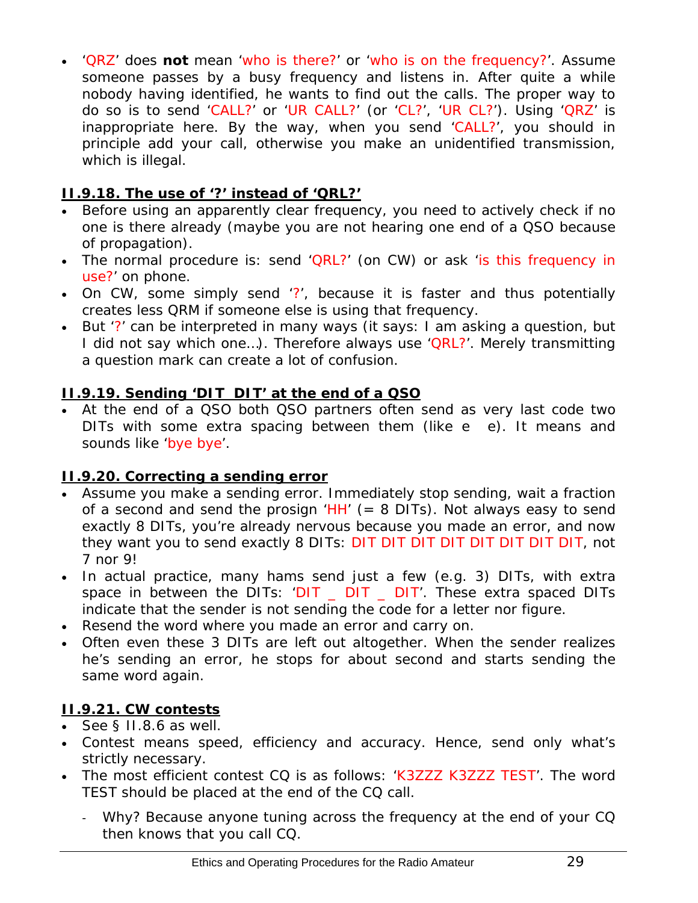- 'QRZ' does **not** mean 'who is there?' or 'who is on the frequency?'. Assume someone passes by a busy frequency and listens in. After quite a while nobody having identified, he wants to find out the calls. The proper way to do so is to send 'CALL?' or 'UR CALL?' (or 'CL?', 'UR CL?'). Using 'QRZ' is inappropriate here. By the way, when you send 'CALL?', you should in principle add your call, otherwise you make an unidentified transmission, which is illegal.

### II.9.18. The use of '?' instead of 'QRL?'

- Before using an apparently clear frequency, you need to actively check if no one is there already (maybe you are not hearing one end of a QSO because of propagation).
- The normal procedure is: send 'QRL?' (on CW) or ask 'is this frequency in use?' on phone.
- On CW, some simply send '?', because it is faster and thus potentially creates less QRM if someone else is using that frequency.
- But '?' can be interpreted in many ways (it says: I am asking a question, but I did not say which one…). Therefore always use 'QRL?'. Merely transmitting a question mark can create a lot of confusion.

### II.9.19. Sending 'DIT DIT' at the end of a QSO

- At the end of a QSO both QSO partners often send as very last code two DITs with some extra spacing between them (like e e). It means and sounds like 'bye bye'.

### II.9.20. Correcting a sending error

- Assume you make a sending error. Immediately stop sending, wait a fraction of a second and send the prosign 'HH' (= 8 DITs). Not always easy to send exactly 8 DITs, you're already nervous because you made an error, and now they want you to send exactly 8 DITs: DIT DIT DIT DIT DIT DIT DIT DIT, not 7 nor 9!
- In actual practice, many hams send just a few (e.g. 3) DITs, with extra space in between the DITs: 'DIT _ DIT _ DIT'. These extra spaced DITs indicate that the sender is not sending the code for a letter nor figure.
- Resend the word where you made an error and carry on.
- Often even these 3 DITs are left out altogether. When the sender realizes he's sending an error, he stops for about second and starts sending the same word again.

### II.9.21. CW contests

- See § II.8.6 as well.
- Contest means speed, efficiency and accuracy. Hence, send only what's strictly necessary.
- The most efficient contest CQ is as follows: 'K3ZZZ K3ZZZ TEST'. The word TEST should be placed at the end of the CQ call.
  - Why? Because anyone tuning across the frequency at the end of your CQ then knows that you call CQ.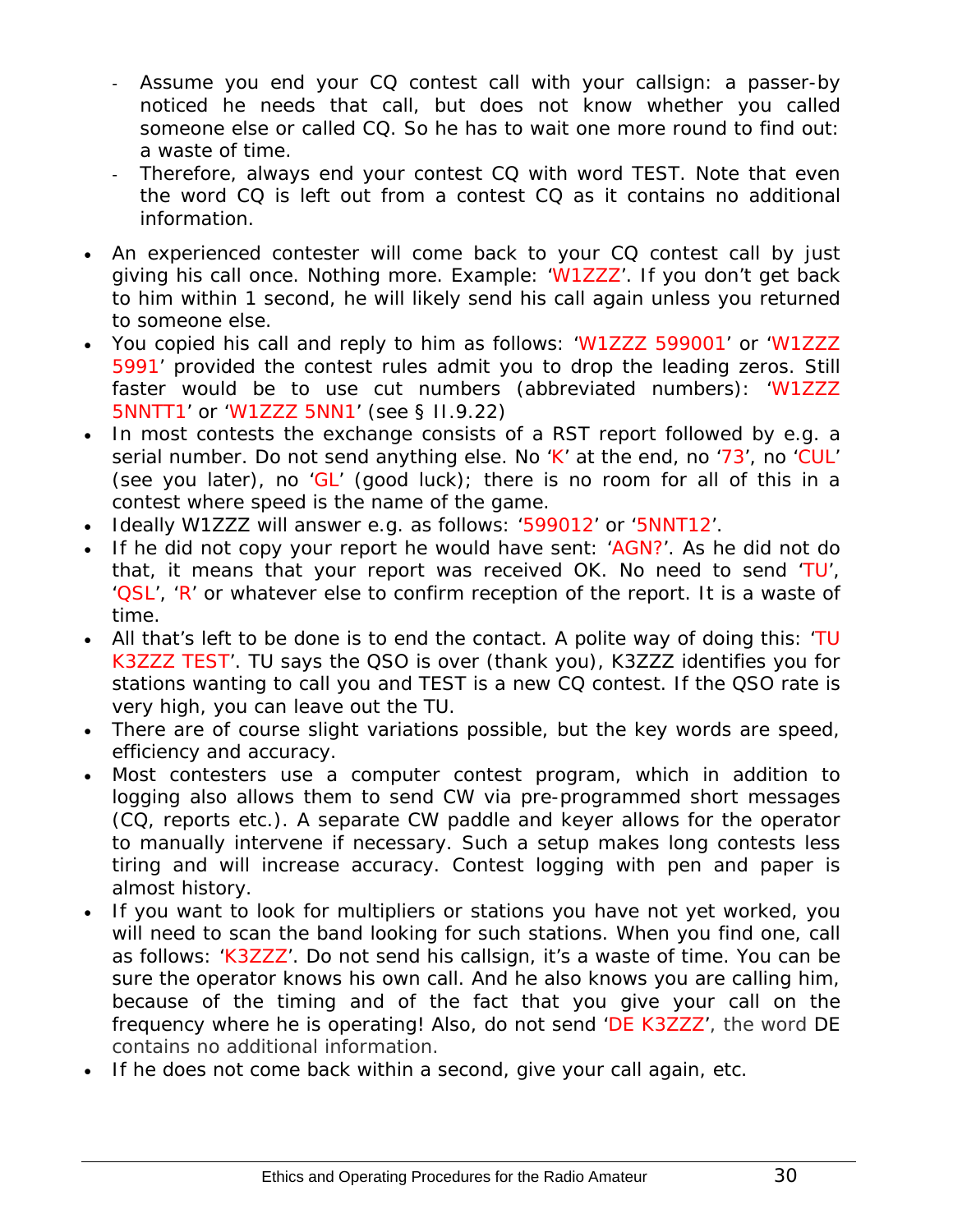- Assume you end your CQ contest call with your callsign: a passer-by noticed he needs that call, but does not know whether you called someone else or called CQ. So he has to wait one more round to find out: a waste of time.
  - Therefore, always end your contest CQ with word TEST. Note that even the word CQ is left out from a contest CQ as it contains no additional information.

- An experienced contester will come back to your CQ contest call by just giving his call once. Nothing more. Example: 'W1ZZZ'. If you don't get back to him within 1 second, he will likely send his call again unless you returned to someone else.
- You copied his call and reply to him as follows: 'W1ZZZ 599001' or 'W1ZZZ 5991' provided the contest rules admit you to drop the leading zeros. Still faster would be to use cut numbers (abbreviated numbers): 'W1ZZZ 5NNTT1' or 'W1ZZZ 5NN1' (see § II.9.22)
- In most contests the exchange consists of a RST report followed by e.g. a serial number. Do not send anything else. No 'K' at the end, no '73', no 'CUL' (see you later), no 'GL' (good luck); there is no room for all of this in a contest where speed is the name of the game.
- Ideally W1ZZZ will answer e.g. as follows: '599012' or '5NNT12'.
- If he did not copy your report he would have sent: 'AGN?'. As he did not do that, it means that your report was received OK. No need to send 'TU', 'QSL', 'R' or whatever else to confirm reception of the report. It is a waste of time.
- All that's left to be done is to end the contact. A polite way of doing this: 'TU K3ZZZ TEST'. TU says the QSO is over (thank you), K3ZZZ identifies you for stations wanting to call you and TEST is a new CQ contest. If the QSO rate is very high, you can leave out the TU.
- There are of course slight variations possible, but the key words are speed, efficiency and accuracy.
- Most contesters use a computer contest program, which in addition to logging also allows them to send CW via pre-programmed short messages (CQ, reports etc.). A separate CW paddle and keyer allows for the operator to manually intervene if necessary. Such a setup makes long contests less tiring and will increase accuracy. Contest logging with pen and paper is almost history.
- If you want to look for multipliers or stations you have not yet worked, you will need to scan the band looking for such stations. When you find one, call as follows: 'K3ZZZ'. Do not send his callsign, it's a waste of time. You can be sure the operator knows his own call. And he also knows you are calling him, because of the timing and of the fact that you give your call on the frequency where he is operating! Also, do not send 'DE K3ZZZ', the word DE contains no additional information.
- If he does not come back within a second, give your call again, etc.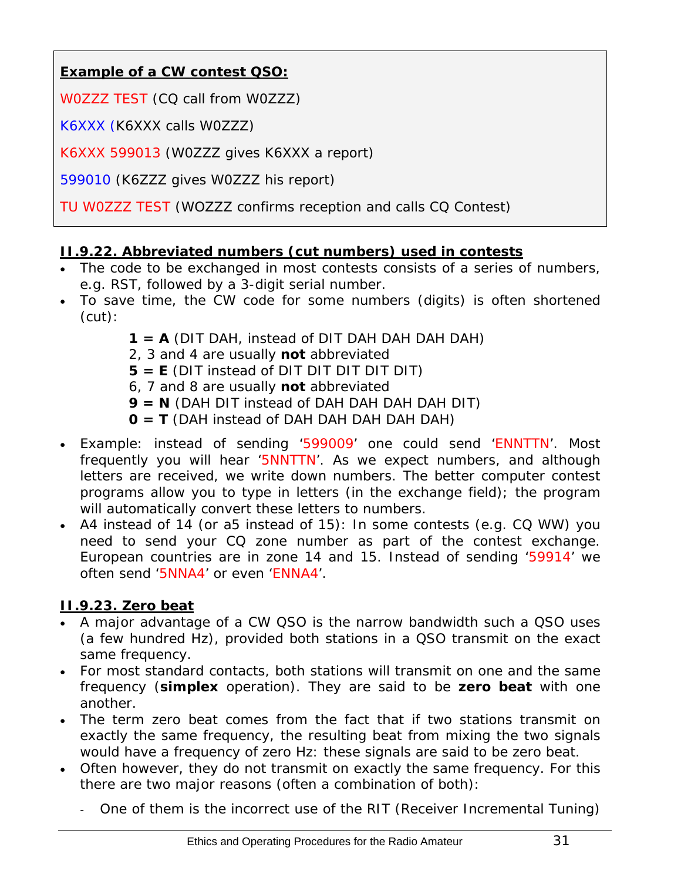**Example of a CW contest QSO:**

W0ZZZ TEST (CQ call from W0ZZZ)

K6XXX (K6XXX calls W0ZZZ)

K6XXX 599013 (W0ZZZ gives K6XXX a report)

599010 (K6ZZZ gives W0ZZZ his report)

TU W0ZZZ TEST (WOZZZ confirms reception and calls CQ Contest)

## II.9.22. Abbreviated numbers (cut numbers) used in contests

- The code to be exchanged in most contests consists of a series of numbers, e.g. RST, followed by a 3-digit serial number.
- To save time, the CW code for some numbers (digits) is often shortened (cut):

  **1 = A** (DIT DAH, instead of DIT DAH DAH DAH DAH)
  2, 3 and 4 are usually **not** abbreviated
  **5 = E** (DIT instead of DIT DIT DIT DIT DIT)
  6, 7 and 8 are usually **not** abbreviated
  **9 = N** (DAH DIT instead of DAH DAH DAH DAH DIT)
  **0 = T** (DAH instead of DAH DAH DAH DAH DAH)

- Example: instead of sending '599009' one could send 'ENNTTN'. Most frequently you will hear '5NNTTN'. As we expect numbers, and although letters are received, we write down numbers. The better computer contest programs allow you to type in letters (in the exchange field); the program will automatically convert these letters to numbers.
- A4 instead of 14 (or a5 instead of 15): In some contests (e.g. CQ WW) you need to send your CQ zone number as part of the contest exchange. European countries are in zone 14 and 15. Instead of sending '59914' we often send '5NNA4' or even 'ENNA4'.

## II.9.23. Zero beat

- A major advantage of a CW QSO is the narrow bandwidth such a QSO uses (a few hundred Hz), provided both stations in a QSO transmit on the exact same frequency.
- For most standard contacts, both stations will transmit on one and the same frequency (**simplex** operation). They are said to be **zero beat** with one another.
- The term zero beat comes from the fact that if two stations transmit on exactly the same frequency, the resulting beat from mixing the two signals would have a frequency of zero Hz: these signals are said to be zero beat.
- Often however, they do not transmit on exactly the same frequency. For this there are two major reasons (often a combination of both):
  - One of them is the incorrect use of the RIT (Receiver Incremental Tuning)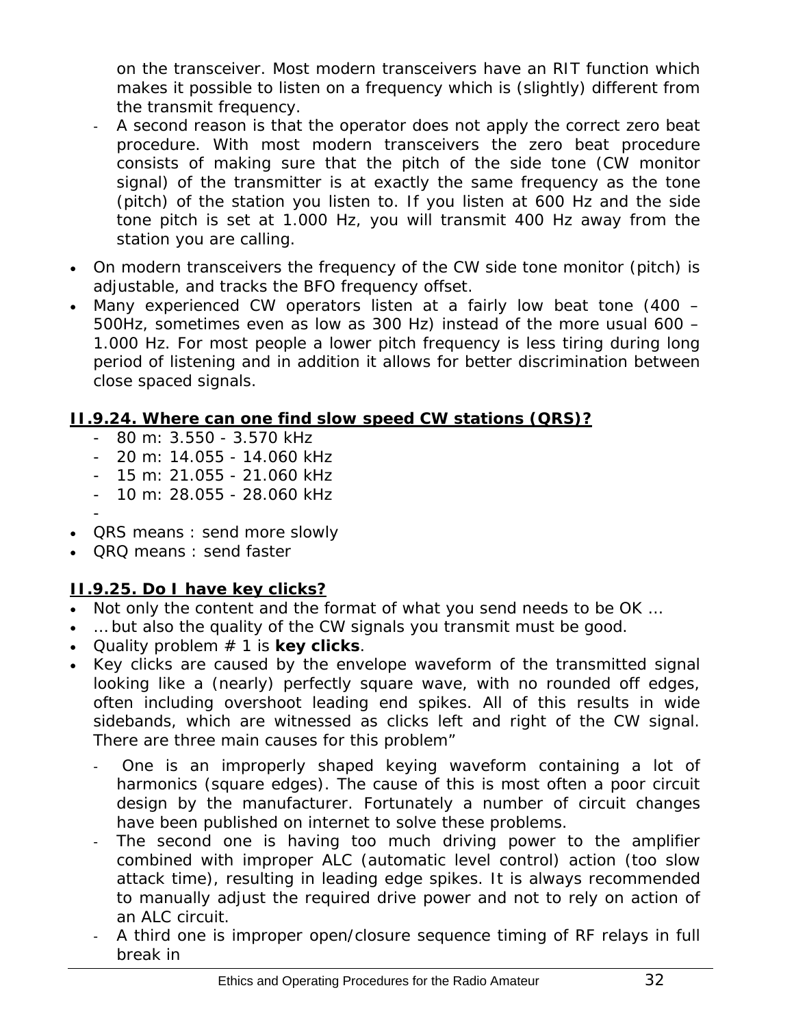on the transceiver. Most modern transceivers have an RIT function which makes it possible to listen on a frequency which is (slightly) different from the transmit frequency.

- A second reason is that the operator does not apply the correct zero beat procedure. With most modern transceivers the zero beat procedure consists of making sure that the pitch of the side tone (CW monitor signal) of the transmitter is at exactly the same frequency as the tone (pitch) of the station you listen to. If you listen at 600 Hz and the side tone pitch is set at 1.000 Hz, you will transmit 400 Hz away from the station you are calling.

- On modern transceivers the frequency of the CW side tone monitor (pitch) is adjustable, and tracks the BFO frequency offset.
- Many experienced CW operators listen at a fairly low beat tone (400 – 500Hz, sometimes even as low as 300 Hz) instead of the more usual 600 – 1.000 Hz. For most people a lower pitch frequency is less tiring during long period of listening and in addition it allows for better discrimination between close spaced signals.

### II.9.24. Where can one find slow speed CW stations (QRS)?

- 80 m: 3.550 - 3.570 kHz
- 20 m: 14.055 - 14.060 kHz
- 15 m: 21.055 - 21.060 kHz
- 10 m: 28.055 - 28.060 kHz
- 

- QRS means : send more slowly
- QRQ means : send faster

### II.9.25. Do I have key clicks?

- Not only the content and the format of what you send needs to be OK …
- … but also the quality of the CW signals you transmit must be good.
- Quality problem # 1 is **key clicks**.
- Key clicks are caused by the envelope waveform of the transmitted signal looking like a (nearly) perfectly square wave, with no rounded off edges, often including overshoot leading end spikes. All of this results in wide sidebands, which are witnessed as clicks left and right of the CW signal. There are three main causes for this problem"
  - One is an improperly shaped keying waveform containing a lot of harmonics (square edges). The cause of this is most often a poor circuit design by the manufacturer. Fortunately a number of circuit changes have been published on internet to solve these problems.
  - The second one is having too much driving power to the amplifier combined with improper ALC (automatic level control) action (too slow attack time), resulting in leading edge spikes. It is always recommended to manually adjust the required drive power and not to rely on action of an ALC circuit.
  - A third one is improper open/closure sequence timing of RF relays in full break in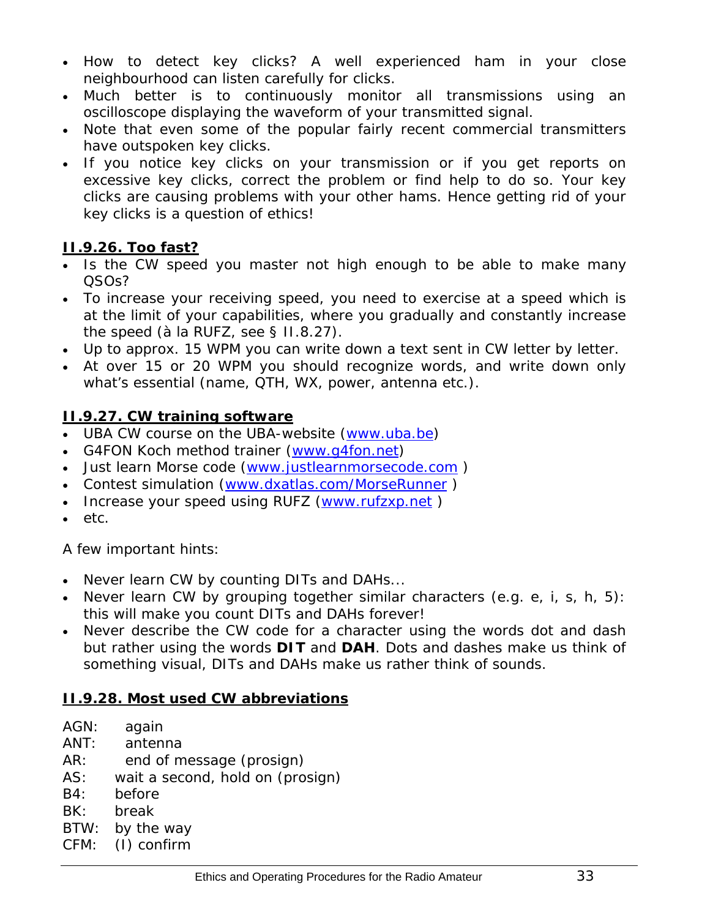- How to detect key clicks? A well experienced ham in your close neighbourhood can listen carefully for clicks.
- Much better is to continuously monitor all transmissions using an oscilloscope displaying the waveform of your transmitted signal.
- Note that even some of the popular fairly recent commercial transmitters have outspoken key clicks.
- If you notice key clicks on your transmission or if you get reports on excessive key clicks, correct the problem or find help to do so. Your key clicks are causing problems with your other hams. Hence getting rid of your key clicks is a question of ethics!

### II.9.26. Too fast?

- Is the CW speed you master not high enough to be able to make many QSOs?
- To increase your receiving speed, you need to exercise at a speed which is at the limit of your capabilities, where you gradually and constantly increase the speed (à la RUFZ, see § II.8.27).
- Up to approx. 15 WPM you can write down a text sent in CW letter by letter.
- At over 15 or 20 WPM you should recognize words, and write down only what's essential (name, QTH, WX, power, antenna etc.).

### II.9.27. CW training software

- UBA CW course on the UBA-website (www.uba.be)
- G4FON Koch method trainer (www.g4fon.net)
- Just learn Morse code (www.justlearnmorsecode.com )
- Contest simulation (www.dxatlas.com/MorseRunner )
- Increase your speed using RUFZ (www.rufzxp.net )
- etc.

A few important hints:

- Never learn CW by counting DITs and DAHs...
- Never learn CW by grouping together similar characters (e.g. e, i, s, h, 5): this will make you count DITs and DAHs forever!
- Never describe the CW code for a character using the words dot and dash but rather using the words **DIT** and **DAH**. Dots and dashes make us think of something visual, DITs and DAHs make us rather think of sounds.

### II.9.28. Most used CW abbreviations

AGN: again
ANT: antenna
AR: end of message (prosign)
AS: wait a second, hold on (prosign)
B4: before
BK: break
BTW: by the way
CFM: (I) confirm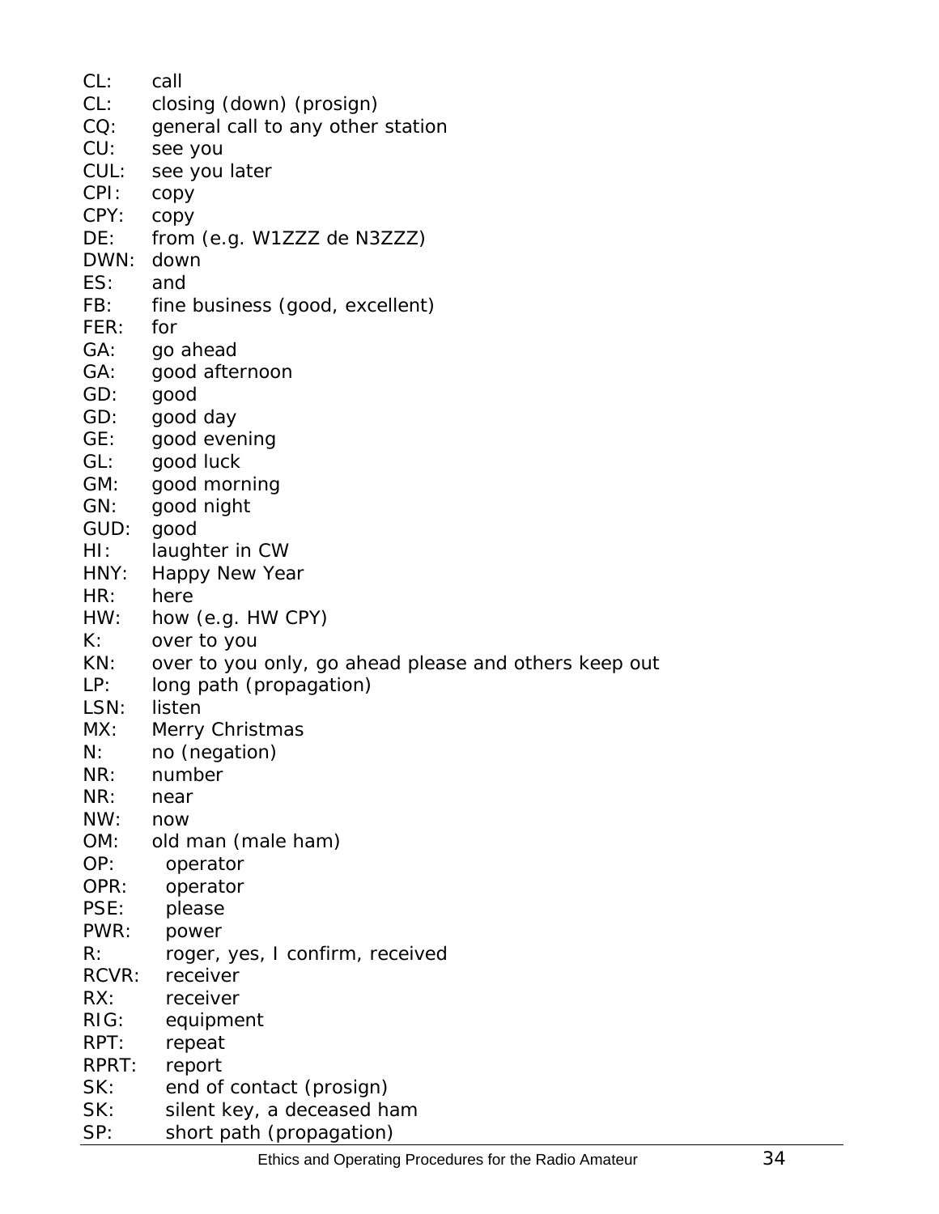CL: call
CL: closing (down) (prosign)
CQ: general call to any other station
CU: see you
CUL: see you later
CPI: copy
CPY: copy
DE: from (e.g. W1ZZZ de N3ZZZ)
DWN: down
ES: and
FB: fine business (good, excellent)
FER: for
GA: go ahead
GA: good afternoon
GD: good
GD: good day
GE: good evening
GL: good luck
GM: good morning
GN: good night
GUD: good
HI: laughter in CW
HNY: Happy New Year
HR: here
HW: how (e.g. HW CPY)
K: over to you
KN: over to you only, go ahead please and others keep out
LP: long path (propagation)
LSN: listen
MX: Merry Christmas
N: no (negation)
NR: number
NR: near
NW: now
OM: old man (male ham)
OP: operator
OPR: operator
PSE: please
PWR: power
R: roger, yes, I confirm, received
RCVR: receiver
RX: receiver
RIG: equipment
RPT: repeat
RPRT: report
SK: end of contact (prosign)
SK: silent key, a deceased ham
SP: short path (propagation)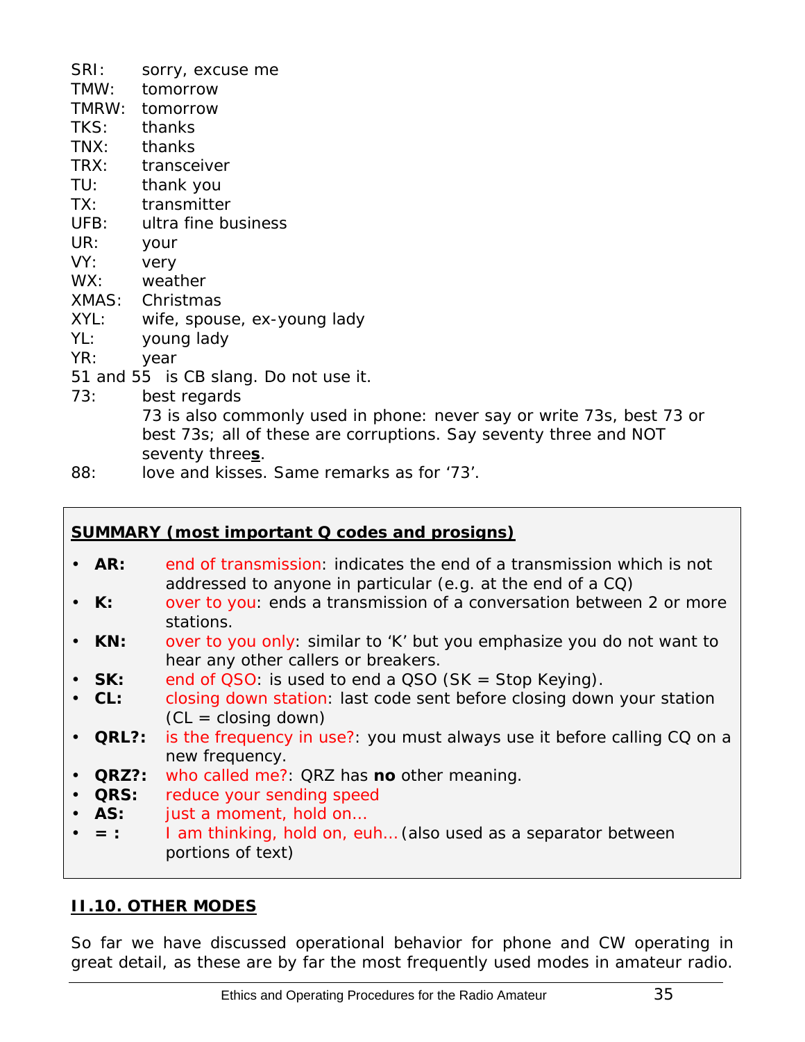SRI: sorry, excuse me
TMW: tomorrow
TMRW: tomorrow
TKS: thanks
TNX: thanks
TRX: transceiver
TU: thank you
TX: transmitter
UFB: ultra fine business
UR: your
VY: very
WX: weather
XMAS: Christmas
XYL: wife, spouse, ex-young lady
YL: young lady
YR: year
51 and 55 is CB slang. Do not use it.
73: best regards
73 is also commonly used in phone: never say or write 73s, best 73 or best 73s; all of these are corruptions. Say seventy three and NOT seventy three**s**.
88: love and kisses. Same remarks as for '73'.

**SUMMARY (most important Q codes and prosigns)**

- **AR:** end of transmission: indicates the end of a transmission which is not addressed to anyone in particular (e.g. at the end of a CQ)
- **K:** over to you: ends a transmission of a conversation between 2 or more stations.
- **KN:** over to you only: similar to 'K' but you emphasize you do not want to hear any other callers or breakers.
- **SK:** end of QSO: is used to end a QSO (SK = Stop Keying).
- **CL:** closing down station: last code sent before closing down your station (CL = closing down)
- **QRL?:** is the frequency in use?: you must always use it before calling CQ on a new frequency.
- **QRZ?:** who called me?: QRZ has **no** other meaning.
- **QRS:** reduce your sending speed
- **AS:** just a moment, hold on…
- **= :** I am thinking, hold on, euh… (also used as a separator between portions of text)

## II.10. OTHER MODES

So far we have discussed operational behavior for phone and CW operating in great detail, as these are by far the most frequently used modes in amateur radio.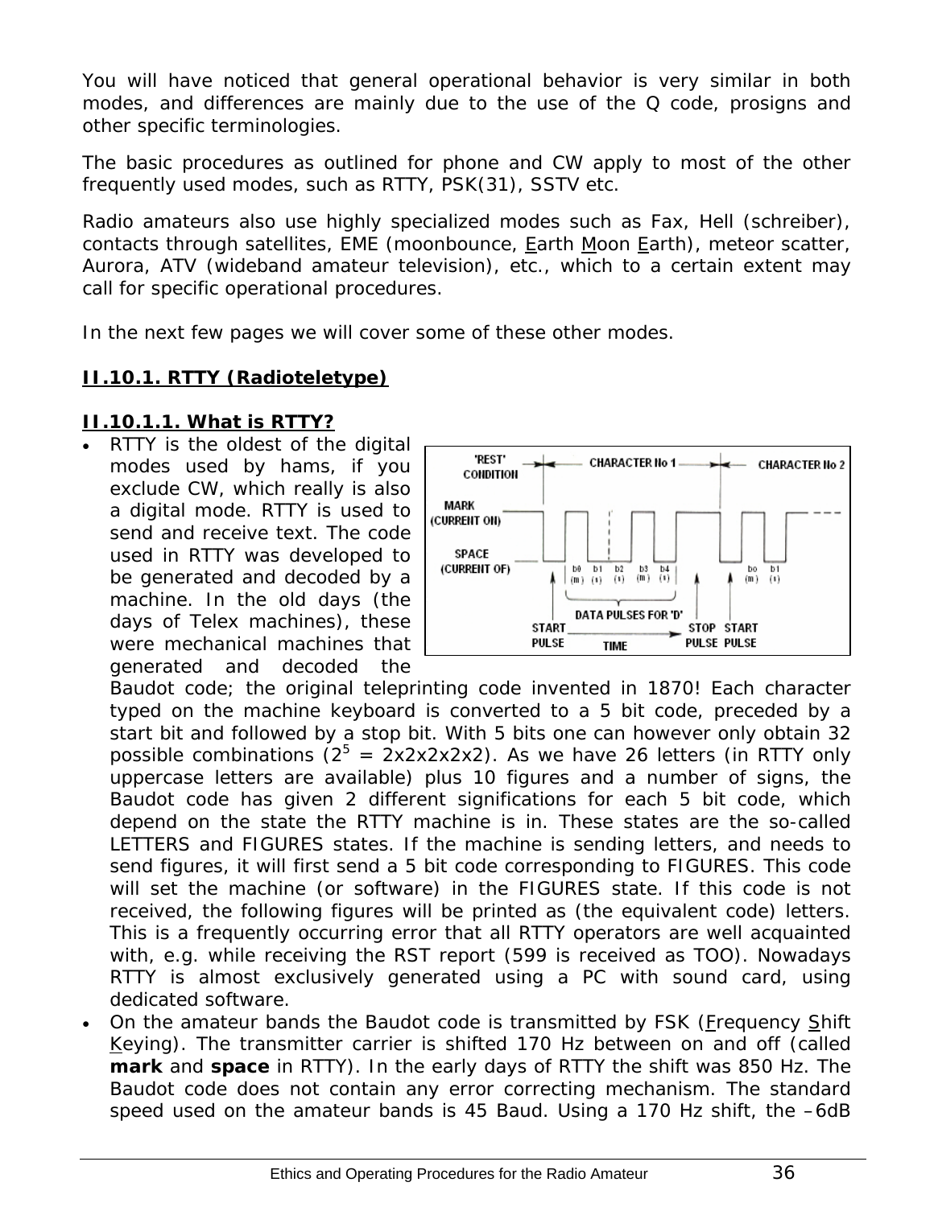You will have noticed that general operational behavior is very similar in both modes, and differences are mainly due to the use of the Q code, prosigns and other specific terminologies.

The basic procedures as outlined for phone and CW apply to most of the other frequently used modes, such as RTTY, PSK(31), SSTV etc.

Radio amateurs also use highly specialized modes such as Fax, Hell (schreiber), contacts through satellites, EME (moonbounce, Earth Moon Earth), meteor scatter, Aurora, ATV (wideband amateur television), etc., which to a certain extent may call for specific operational procedures.

In the next few pages we will cover some of these other modes.

## II.10.1. RTTY (Radioteletype)

### II.10.1.1. What is RTTY?

- RTTY is the oldest of the digital modes used by hams, if you exclude CW, which really is also a digital mode. RTTY is used to send and receive text. The code used in RTTY was developed to be generated and decoded by a machine. In the old days (the days of Telex machines), these were mechanical machines that generated and decoded the Baudot code; the original teleprinting code invented in 1870! Each character typed on the machine keyboard is converted to a 5 bit code, preceded by a start bit and followed by a stop bit. With 5 bits one can however only obtain 32 possible combinations ($2^5$ = 2x2x2x2x2). As we have 26 letters (in RTTY only uppercase letters are available) plus 10 figures and a number of signs, the Baudot code has given 2 different significations for each 5 bit code, which depend on the state the RTTY machine is in. These states are the so-called LETTERS and FIGURES states. If the machine is sending letters, and needs to send figures, it will first send a 5 bit code corresponding to FIGURES. This code will set the machine (or software) in the FIGURES state. If this code is not received, the following figures will be printed as (the equivalent code) letters. This is a frequently occurring error that all RTTY operators are well acquainted with, e.g. while receiving the RST report (599 is received as TOO). Nowadays RTTY is almost exclusively generated using a PC with sound card, using dedicated software.
- On the amateur bands the Baudot code is transmitted by FSK (Frequency Shift Keying). The transmitter carrier is shifted 170 Hz between on and off (called **mark** and **space** in RTTY). In the early days of RTTY the shift was 850 Hz. The Baudot code does not contain any error correcting mechanism. The standard speed used on the amateur bands is 45 Baud. Using a 170 Hz shift, the –6dB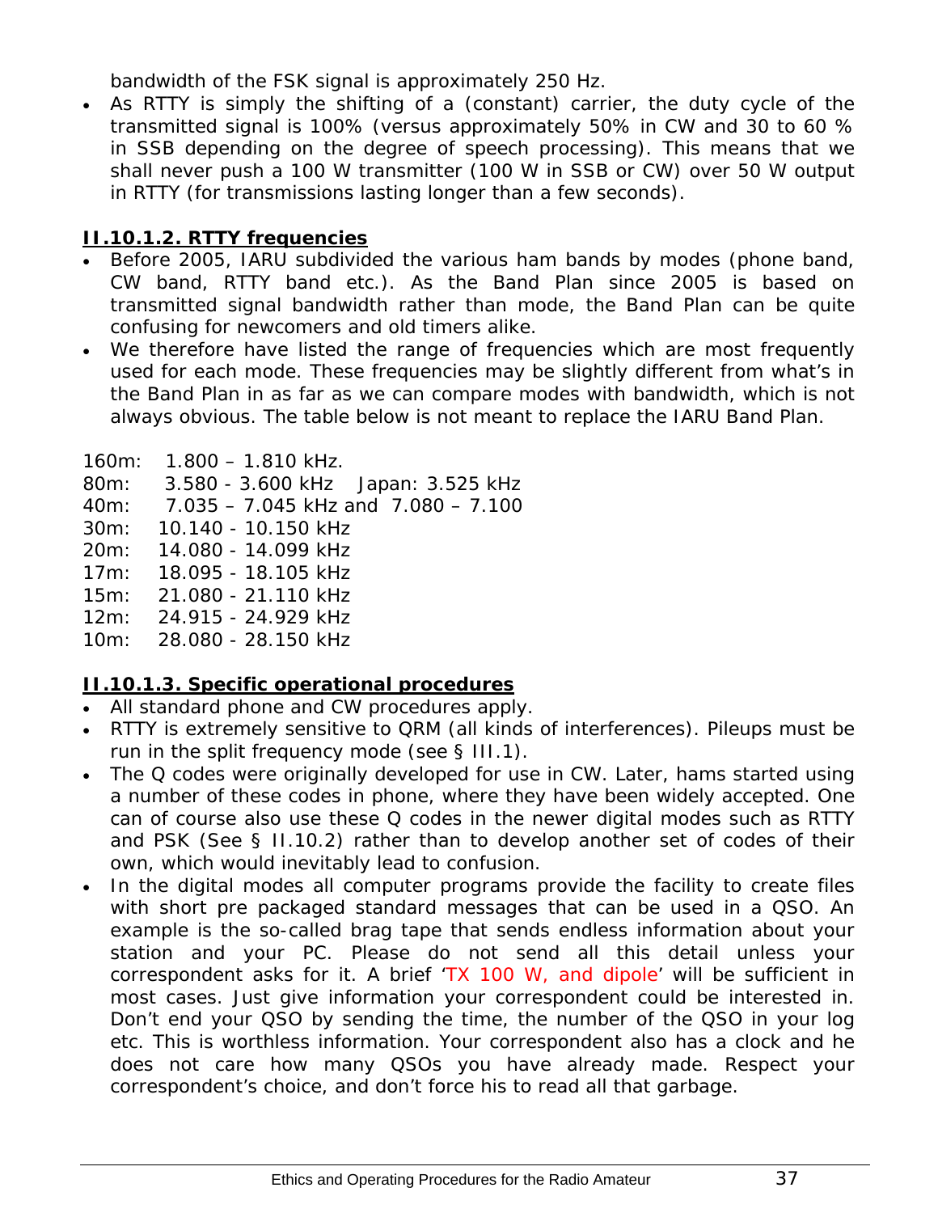bandwidth of the FSK signal is approximately 250 Hz.

- As RTTY is simply the shifting of a (constant) carrier, the duty cycle of the transmitted signal is 100% (versus approximately 50% in CW and 30 to 60 % in SSB depending on the degree of speech processing). This means that we shall never push a 100 W transmitter (100 W in SSB or CW) over 50 W output in RTTY (for transmissions lasting longer than a few seconds).

### II.10.1.2. RTTY frequencies

- Before 2005, IARU subdivided the various ham bands by modes (phone band, CW band, RTTY band etc.). As the Band Plan since 2005 is based on transmitted signal bandwidth rather than mode, the Band Plan can be quite confusing for newcomers and old timers alike.
- We therefore have listed the range of frequencies which are most frequently used for each mode. These frequencies may be slightly different from what's in the Band Plan in as far as we can compare modes with bandwidth, which is not always obvious. The table below is not meant to replace the IARU Band Plan.

160m: 1.800 – 1.810 kHz.
80m: 3.580 - 3.600 kHz Japan: 3.525 kHz
40m: 7.035 – 7.045 kHz and 7.080 – 7.100
30m: 10.140 - 10.150 kHz
20m: 14.080 - 14.099 kHz
17m: 18.095 - 18.105 kHz
15m: 21.080 - 21.110 kHz
12m: 24.915 - 24.929 kHz
10m: 28.080 - 28.150 kHz

### II.10.1.3. Specific operational procedures

- All standard phone and CW procedures apply.
- RTTY is extremely sensitive to QRM (all kinds of interferences). Pileups must be run in the split frequency mode (see § III.1).
- The Q codes were originally developed for use in CW. Later, hams started using a number of these codes in phone, where they have been widely accepted. One can of course also use these Q codes in the newer digital modes such as RTTY and PSK (See § II.10.2) rather than to develop another set of codes of their own, which would inevitably lead to confusion.
- In the digital modes all computer programs provide the facility to create files with short pre packaged standard messages that can be used in a QSO. An example is the so-called brag tape that sends endless information about your station and your PC. Please do not send all this detail unless your correspondent asks for it. A brief 'TX 100 W, and dipole' will be sufficient in most cases. Just give information your correspondent could be interested in. Don't end your QSO by sending the time, the number of the QSO in your log etc. This is worthless information. Your correspondent also has a clock and he does not care how many QSOs you have already made. Respect your correspondent's choice, and don't force his to read all that garbage.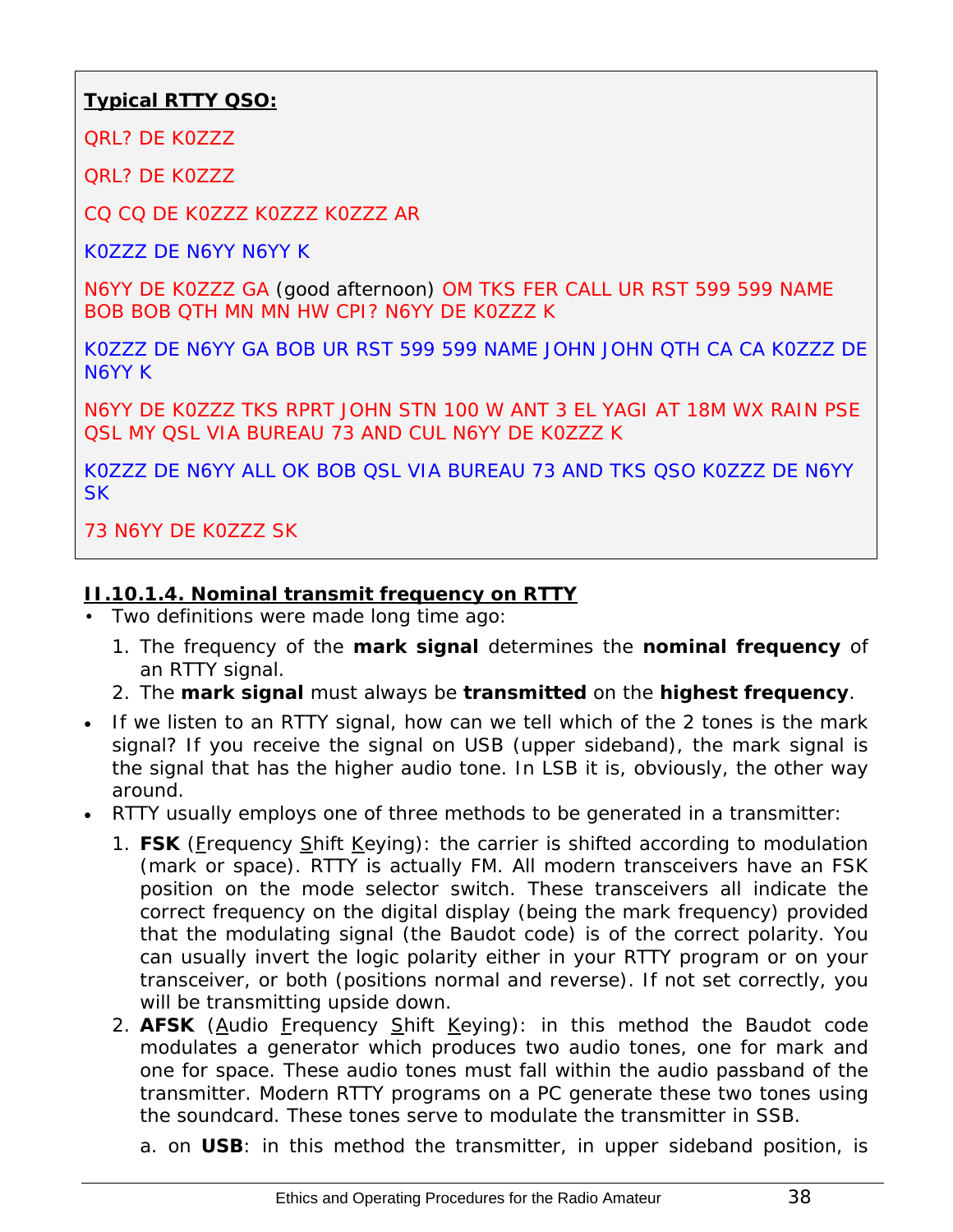**Typical RTTY QSO:**

QRL? DE K0ZZZ

QRL? DE K0ZZZ

CQ CQ DE K0ZZZ K0ZZZ K0ZZZ AR

K0ZZZ DE N6YY N6YY K

N6YY DE K0ZZZ GA (good afternoon) OM TKS FER CALL UR RST 599 599 NAME BOB BOB QTH MN MN HW CPI? N6YY DE K0ZZZ K

K0ZZZ DE N6YY GA BOB UR RST 599 599 NAME JOHN JOHN QTH CA CA K0ZZZ DE N6YY K

N6YY DE K0ZZZ TKS RPRT JOHN STN 100 W ANT 3 EL YAGI AT 18M WX RAIN PSE QSL MY QSL VIA BUREAU 73 AND CUL N6YY DE K0ZZZ K

K0ZZZ DE N6YY ALL OK BOB QSL VIA BUREAU 73 AND TKS QSO K0ZZZ DE N6YY SK

73 N6YY DE K0ZZZ SK

### II.10.1.4. Nominal transmit frequency on RTTY

- Two definitions were made long time ago:
  1. The frequency of the **mark signal** determines the **nominal frequency** of an RTTY signal.
  2. The **mark signal** must always be **transmitted** on the **highest frequency**.
- If we listen to an RTTY signal, how can we tell which of the 2 tones is the mark signal? If you receive the signal on USB (upper sideband), the mark signal is the signal that has the higher audio tone. In LSB it is, obviously, the other way around.
- RTTY usually employs one of three methods to be generated in a transmitter:
  1. **FSK** (Frequency Shift Keying): the carrier is shifted according to modulation (mark or space). RTTY is actually FM. All modern transceivers have an FSK position on the mode selector switch. These transceivers all indicate the correct frequency on the digital display (being the mark frequency) provided that the modulating signal (the Baudot code) is of the correct polarity. You can usually invert the logic polarity either in your RTTY program or on your transceiver, or both (positions normal and reverse). If not set correctly, you will be transmitting upside down.
  2. **AFSK** (Audio Frequency Shift Keying): in this method the Baudot code modulates a generator which produces two audio tones, one for mark and one for space. These audio tones must fall within the audio passband of the transmitter. Modern RTTY programs on a PC generate these two tones using the soundcard. These tones serve to modulate the transmitter in SSB.

     a. on **USB**: in this method the transmitter, in upper sideband position, is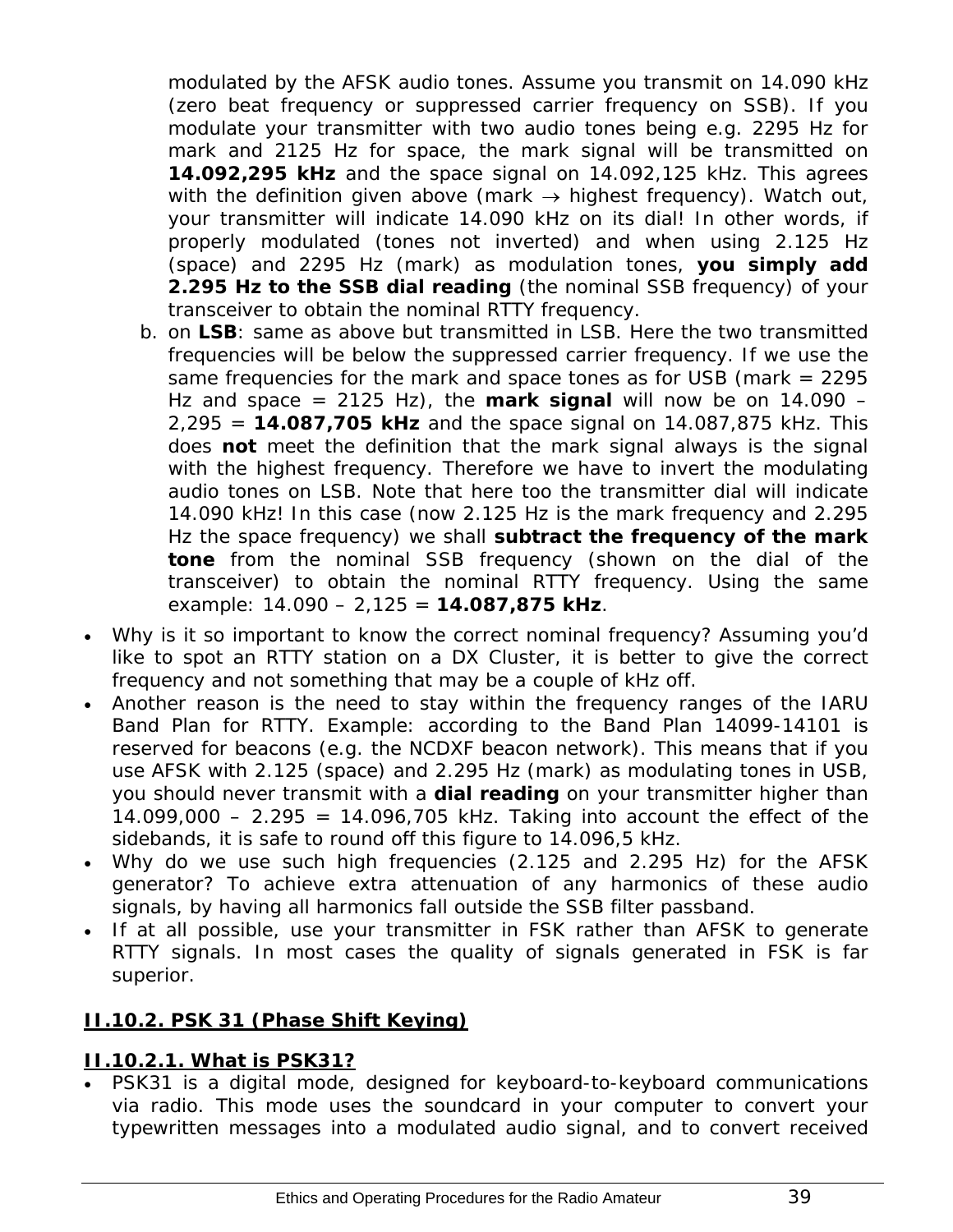modulated by the AFSK audio tones. Assume you transmit on 14.090 kHz (zero beat frequency or suppressed carrier frequency on SSB). If you modulate your transmitter with two audio tones being e.g. 2295 Hz for mark and 2125 Hz for space, the mark signal will be transmitted on **14.092,295 kHz** and the space signal on 14.092,125 kHz. This agrees with the definition given above (mark → highest frequency). Watch out, your transmitter will indicate 14.090 kHz on its dial! In other words, if properly modulated (tones not inverted) and when using 2.125 Hz (space) and 2295 Hz (mark) as modulation tones, **you simply add 2.295 Hz to the SSB dial reading** (the nominal SSB frequency) of your transceiver to obtain the nominal RTTY frequency.

b. on **LSB**: same as above but transmitted in LSB. Here the two transmitted frequencies will be below the suppressed carrier frequency. If we use the same frequencies for the mark and space tones as for USB (mark = 2295 Hz and space = 2125 Hz), the **mark signal** will now be on 14.090 – 2,295 = **14.087,705 kHz** and the space signal on 14.087,875 kHz. This does **not** meet the definition that the mark signal always is the signal with the highest frequency. Therefore we have to invert the modulating audio tones on LSB. Note that here too the transmitter dial will indicate 14.090 kHz! In this case (now 2.125 Hz is the mark frequency and 2.295 Hz the space frequency) we shall **subtract the frequency of the mark tone** from the nominal SSB frequency (shown on the dial of the transceiver) to obtain the nominal RTTY frequency. Using the same example: 14.090 – 2,125 = **14.087,875 kHz**.

- Why is it so important to know the correct nominal frequency? Assuming you'd like to spot an RTTY station on a DX Cluster, it is better to give the correct frequency and not something that may be a couple of kHz off.
- Another reason is the need to stay within the frequency ranges of the IARU Band Plan for RTTY. Example: according to the Band Plan 14099-14101 is reserved for beacons (e.g. the NCDXF beacon network). This means that if you use AFSK with 2.125 (space) and 2.295 Hz (mark) as modulating tones in USB, you should never transmit with a **dial reading** on your transmitter higher than 14.099,000 – 2.295 = 14.096,705 kHz. Taking into account the effect of the sidebands, it is safe to round off this figure to 14.096,5 kHz.
- Why do we use such high frequencies (2.125 and 2.295 Hz) for the AFSK generator? To achieve extra attenuation of any harmonics of these audio signals, by having all harmonics fall outside the SSB filter passband.
- If at all possible, use your transmitter in FSK rather than AFSK to generate RTTY signals. In most cases the quality of signals generated in FSK is far superior.

## II.10.2. PSK 31 (Phase Shift Keying)

### II.10.2.1. What is PSK31?

- PSK31 is a digital mode, designed for keyboard-to-keyboard communications via radio. This mode uses the soundcard in your computer to convert your typewritten messages into a modulated audio signal, and to convert received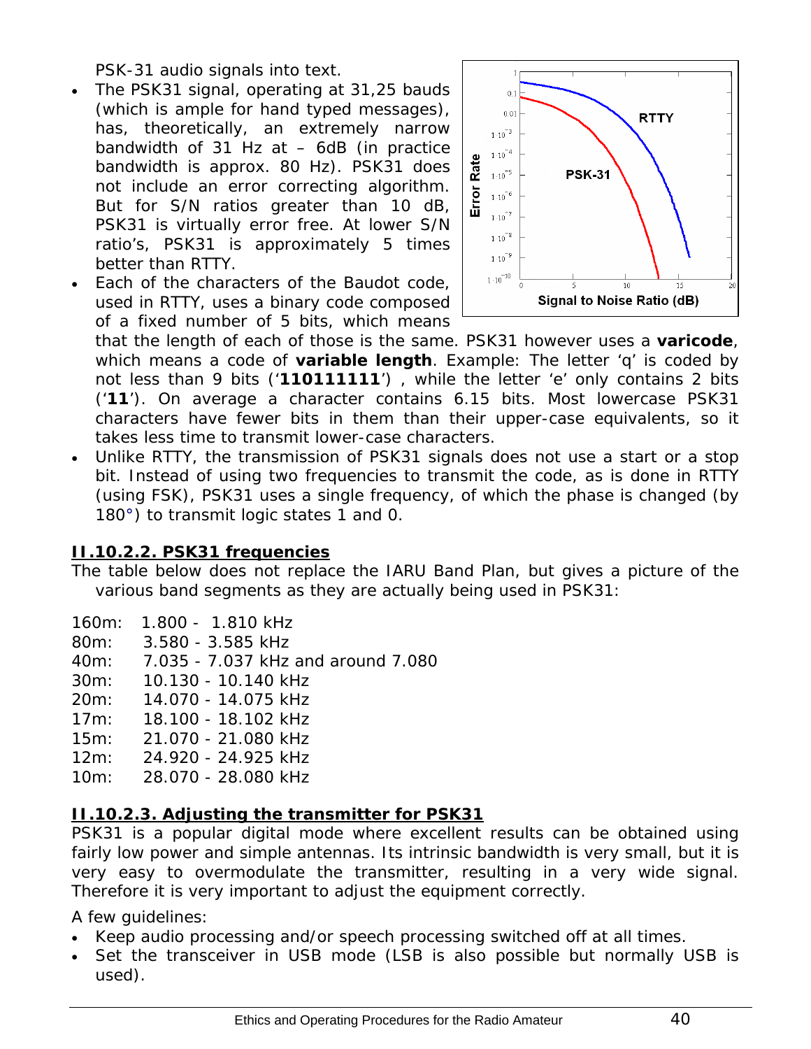PSK-31 audio signals into text.

- The PSK31 signal, operating at 31,25 bauds (which is ample for hand typed messages), has, theoretically, an extremely narrow bandwidth of 31 Hz at – 6dB (in practice bandwidth is approx. 80 Hz). PSK31 does not include an error correcting algorithm. But for S/N ratios greater than 10 dB, PSK31 is virtually error free. At lower S/N ratio's, PSK31 is approximately 5 times better than RTTY.
- Each of the characters of the Baudot code, used in RTTY, uses a binary code composed of a fixed number of 5 bits, which means that the length of each of those is the same. PSK31 however uses a **varicode**, which means a code of **variable length**. Example: The letter 'q' is coded by not less than 9 bits ('**110111111**') , while the letter 'e' only contains 2 bits ('**11**'). On average a character contains 6.15 bits. Most lowercase PSK31 characters have fewer bits in them than their upper-case equivalents, so it takes less time to transmit lower-case characters.
- Unlike RTTY, the transmission of PSK31 signals does not use a start or a stop bit. Instead of using two frequencies to transmit the code, as is done in RTTY (using FSK), PSK31 uses a single frequency, of which the phase is changed (by 180°) to transmit logic states 1 and 0.

## II.10.2.2. PSK31 frequencies

The table below does not replace the IARU Band Plan, but gives a picture of the various band segments as they are actually being used in PSK31:

| | |
|---|---|
| 160m: | 1.800 - 1.810 kHz |
| 80m: | 3.580 - 3.585 kHz |
| 40m: | 7.035 - 7.037 kHz and around 7.080 |
| 30m: | 10.130 - 10.140 kHz |
| 20m: | 14.070 - 14.075 kHz |
| 17m: | 18.100 - 18.102 kHz |
| 15m: | 21.070 - 21.080 kHz |
| 12m: | 24.920 - 24.925 kHz |
| 10m: | 28.070 - 28.080 kHz |

## II.10.2.3. Adjusting the transmitter for PSK31

PSK31 is a popular digital mode where excellent results can be obtained using fairly low power and simple antennas. Its intrinsic bandwidth is very small, but it is very easy to overmodulate the transmitter, resulting in a very wide signal. Therefore it is very important to adjust the equipment correctly.

A few guidelines:

- Keep audio processing and/or speech processing switched off at all times.
- Set the transceiver in USB mode (LSB is also possible but normally USB is used).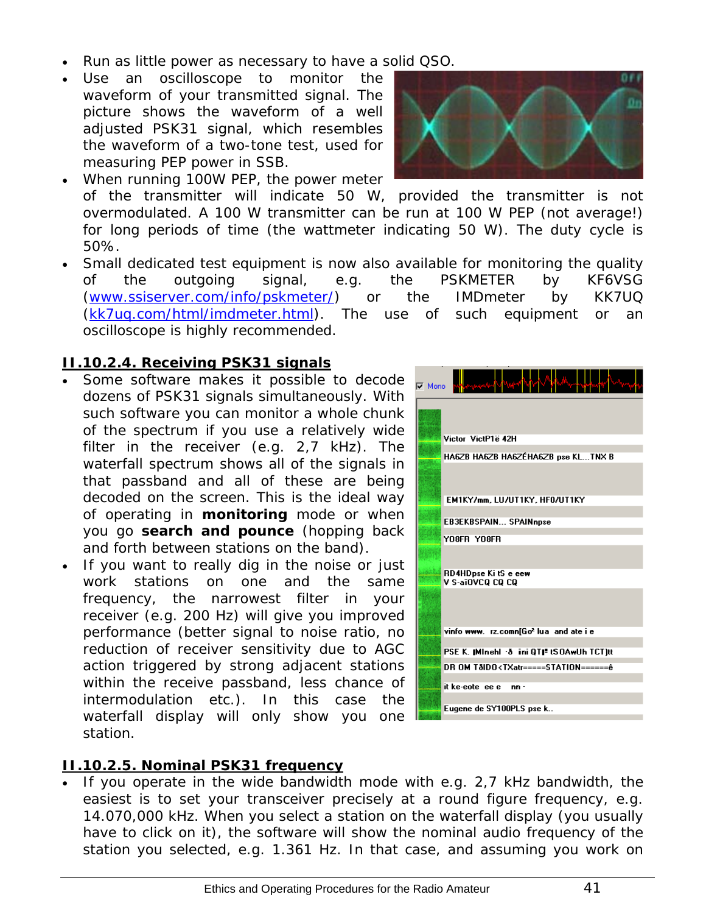- Run as little power as necessary to have a solid QSO.
- Use an oscilloscope to monitor the waveform of your transmitted signal. The picture shows the waveform of a well adjusted PSK31 signal, which resembles the waveform of a two-tone test, used for measuring PEP power in SSB.
- When running 100W PEP, the power meter of the transmitter will indicate 50 W, provided the transmitter is not overmodulated. A 100 W transmitter can be run at 100 W PEP (not average!) for long periods of time (the wattmeter indicating 50 W). The duty cycle is 50%.
- Small dedicated test equipment is now also available for monitoring the quality of the outgoing signal, e.g. the PSKMETER by KF6VSG (www.ssiserver.com/info/pskmeter/) or the IMDmeter by KK7UQ (kk7uq.com/html/imdmeter.html). The use of such equipment or an oscilloscope is highly recommended.

## II.10.2.4. Receiving PSK31 signals

- Some software makes it possible to decode dozens of PSK31 signals simultaneously. With such software you can monitor a whole chunk of the spectrum if you use a relatively wide filter in the receiver (e.g. 2,7 kHz). The waterfall spectrum shows all of the signals in that passband and all of these are being decoded on the screen. This is the ideal way of operating in **monitoring** mode or when you go **search and pounce** (hopping back and forth between stations on the band).
- If you want to really dig in the noise or just work stations on one and the same frequency, the narrowest filter in your receiver (e.g. 200 Hz) will give you improved performance (better signal to noise ratio, no reduction of receiver sensitivity due to AGC action triggered by strong adjacent stations within the receive passband, less chance of intermodulation etc.). In this case the waterfall display will only show you one station.

## II.10.2.5. Nominal PSK31 frequency

- If you operate in the wide bandwidth mode with e.g. 2,7 kHz bandwidth, the easiest is to set your transceiver precisely at a round figure frequency, e.g. 14.070,000 kHz. When you select a station on the waterfall display (you usually have to click on it), the software will show the nominal audio frequency of the station you selected, e.g. 1.361 Hz. In that case, and assuming you work on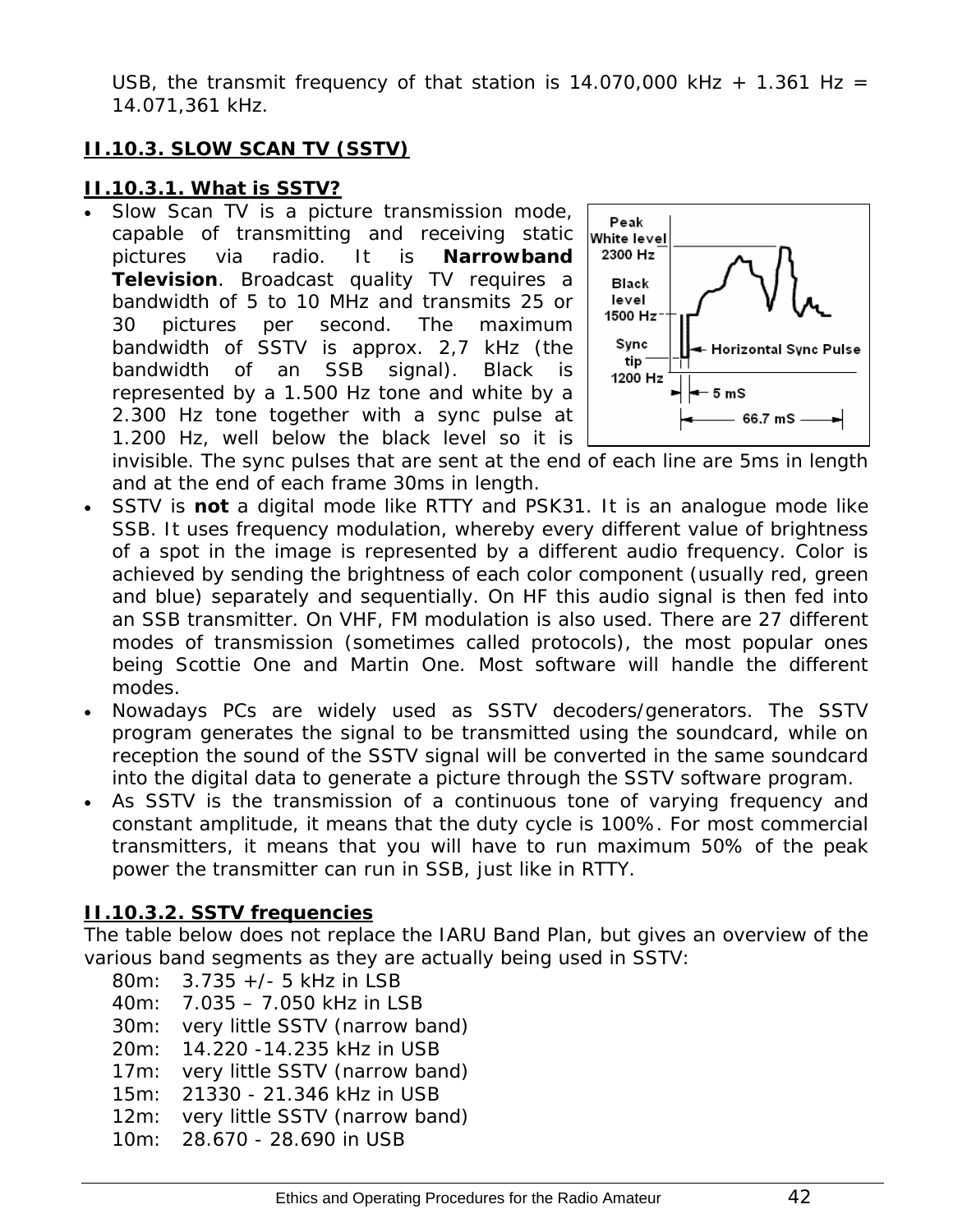USB, the transmit frequency of that station is 14.070,000 kHz + 1.361 Hz = 14.071,361 kHz.

## II.10.3. SLOW SCAN TV (SSTV)

### II.10.3.1. What is SSTV?

- Slow Scan TV is a picture transmission mode, capable of transmitting and receiving static pictures via radio. It is **Narrowband Television**. Broadcast quality TV requires a bandwidth of 5 to 10 MHz and transmits 25 or 30 pictures per second. The maximum bandwidth of SSTV is approx. 2,7 kHz (the bandwidth of an SSB signal). Black is represented by a 1.500 Hz tone and white by a 2.300 Hz tone together with a sync pulse at 1.200 Hz, well below the black level so it is invisible. The sync pulses that are sent at the end of each line are 5ms in length and at the end of each frame 30ms in length.
- SSTV is **not** a digital mode like RTTY and PSK31. It is an analogue mode like SSB. It uses frequency modulation, whereby every different value of brightness of a spot in the image is represented by a different audio frequency. Color is achieved by sending the brightness of each color component (usually red, green and blue) separately and sequentially. On HF this audio signal is then fed into an SSB transmitter. On VHF, FM modulation is also used. There are 27 different modes of transmission (sometimes called protocols), the most popular ones being Scottie One and Martin One. Most software will handle the different modes.
- Nowadays PCs are widely used as SSTV decoders/generators. The SSTV program generates the signal to be transmitted using the soundcard, while on reception the sound of the SSTV signal will be converted in the same soundcard into the digital data to generate a picture through the SSTV software program.
- As SSTV is the transmission of a continuous tone of varying frequency and constant amplitude, it means that the duty cycle is 100%. For most commercial transmitters, it means that you will have to run maximum 50% of the peak power the transmitter can run in SSB, just like in RTTY.

### II.10.3.2. SSTV frequencies

The table below does not replace the IARU Band Plan, but gives an overview of the various band segments as they are actually being used in SSTV:

- 80m: 3.735 +/- 5 kHz in LSB
- 40m: 7.035 – 7.050 kHz in LSB
- 30m: very little SSTV (narrow band)
- 20m: 14.220 -14.235 kHz in USB
- 17m: very little SSTV (narrow band)
- 15m: 21330 - 21.346 kHz in USB
- 12m: very little SSTV (narrow band)
- 10m: 28.670 - 28.690 in USB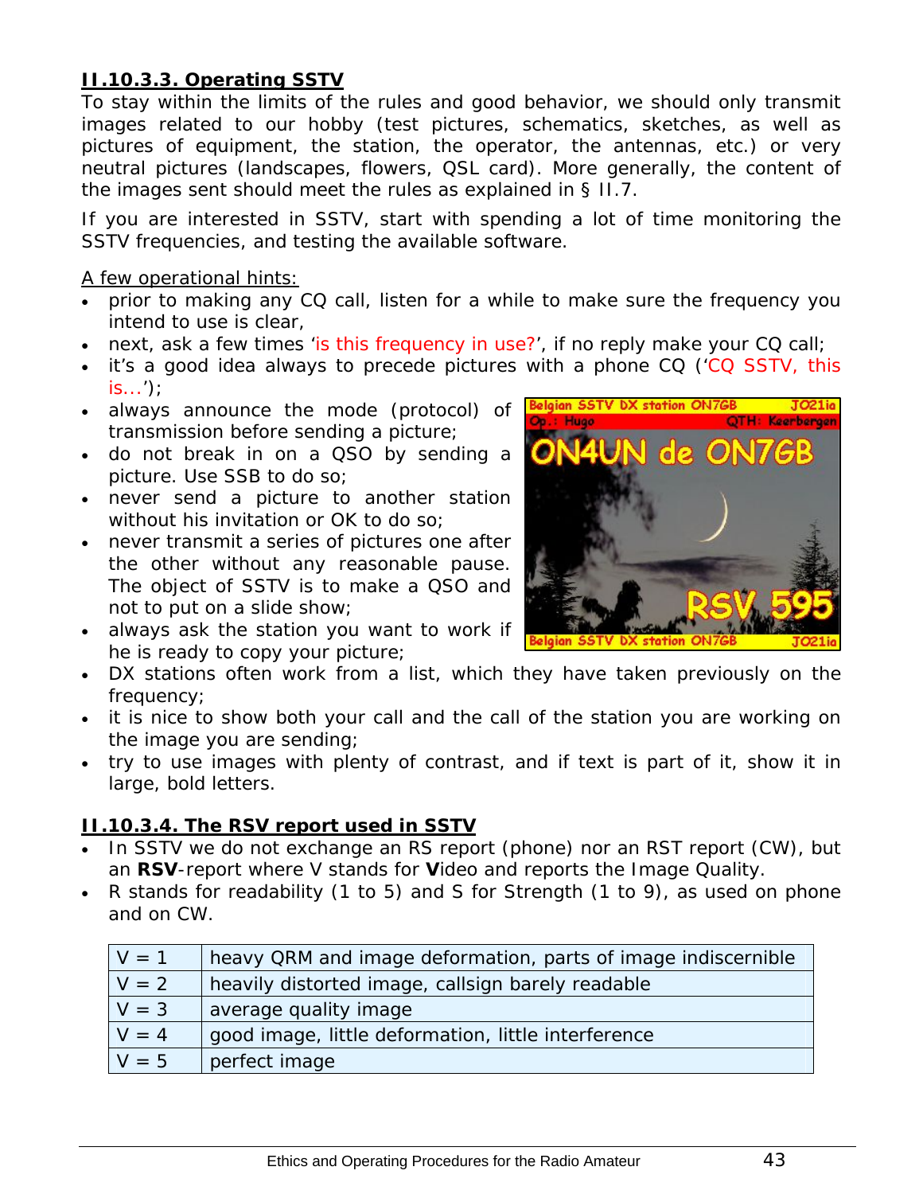### II.10.3.3. Operating SSTV

To stay within the limits of the rules and good behavior, we should only transmit images related to our hobby (test pictures, schematics, sketches, as well as pictures of equipment, the station, the operator, the antennas, etc.) or very neutral pictures (landscapes, flowers, QSL card). More generally, the content of the images sent should meet the rules as explained in § II.7.

If you are interested in SSTV, start with spending a lot of time monitoring the SSTV frequencies, and testing the available software.

A few operational hints:

- prior to making any CQ call, listen for a while to make sure the frequency you intend to use is clear,
- next, ask a few times 'is this frequency in use?', if no reply make your CQ call;
- it's a good idea always to precede pictures with a phone CQ ('CQ SSTV, this is…');
- always announce the mode (protocol) of transmission before sending a picture;
- do not break in on a QSO by sending a picture. Use SSB to do so;
- never send a picture to another station without his invitation or OK to do so;
- never transmit a series of pictures one after the other without any reasonable pause. The object of SSTV is to make a QSO and not to put on a slide show;
- always ask the station you want to work if he is ready to copy your picture;
- DX stations often work from a list, which they have taken previously on the frequency;
- it is nice to show both your call and the call of the station you are working on the image you are sending;
- try to use images with plenty of contrast, and if text is part of it, show it in large, bold letters.

### II.10.3.4. The RSV report used in SSTV

- In SSTV we do not exchange an RS report (phone) nor an RST report (CW), but an **RSV**-report where V stands for **V**ideo and reports the Image Quality.
- R stands for readability (1 to 5) and S for Strength (1 to 9), as used on phone and on CW.

| | |
|---|---|
| V = 1 | heavy QRM and image deformation, parts of image indiscernible |
| V = 2 | heavily distorted image, callsign barely readable |
| V = 3 | average quality image |
| V = 4 | good image, little deformation, little interference |
| V = 5 | perfect image |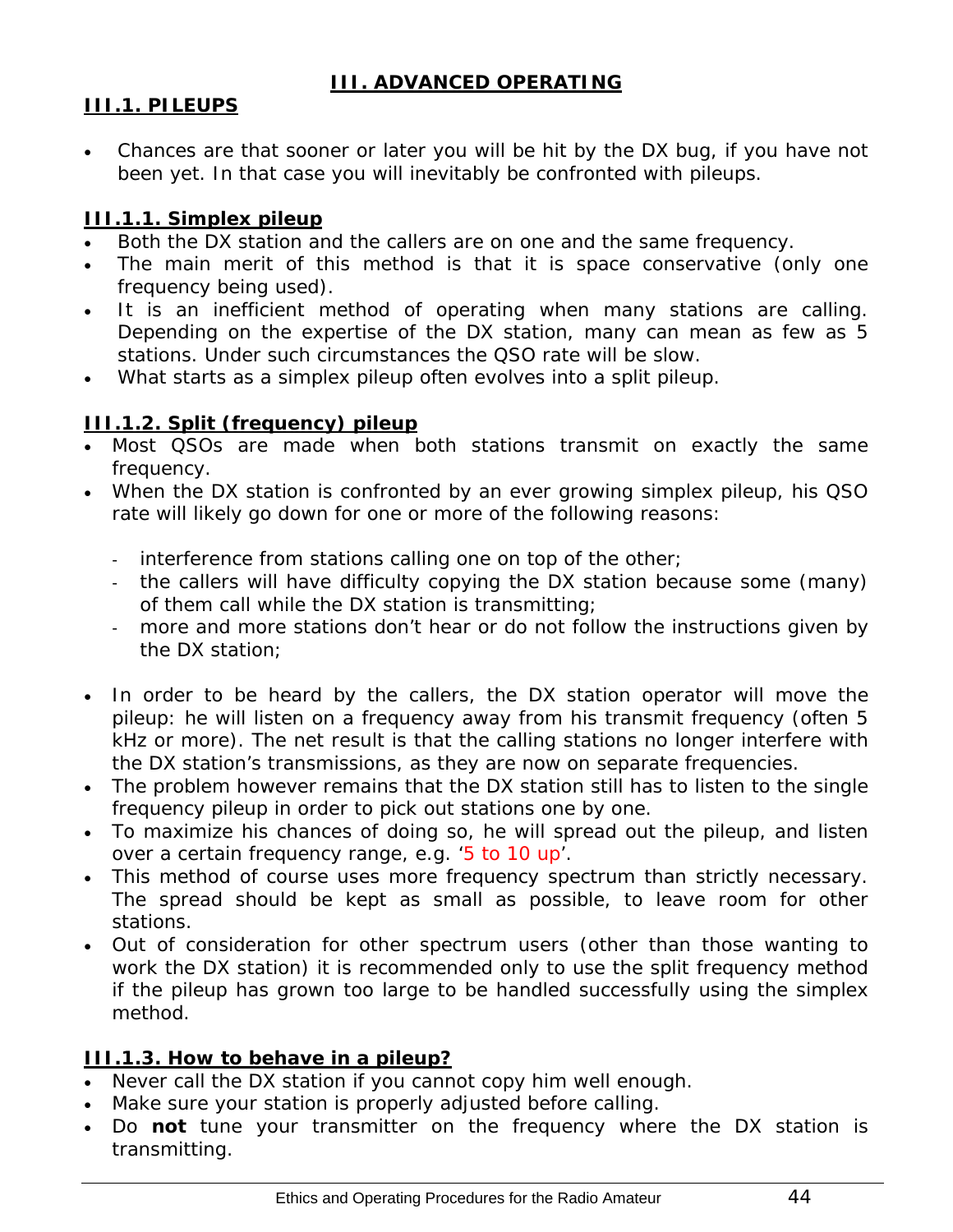# III. ADVANCED OPERATING

## III.1. PILEUPS

- Chances are that sooner or later you will be hit by the DX bug, if you have not been yet. In that case you will inevitably be confronted with pileups.

### III.1.1. Simplex pileup

- Both the DX station and the callers are on one and the same frequency.
- The main merit of this method is that it is space conservative (only one frequency being used).
- It is an inefficient method of operating when many stations are calling. Depending on the expertise of the DX station, many can mean as few as 5 stations. Under such circumstances the QSO rate will be slow.
- What starts as a simplex pileup often evolves into a split pileup.

### III.1.2. Split (frequency) pileup

- Most QSOs are made when both stations transmit on exactly the same frequency.
- When the DX station is confronted by an ever growing simplex pileup, his QSO rate will likely go down for one or more of the following reasons:
  - interference from stations calling one on top of the other;
  - the callers will have difficulty copying the DX station because some (many) of them call while the DX station is transmitting;
  - more and more stations don't hear or do not follow the instructions given by the DX station;
- In order to be heard by the callers, the DX station operator will move the pileup: he will listen on a frequency away from his transmit frequency (often 5 kHz or more). The net result is that the calling stations no longer interfere with the DX station's transmissions, as they are now on separate frequencies.
- The problem however remains that the DX station still has to listen to the single frequency pileup in order to pick out stations one by one.
- To maximize his chances of doing so, he will spread out the pileup, and listen over a certain frequency range, e.g. '5 to 10 up'.
- This method of course uses more frequency spectrum than strictly necessary. The spread should be kept as small as possible, to leave room for other stations.
- Out of consideration for other spectrum users (other than those wanting to work the DX station) it is recommended only to use the split frequency method if the pileup has grown too large to be handled successfully using the simplex method.

### III.1.3. How to behave in a pileup?

- Never call the DX station if you cannot copy him well enough.
- Make sure your station is properly adjusted before calling.
- Do **not** tune your transmitter on the frequency where the DX station is transmitting.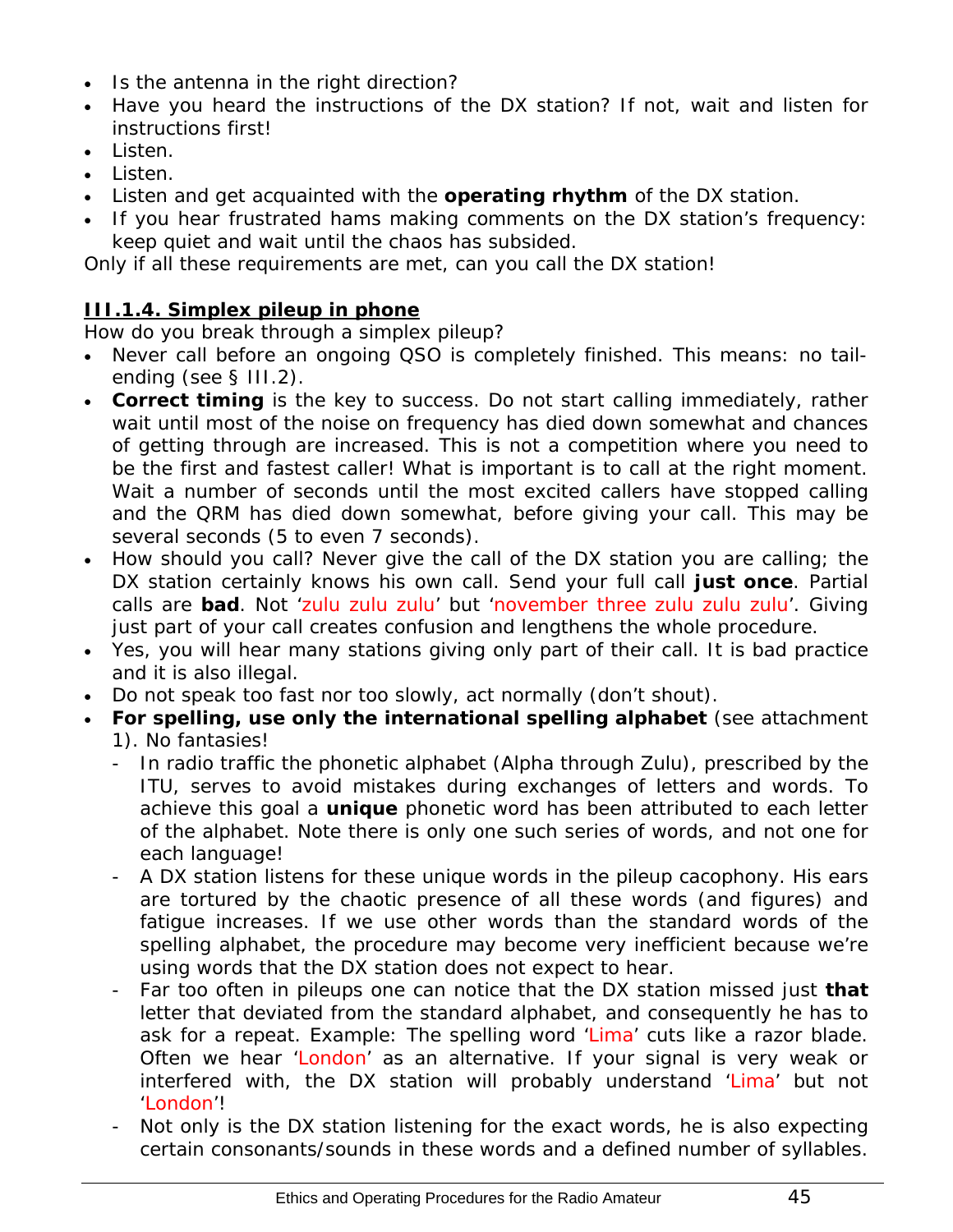- Is the antenna in the right direction?
- Have you heard the instructions of the DX station? If not, wait and listen for instructions first!
- Listen.
- Listen.
- Listen and get acquainted with the **operating rhythm** of the DX station.
- If you hear frustrated hams making comments on the DX station's frequency: keep quiet and wait until the chaos has subsided.

Only if all these requirements are met, can you call the DX station!

### III.1.4. Simplex pileup in phone

How do you break through a simplex pileup?

- Never call before an ongoing QSO is completely finished. This means: no tail-ending (see § III.2).
- **Correct timing** is the key to success. Do not start calling immediately, rather wait until most of the noise on frequency has died down somewhat and chances of getting through are increased. This is not a competition where you need to be the first and fastest caller! What is important is to call at the right moment. Wait a number of seconds until the most excited callers have stopped calling and the QRM has died down somewhat, before giving your call. This may be several seconds (5 to even 7 seconds).
- How should you call? Never give the call of the DX station you are calling; the DX station certainly knows his own call. Send your full call **just once**. Partial calls are **bad**. Not 'zulu zulu zulu' but 'november three zulu zulu zulu'. Giving just part of your call creates confusion and lengthens the whole procedure.
- Yes, you will hear many stations giving only part of their call. It is bad practice and it is also illegal.
- Do not speak too fast nor too slowly, act normally (don't shout).
- **For spelling, use only the international spelling alphabet** (see attachment 1). No fantasies!
  - In radio traffic the phonetic alphabet (Alpha through Zulu), prescribed by the ITU, serves to avoid mistakes during exchanges of letters and words. To achieve this goal a **unique** phonetic word has been attributed to each letter of the alphabet. Note there is only one such series of words, and not one for each language!
  - A DX station listens for these unique words in the pileup cacophony. His ears are tortured by the chaotic presence of all these words (and figures) and fatigue increases. If we use other words than the standard words of the spelling alphabet, the procedure may become very inefficient because we're using words that the DX station does not expect to hear.
  - Far too often in pileups one can notice that the DX station missed just **that** letter that deviated from the standard alphabet, and consequently he has to ask for a repeat. Example: The spelling word 'Lima' cuts like a razor blade. Often we hear 'London' as an alternative. If your signal is very weak or interfered with, the DX station will probably understand 'Lima' but not 'London'!
  - Not only is the DX station listening for the exact words, he is also expecting certain consonants/sounds in these words and a defined number of syllables.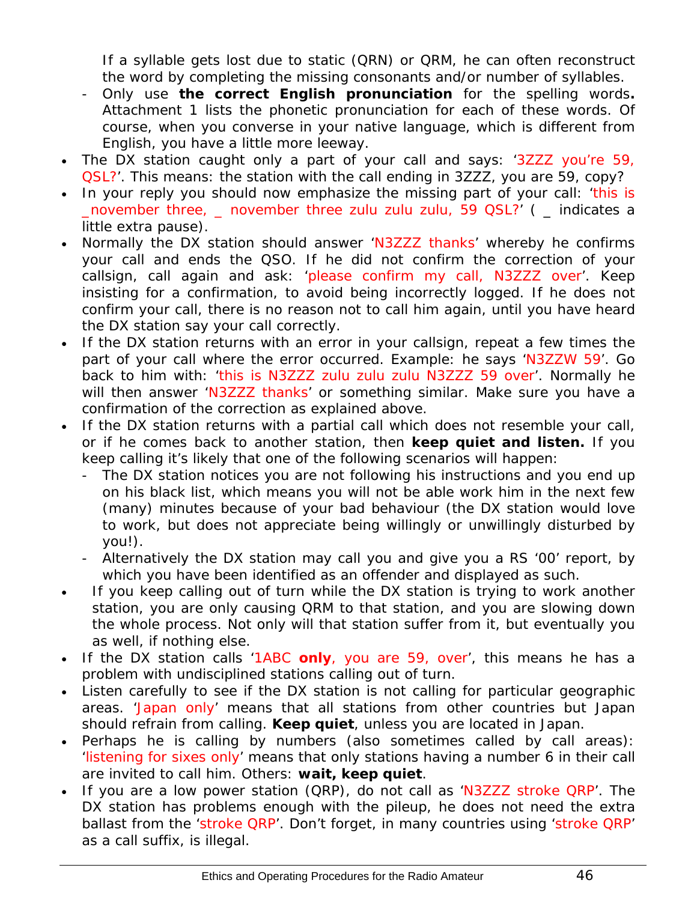If a syllable gets lost due to static (QRN) or QRM, he can often reconstruct the word by completing the missing consonants and/or number of syllables.

  - Only use **the correct English pronunciation** for the spelling words**.** Attachment 1 lists the phonetic pronunciation for each of these words. Of course, when you converse in your native language, which is different from English, you have a little more leeway.

- The DX station caught only a part of your call and says: '3ZZZ you're 59, QSL?'. This means: the station with the call ending in 3ZZZ, you are 59, copy?
- In your reply you should now emphasize the missing part of your call: 'this is _november three, _ november three zulu zulu zulu, 59 QSL?' ( _ indicates a little extra pause).
- Normally the DX station should answer 'N3ZZZ thanks' whereby he confirms your call and ends the QSO. If he did not confirm the correction of your callsign, call again and ask: 'please confirm my call, N3ZZZ over'. Keep insisting for a confirmation, to avoid being incorrectly logged. If he does not confirm your call, there is no reason not to call him again, until you have heard the DX station say your call correctly.
- If the DX station returns with an error in your callsign, repeat a few times the part of your call where the error occurred. Example: he says 'N3ZZW 59'. Go back to him with: 'this is N3ZZZ zulu zulu zulu N3ZZZ 59 over'. Normally he will then answer 'N3ZZZ thanks' or something similar. Make sure you have a confirmation of the correction as explained above.
- If the DX station returns with a partial call which does not resemble your call, or if he comes back to another station, then **keep quiet and listen.** If you keep calling it's likely that one of the following scenarios will happen:
  - The DX station notices you are not following his instructions and you end up on his black list, which means you will not be able work him in the next few (many) minutes because of your bad behaviour (the DX station would love to work, but does not appreciate being willingly or unwillingly disturbed by you!).
  - Alternatively the DX station may call you and give you a RS '00' report, by which you have been identified as an offender and displayed as such.
- If you keep calling out of turn while the DX station is trying to work another station, you are only causing QRM to that station, and you are slowing down the whole process. Not only will that station suffer from it, but eventually you as well, if nothing else.
- If the DX station calls '1ABC **only**, you are 59, over', this means he has a problem with undisciplined stations calling out of turn.
- Listen carefully to see if the DX station is not calling for particular geographic areas. 'Japan only' means that all stations from other countries but Japan should refrain from calling. **Keep quiet**, unless you are located in Japan.
- Perhaps he is calling by numbers (also sometimes called by call areas): 'listening for sixes only' means that only stations having a number 6 in their call are invited to call him. Others: **wait, keep quiet**.
- If you are a low power station (QRP), do not call as 'N3ZZZ stroke QRP'. The DX station has problems enough with the pileup, he does not need the extra ballast from the 'stroke QRP'. Don't forget, in many countries using 'stroke QRP' as a call suffix, is illegal.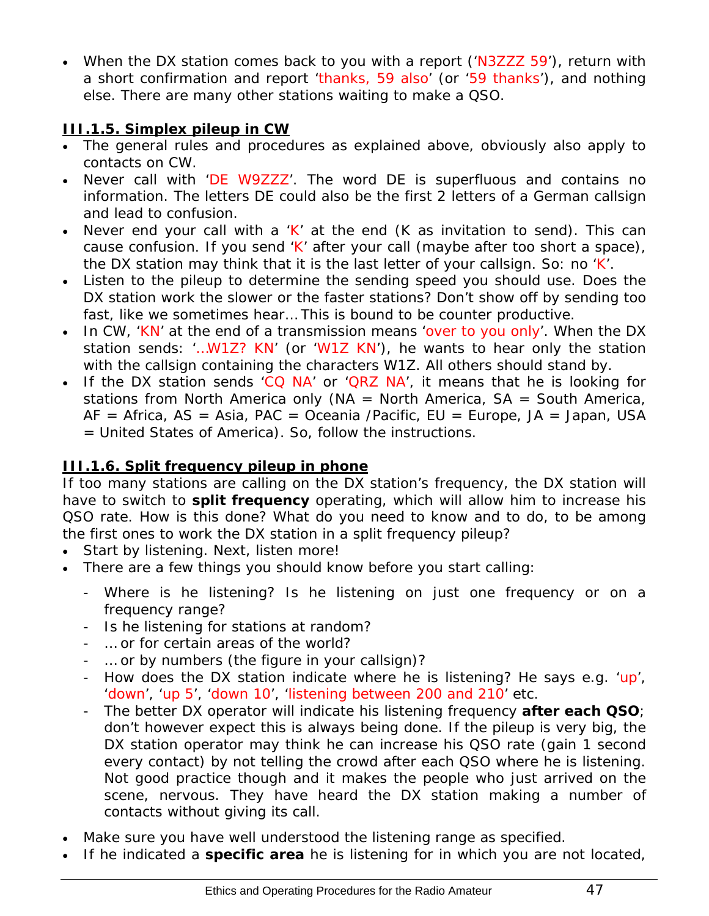- When the DX station comes back to you with a report ('N3ZZZ 59'), return with a short confirmation and report 'thanks, 59 also' (or '59 thanks'), and nothing else. There are many other stations waiting to make a QSO.

### III.1.5. Simplex pileup in CW

- The general rules and procedures as explained above, obviously also apply to contacts on CW.
- Never call with 'DE W9ZZZ'. The word DE is superfluous and contains no information. The letters DE could also be the first 2 letters of a German callsign and lead to confusion.
- Never end your call with a 'K' at the end (K as invitation to send). This can cause confusion. If you send 'K' after your call (maybe after too short a space), the DX station may think that it is the last letter of your callsign. So: no 'K'.
- Listen to the pileup to determine the sending speed you should use. Does the DX station work the slower or the faster stations? Don't show off by sending too fast, like we sometimes hear… This is bound to be counter productive.
- In CW, 'KN' at the end of a transmission means 'over to you only'. When the DX station sends: '…W1Z? KN' (or 'W1Z KN'), he wants to hear only the station with the callsign containing the characters W1Z. All others should stand by.
- If the DX station sends 'CQ NA' or 'QRZ NA', it means that he is looking for stations from North America only (NA = North America, SA = South America, AF = Africa, AS = Asia, PAC = Oceania /Pacific, EU = Europe, JA = Japan, USA = United States of America). So, follow the instructions.

### III.1.6. Split frequency pileup in phone

If too many stations are calling on the DX station's frequency, the DX station will have to switch to **split frequency** operating, which will allow him to increase his QSO rate. How is this done? What do you need to know and to do, to be among the first ones to work the DX station in a split frequency pileup?

- Start by listening. Next, listen more!
- There are a few things you should know before you start calling:
  - Where is he listening? Is he listening on just one frequency or on a frequency range?
  - Is he listening for stations at random?
  - … or for certain areas of the world?
  - … or by numbers (the figure in your callsign)?
  - How does the DX station indicate where he is listening? He says e.g. 'up', 'down', 'up 5', 'down 10', 'listening between 200 and 210' etc.
  - The better DX operator will indicate his listening frequency **after each QSO**; don't however expect this is always being done. If the pileup is very big, the DX station operator may think he can increase his QSO rate (gain 1 second every contact) by not telling the crowd after each QSO where he is listening. Not good practice though and it makes the people who just arrived on the scene, nervous. They have heard the DX station making a number of contacts without giving its call.
- Make sure you have well understood the listening range as specified.
- If he indicated a **specific area** he is listening for in which you are not located,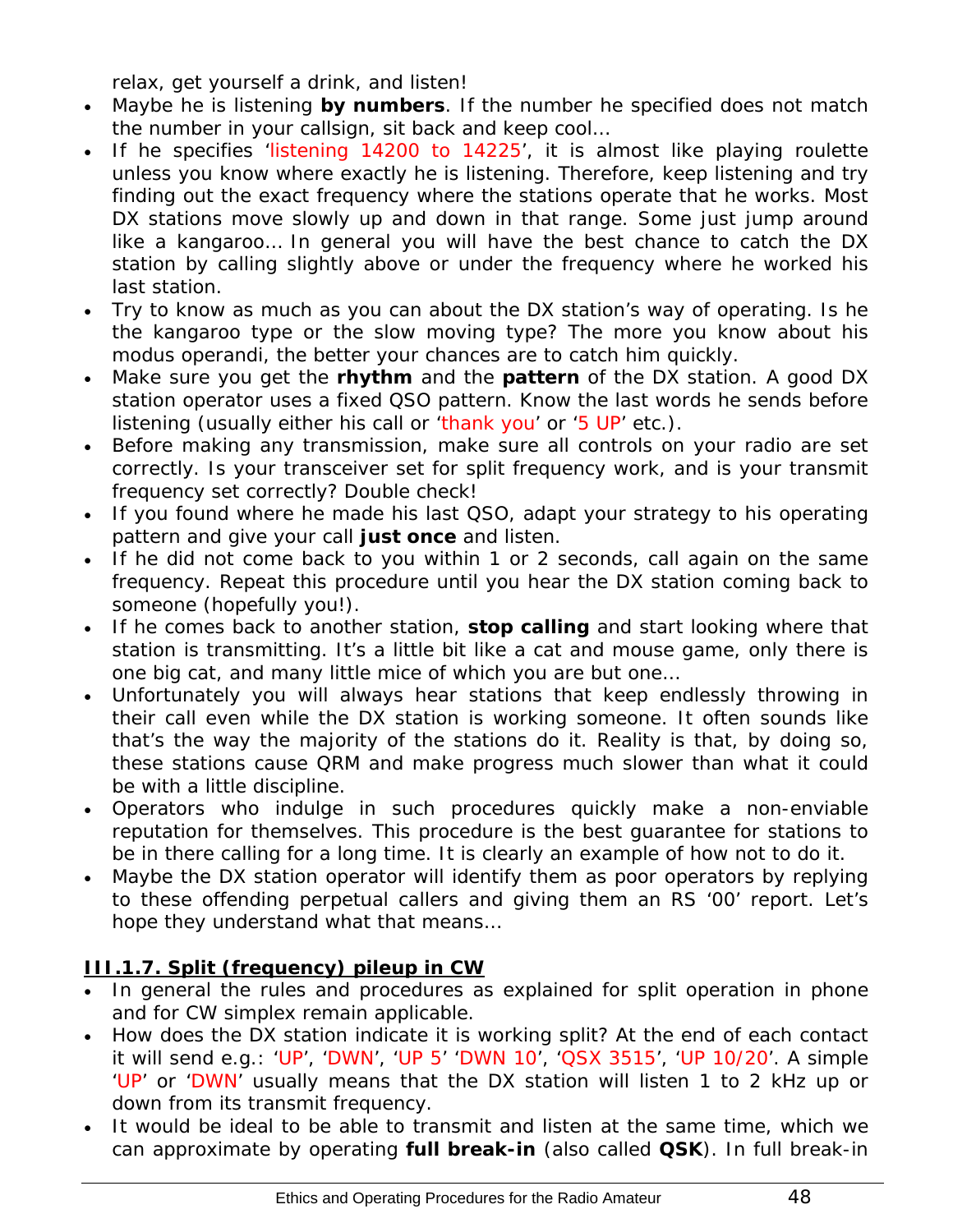relax, get yourself a drink, and listen!

- Maybe he is listening **by numbers**. If the number he specified does not match the number in your callsign, sit back and keep cool…
- If he specifies 'listening 14200 to 14225', it is almost like playing roulette unless you know where exactly he is listening. Therefore, keep listening and try finding out the exact frequency where the stations operate that he works. Most DX stations move slowly up and down in that range. Some just jump around like a kangaroo… In general you will have the best chance to catch the DX station by calling slightly above or under the frequency where he worked his last station.
- Try to know as much as you can about the DX station's way of operating. Is he the kangaroo type or the slow moving type? The more you know about his modus operandi, the better your chances are to catch him quickly.
- Make sure you get the **rhythm** and the **pattern** of the DX station. A good DX station operator uses a fixed QSO pattern. Know the last words he sends before listening (usually either his call or 'thank you' or '5 UP' etc.).
- Before making any transmission, make sure all controls on your radio are set correctly. Is your transceiver set for split frequency work, and is your transmit frequency set correctly? Double check!
- If you found where he made his last QSO, adapt your strategy to his operating pattern and give your call **just once** and listen.
- If he did not come back to you within 1 or 2 seconds, call again on the same frequency. Repeat this procedure until you hear the DX station coming back to someone (hopefully you!).
- If he comes back to another station, **stop calling** and start looking where that station is transmitting. It's a little bit like a cat and mouse game, only there is one big cat, and many little mice of which you are but one…
- Unfortunately you will always hear stations that keep endlessly throwing in their call even while the DX station is working someone. It often sounds like that's the way the majority of the stations do it. Reality is that, by doing so, these stations cause QRM and make progress much slower than what it could be with a little discipline.
- Operators who indulge in such procedures quickly make a non-enviable reputation for themselves. This procedure is the best guarantee for stations to be in there calling for a long time. It is clearly an example of how not to do it.
- Maybe the DX station operator will identify them as poor operators by replying to these offending perpetual callers and giving them an RS '00' report. Let's hope they understand what that means…

### III.1.7. Split (frequency) pileup in CW

- In general the rules and procedures as explained for split operation in phone and for CW simplex remain applicable.
- How does the DX station indicate it is working split? At the end of each contact it will send e.g.: 'UP', 'DWN', 'UP 5' 'DWN 10', 'QSX 3515', 'UP 10/20'. A simple 'UP' or 'DWN' usually means that the DX station will listen 1 to 2 kHz up or down from its transmit frequency.
- It would be ideal to be able to transmit and listen at the same time, which we can approximate by operating **full break-in** (also called **QSK**). In full break-in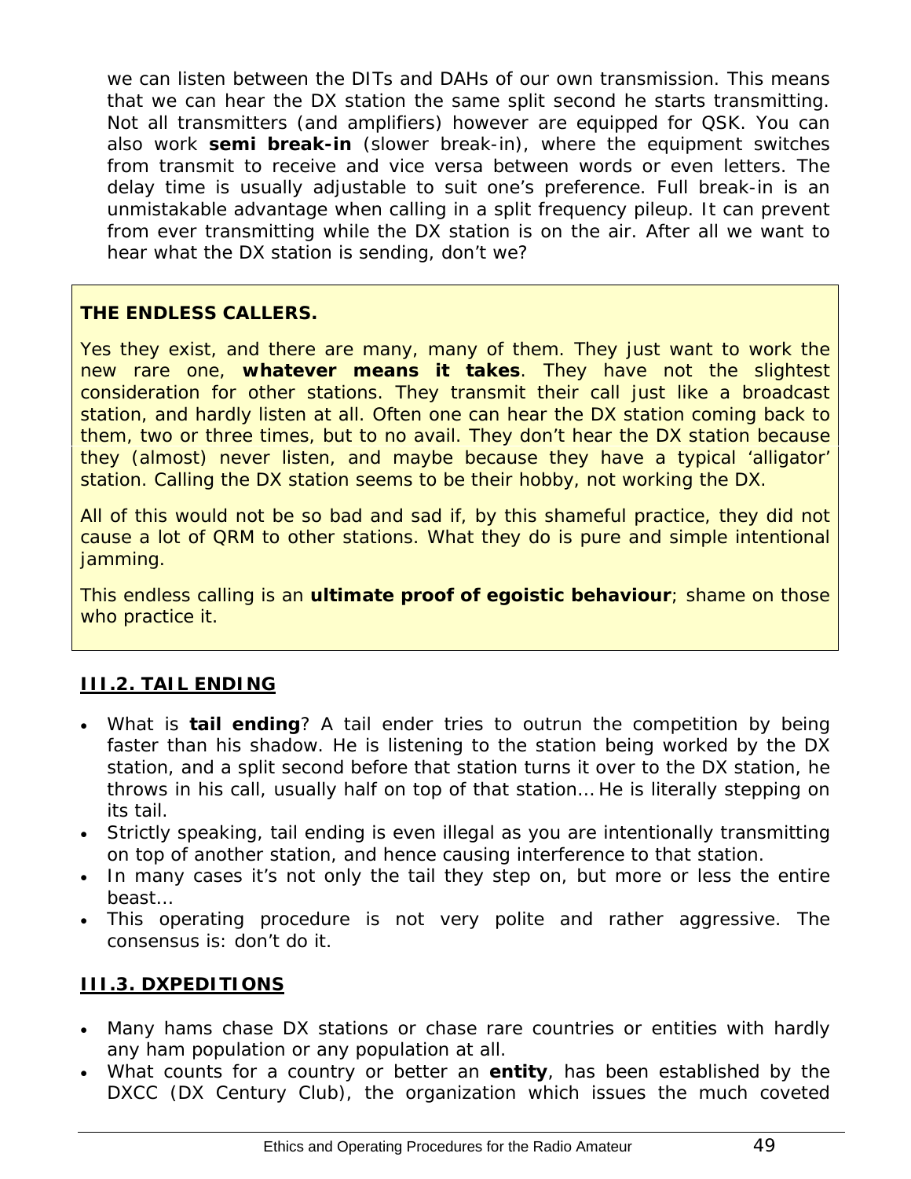we can listen between the DITs and DAHs of our own transmission. This means that we can hear the DX station the same split second he starts transmitting. Not all transmitters (and amplifiers) however are equipped for QSK. You can also work **semi break-in** (slower break-in), where the equipment switches from transmit to receive and vice versa between words or even letters. The delay time is usually adjustable to suit one's preference. Full break-in is an unmistakable advantage when calling in a split frequency pileup. It can prevent from ever transmitting while the DX station is on the air. After all we want to hear what the DX station is sending, don't we?

**THE ENDLESS CALLERS.**

Yes they exist, and there are many, many of them. They just want to work the new rare one, **whatever means it takes**. They have not the slightest consideration for other stations. They transmit their call just like a broadcast station, and hardly listen at all. Often one can hear the DX station coming back to them, two or three times, but to no avail. They don't hear the DX station because they (almost) never listen, and maybe because they have a typical 'alligator' station. Calling the DX station seems to be their hobby, not working the DX.

All of this would not be so bad and sad if, by this shameful practice, they did not cause a lot of QRM to other stations. What they do is pure and simple intentional jamming.

This endless calling is an **ultimate proof of egoistic behaviour**; shame on those who practice it.

## III.2. TAIL ENDING

- What is **tail ending**? A tail ender tries to outrun the competition by being faster than his shadow. He is listening to the station being worked by the DX station, and a split second before that station turns it over to the DX station, he throws in his call, usually half on top of that station... He is literally stepping on its tail.
- Strictly speaking, tail ending is even illegal as you are intentionally transmitting on top of another station, and hence causing interference to that station.
- In many cases it's not only the tail they step on, but more or less the entire beast...
- This operating procedure is not very polite and rather aggressive. The consensus is: don't do it.

## III.3. DXPEDITIONS

- Many hams chase DX stations or chase rare countries or entities with hardly any ham population or any population at all.
- What counts for a country or better an **entity**, has been established by the DXCC (DX Century Club), the organization which issues the much coveted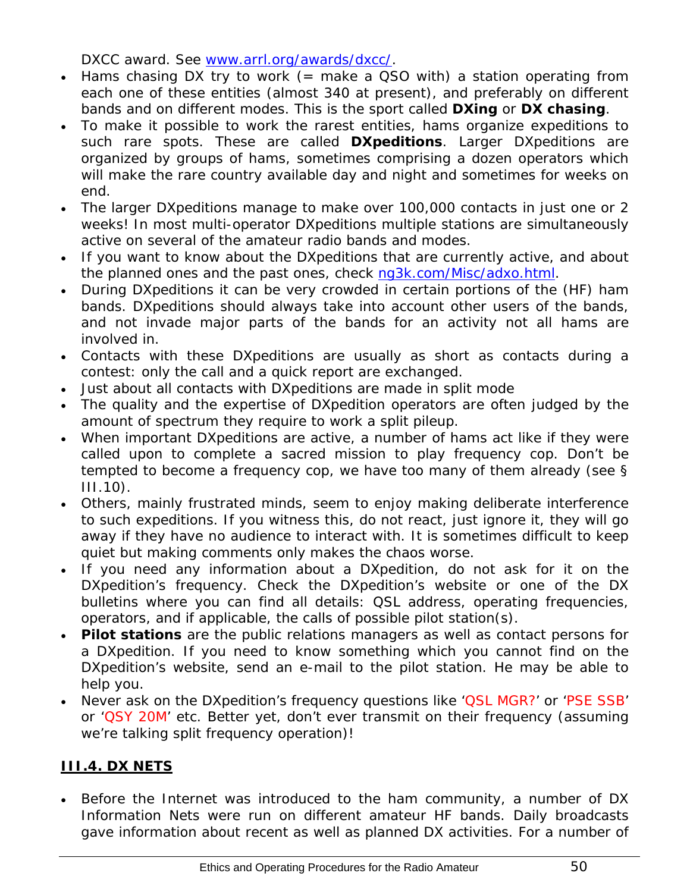DXCC award. See www.arrl.org/awards/dxcc/.

- Hams chasing DX try to work (= make a QSO with) a station operating from each one of these entities (almost 340 at present), and preferably on different bands and on different modes. This is the sport called **DXing** or **DX chasing**.
- To make it possible to work the rarest entities, hams organize expeditions to such rare spots. These are called **DXpeditions**. Larger DXpeditions are organized by groups of hams, sometimes comprising a dozen operators which will make the rare country available day and night and sometimes for weeks on end.
- The larger DXpeditions manage to make over 100,000 contacts in just one or 2 weeks! In most multi-operator DXpeditions multiple stations are simultaneously active on several of the amateur radio bands and modes.
- If you want to know about the DXpeditions that are currently active, and about the planned ones and the past ones, check ng3k.com/Misc/adxo.html.
- During DXpeditions it can be very crowded in certain portions of the (HF) ham bands. DXpeditions should always take into account other users of the bands, and not invade major parts of the bands for an activity not all hams are involved in.
- Contacts with these DXpeditions are usually as short as contacts during a contest: only the call and a quick report are exchanged.
- Just about all contacts with DXpeditions are made in split mode
- The quality and the expertise of DXpedition operators are often judged by the amount of spectrum they require to work a split pileup.
- When important DXpeditions are active, a number of hams act like if they were called upon to complete a sacred mission to play frequency cop. Don't be tempted to become a frequency cop, we have too many of them already (see § III.10).
- Others, mainly frustrated minds, seem to enjoy making deliberate interference to such expeditions. If you witness this, do not react, just ignore it, they will go away if they have no audience to interact with. It is sometimes difficult to keep quiet but making comments only makes the chaos worse.
- If you need any information about a DXpedition, do not ask for it on the DXpedition's frequency. Check the DXpedition's website or one of the DX bulletins where you can find all details: QSL address, operating frequencies, operators, and if applicable, the calls of possible pilot station(s).
- **Pilot stations** are the public relations managers as well as contact persons for a DXpedition. If you need to know something which you cannot find on the DXpedition's website, send an e-mail to the pilot station. He may be able to help you.
- Never ask on the DXpedition's frequency questions like 'QSL MGR?' or 'PSE SSB' or 'QSY 20M' etc. Better yet, don't ever transmit on their frequency (assuming we're talking split frequency operation)!

## III.4. DX NETS

- Before the Internet was introduced to the ham community, a number of DX Information Nets were run on different amateur HF bands. Daily broadcasts gave information about recent as well as planned DX activities. For a number of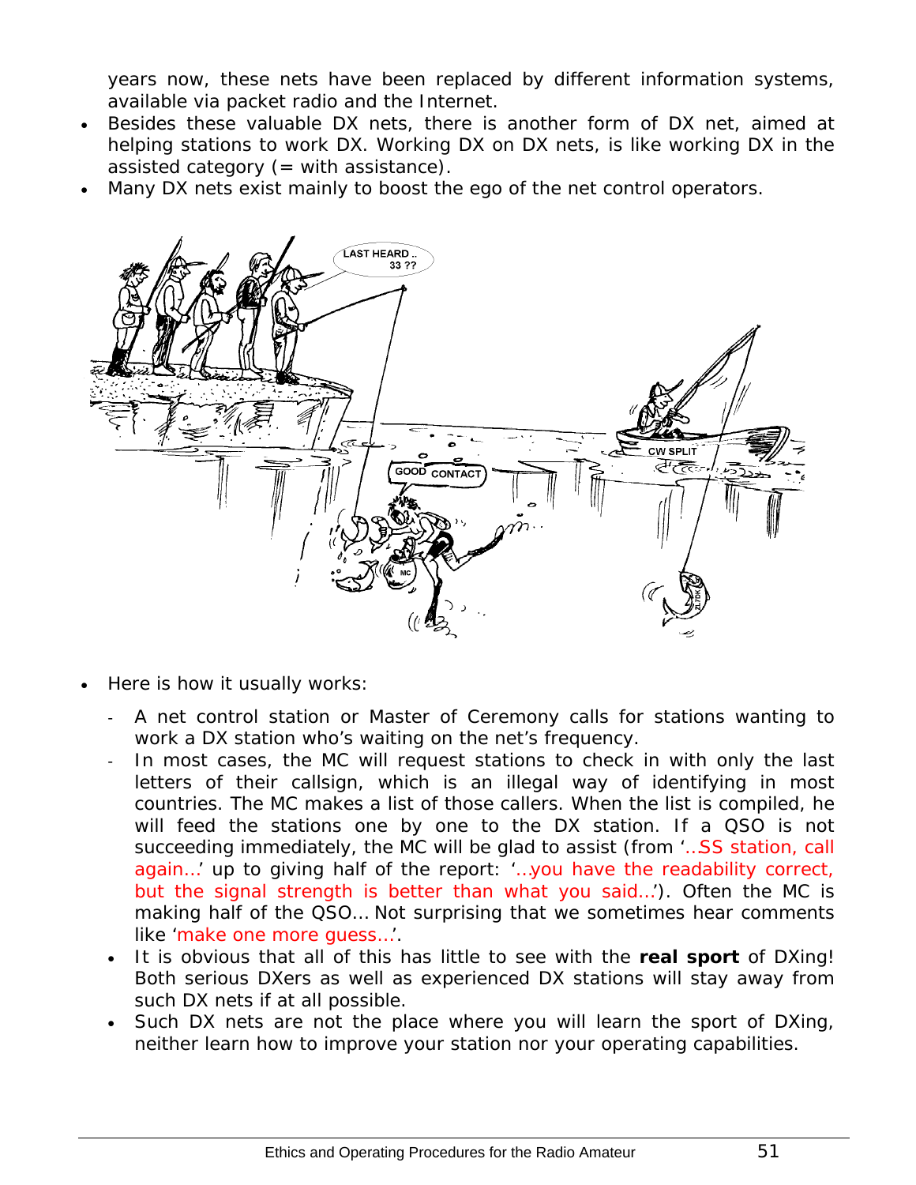years now, these nets have been replaced by different information systems, available via packet radio and the Internet.

- Besides these valuable DX nets, there is another form of DX net, aimed at helping stations to work DX. Working DX on DX nets, is like working DX in the assisted category (= with assistance).
- Many DX nets exist mainly to boost the ego of the net control operators.

- Here is how it usually works:
  - A net control station or Master of Ceremony calls for stations wanting to work a DX station who's waiting on the net's frequency.
  - In most cases, the MC will request stations to check in with only the last letters of their callsign, which is an illegal way of identifying in most countries. The MC makes a list of those callers. When the list is compiled, he will feed the stations one by one to the DX station. If a QSO is not succeeding immediately, the MC will be glad to assist (from '…SS station, call again…' up to giving half of the report: '…you have the readability correct, but the signal strength is better than what you said…'). Often the MC is making half of the QSO… Not surprising that we sometimes hear comments like 'make one more guess…'.
  - It is obvious that all of this has little to see with the **real sport** of DXing! Both serious DXers as well as experienced DX stations will stay away from such DX nets if at all possible.
  - Such DX nets are not the place where you will learn the sport of DXing, neither learn how to improve your station nor your operating capabilities.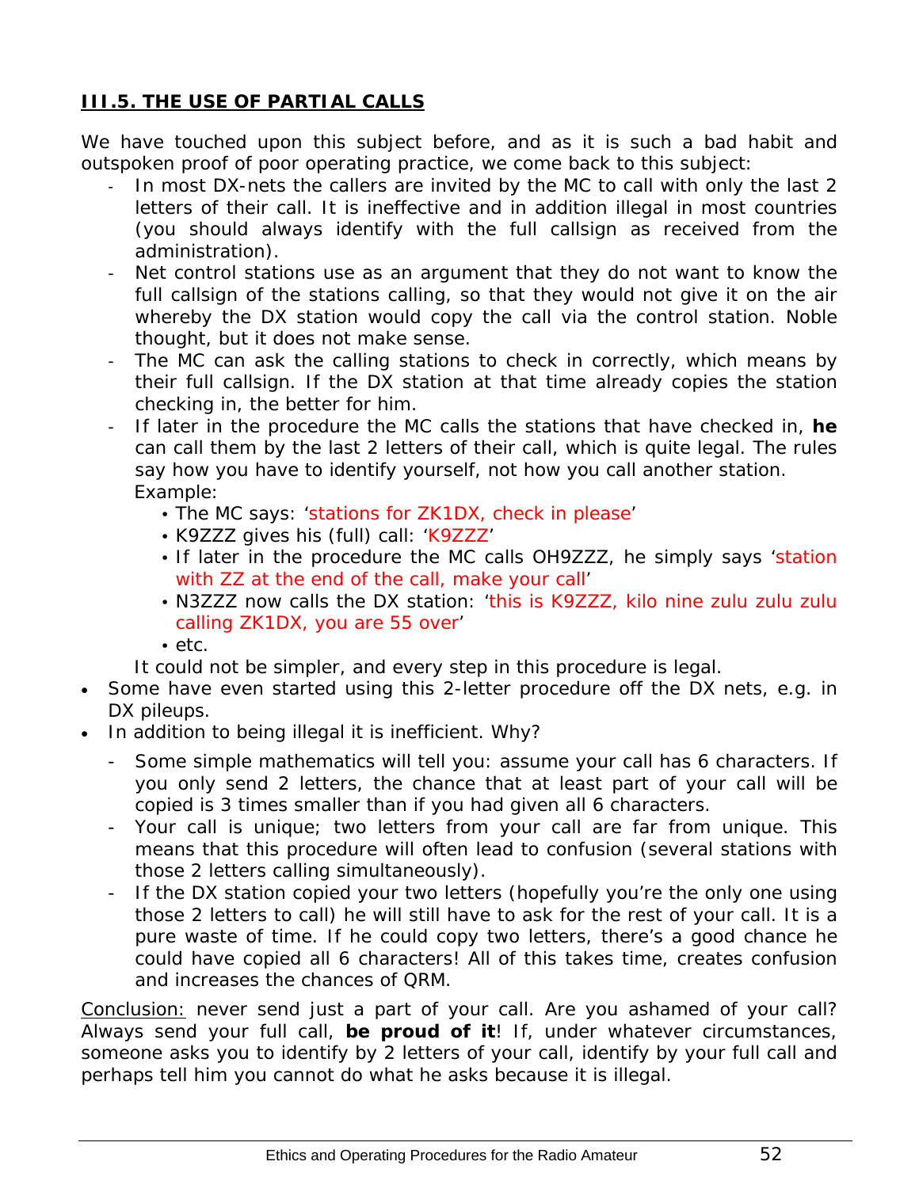### III.5. THE USE OF PARTIAL CALLS

We have touched upon this subject before, and as it is such a bad habit and outspoken proof of poor operating practice, we come back to this subject:

- In most DX-nets the callers are invited by the MC to call with only the last 2 letters of their call. It is ineffective and in addition illegal in most countries (you should always identify with the full callsign as received from the administration).
- Net control stations use as an argument that they do not want to know the full callsign of the stations calling, so that they would not give it on the air whereby the DX station would copy the call via the control station. Noble thought, but it does not make sense.
- The MC can ask the calling stations to check in correctly, which means by their full callsign. If the DX station at that time already copies the station checking in, the better for him.
- If later in the procedure the MC calls the stations that have checked in, **he** can call them by the last 2 letters of their call, which is quite legal. The rules say how you have to identify yourself, not how you call another station.
  Example:
  - The MC says: 'stations for ZK1DX, check in please'
  - K9ZZZ gives his (full) call: 'K9ZZZ'
  - If later in the procedure the MC calls OH9ZZZ, he simply says 'station with ZZ at the end of the call, make your call'
  - N3ZZZ now calls the DX station: 'this is K9ZZZ, kilo nine zulu zulu zulu calling ZK1DX, you are 55 over'
  - etc.

  It could not be simpler, and every step in this procedure is legal.

- Some have even started using this 2-letter procedure off the DX nets, e.g. in DX pileups.
- In addition to being illegal it is inefficient. Why?
  - Some simple mathematics will tell you: assume your call has 6 characters. If you only send 2 letters, the chance that at least part of your call will be copied is 3 times smaller than if you had given all 6 characters.
  - Your call is unique; two letters from your call are far from unique. This means that this procedure will often lead to confusion (several stations with those 2 letters calling simultaneously).
  - If the DX station copied your two letters (hopefully you're the only one using those 2 letters to call) he will still have to ask for the rest of your call. It is a pure waste of time. If he could copy two letters, there's a good chance he could have copied all 6 characters! All of this takes time, creates confusion and increases the chances of QRM.

Conclusion: never send just a part of your call. Are you ashamed of your call? Always send your full call, **be proud of it**! If, under whatever circumstances, someone asks you to identify by 2 letters of your call, identify by your full call and perhaps tell him you cannot do what he asks because it is illegal.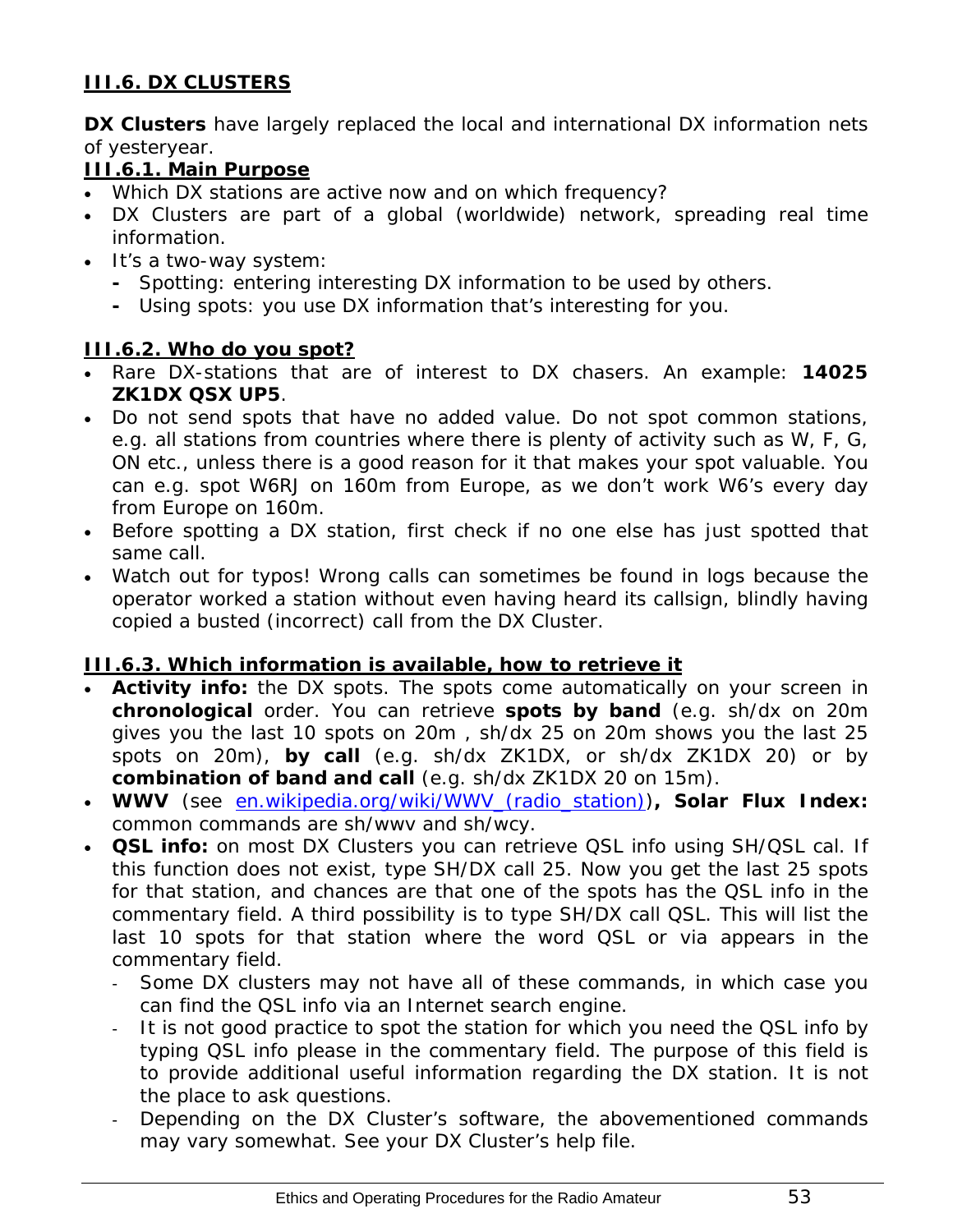## III.6. DX CLUSTERS

**DX Clusters** have largely replaced the local and international DX information nets of yesteryear.

### III.6.1. Main Purpose

- Which DX stations are active now and on which frequency?
- DX Clusters are part of a global (worldwide) network, spreading real time information.
- It's a two-way system:
  - Spotting: entering interesting DX information to be used by others.
  - Using spots: you use DX information that's interesting for you.

### III.6.2. Who do you spot?

- Rare DX-stations that are of interest to DX chasers. An example: **14025 ZK1DX QSX UP5**.
- Do not send spots that have no added value. Do not spot common stations, e.g. all stations from countries where there is plenty of activity such as W, F, G, ON etc., unless there is a good reason for it that makes your spot valuable. You can e.g. spot W6RJ on 160m from Europe, as we don't work W6's every day from Europe on 160m.
- Before spotting a DX station, first check if no one else has just spotted that same call.
- Watch out for typos! Wrong calls can sometimes be found in logs because the operator worked a station without even having heard its callsign, blindly having copied a busted (incorrect) call from the DX Cluster.

### III.6.3. Which information is available, how to retrieve it

- **Activity info:** the DX spots. The spots come automatically on your screen in **chronological** order. You can retrieve **spots by band** (e.g. sh/dx on 20m gives you the last 10 spots on 20m , sh/dx 25 on 20m shows you the last 25 spots on 20m), **by call** (e.g. sh/dx ZK1DX, or sh/dx ZK1DX 20) or by **combination of band and call** (e.g. sh/dx ZK1DX 20 on 15m).
- **WWV** (see en.wikipedia.org/wiki/WWV_(radio_station))**, Solar Flux Index:** common commands are sh/wwv and sh/wcy.
- **QSL info:** on most DX Clusters you can retrieve QSL info using SH/QSL cal. If this function does not exist, type SH/DX call 25. Now you get the last 25 spots for that station, and chances are that one of the spots has the QSL info in the commentary field. A third possibility is to type SH/DX call QSL. This will list the last 10 spots for that station where the word QSL or via appears in the commentary field.
  - Some DX clusters may not have all of these commands, in which case you can find the QSL info via an Internet search engine.
  - It is not good practice to spot the station for which you need the QSL info by typing QSL info please in the commentary field. The purpose of this field is to provide additional useful information regarding the DX station. It is not the place to ask questions.
  - Depending on the DX Cluster's software, the abovementioned commands may vary somewhat. See your DX Cluster's help file.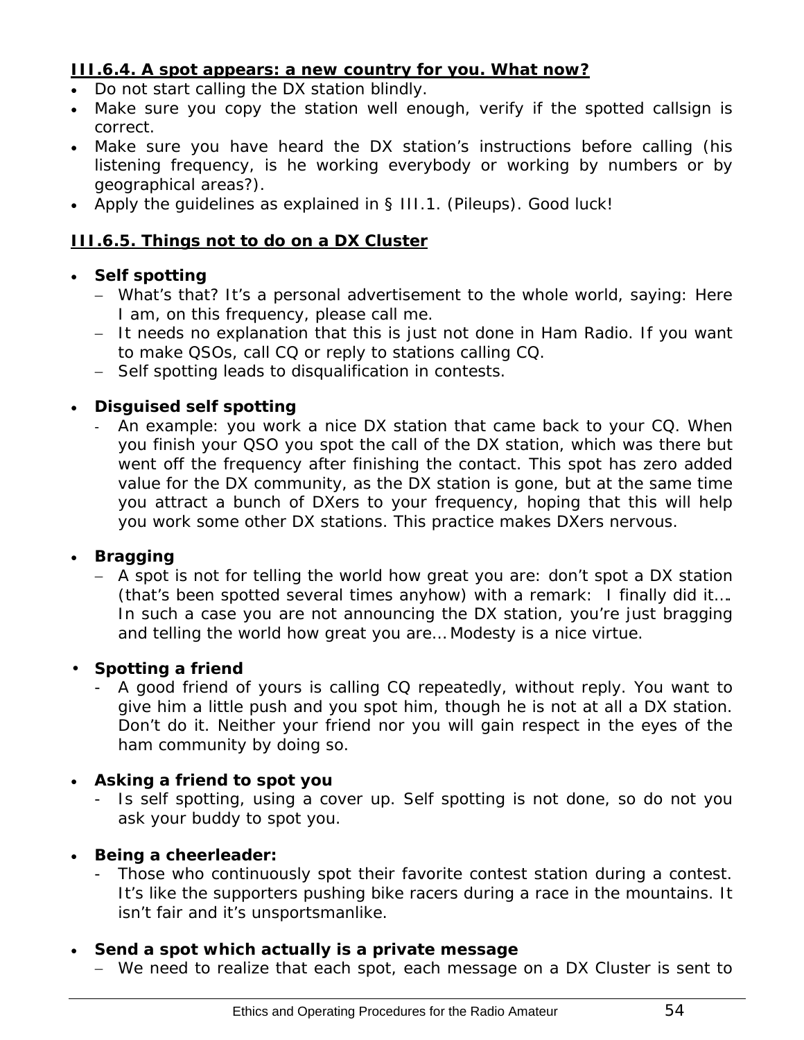### III.6.4. A spot appears: a new country for you. What now?

- Do not start calling the DX station blindly.
- Make sure you copy the station well enough, verify if the spotted callsign is correct.
- Make sure you have heard the DX station's instructions before calling (his listening frequency, is he working everybody or working by numbers or by geographical areas?).
- Apply the guidelines as explained in § III.1. (Pileups). Good luck!

### III.6.5. Things not to do on a DX Cluster

- **Self spotting**
  - What's that? It's a personal advertisement to the whole world, saying: Here I am, on this frequency, please call me.
  - It needs no explanation that this is just not done in Ham Radio. If you want to make QSOs, call CQ or reply to stations calling CQ.
  - Self spotting leads to disqualification in contests.

- **Disguised self spotting**
  - An example: you work a nice DX station that came back to your CQ. When you finish your QSO you spot the call of the DX station, which was there but went off the frequency after finishing the contact. This spot has zero added value for the DX community, as the DX station is gone, but at the same time you attract a bunch of DXers to your frequency, hoping that this will help you work some other DX stations. This practice makes DXers nervous.

- **Bragging**
  - A spot is not for telling the world how great you are: don't spot a DX station (that's been spotted several times anyhow) with a remark: I finally did it…. In such a case you are not announcing the DX station, you're just bragging and telling the world how great you are… Modesty is a nice virtue.

- **Spotting a friend**
  - A good friend of yours is calling CQ repeatedly, without reply. You want to give him a little push and you spot him, though he is not at all a DX station. Don't do it. Neither your friend nor you will gain respect in the eyes of the ham community by doing so.

- **Asking a friend to spot you**
  - Is self spotting, using a cover up. Self spotting is not done, so do not you ask your buddy to spot you.

- **Being a cheerleader:**
  - Those who continuously spot their favorite contest station during a contest. It's like the supporters pushing bike racers during a race in the mountains. It isn't fair and it's unsportsmanlike.

- **Send a spot which actually is a private message**
  - We need to realize that each spot, each message on a DX Cluster is sent to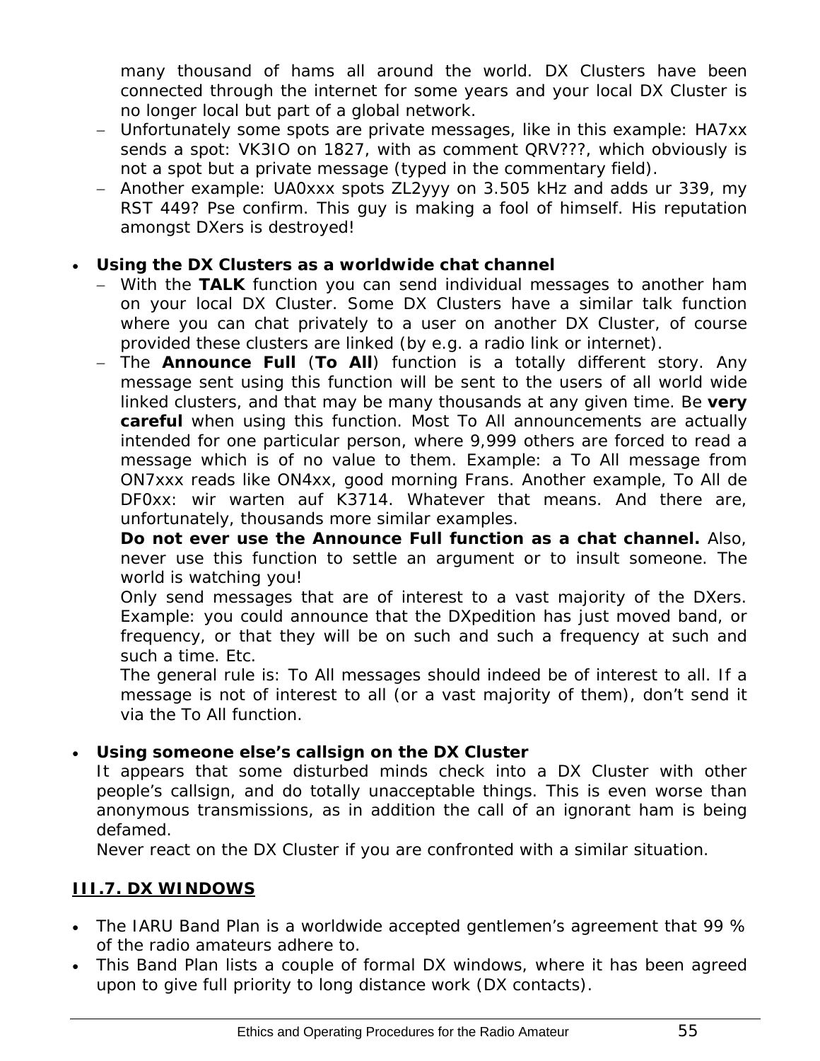many thousand of hams all around the world. DX Clusters have been connected through the internet for some years and your local DX Cluster is no longer local but part of a global network.

  - Unfortunately some spots are private messages, like in this example: HA7xx sends a spot: VK3IO on 1827, with as comment QRV???, which obviously is not a spot but a private message (typed in the commentary field).
  - Another example: UA0xxx spots ZL2yyy on 3.505 kHz and adds ur 339, my RST 449? Pse confirm. This guy is making a fool of himself. His reputation amongst DXers is destroyed!

- **Using the DX Clusters as a worldwide chat channel**
  - With the **TALK** function you can send individual messages to another ham on your local DX Cluster. Some DX Clusters have a similar talk function where you can chat privately to a user on another DX Cluster, of course provided these clusters are linked (by e.g. a radio link or internet).
  - The **Announce Full** (**To All**) function is a totally different story. Any message sent using this function will be sent to the users of all world wide linked clusters, and that may be many thousands at any given time. Be **very careful** when using this function. Most To All announcements are actually intended for one particular person, where 9,999 others are forced to read a message which is of no value to them. Example: a To All message from ON7xxx reads like ON4xx, good morning Frans. Another example, To All de DF0xx: wir warten auf K3714. Whatever that means. And there are, unfortunately, thousands more similar examples.

    **Do not ever use the Announce Full function as a chat channel.** Also, never use this function to settle an argument or to insult someone. The world is watching you!

    Only send messages that are of interest to a vast majority of the DXers. Example: you could announce that the DXpedition has just moved band, or frequency, or that they will be on such and such a frequency at such and such a time. Etc.

    The general rule is: To All messages should indeed be of interest to all. If a message is not of interest to all (or a vast majority of them), don't send it via the To All function.

- **Using someone else's callsign on the DX Cluster**

  It appears that some disturbed minds check into a DX Cluster with other people's callsign, and do totally unacceptable things. This is even worse than anonymous transmissions, as in addition the call of an ignorant ham is being defamed.

  Never react on the DX Cluster if you are confronted with a similar situation.

## III.7. DX WINDOWS

- The IARU Band Plan is a worldwide accepted gentlemen's agreement that 99 % of the radio amateurs adhere to.
- This Band Plan lists a couple of formal DX windows, where it has been agreed upon to give full priority to long distance work (DX contacts).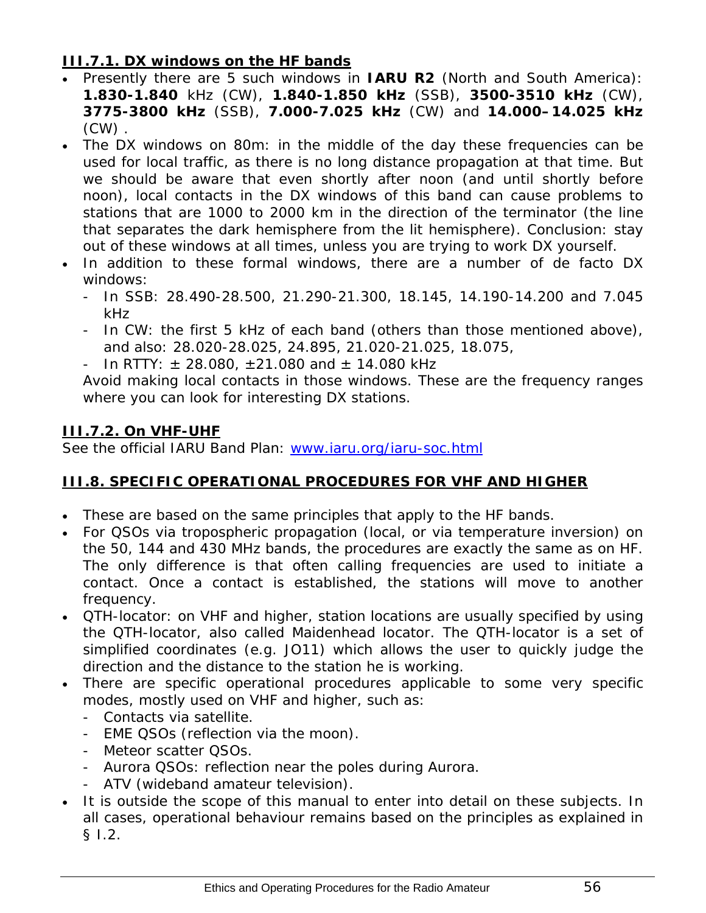### **III.7.1. DX windows on the HF bands**

- Presently there are 5 such windows in **IARU R2** (North and South America): **1.830-1.840** kHz (CW), **1.840-1.850 kHz** (SSB), **3500-3510 kHz** (CW), **3775-3800 kHz** (SSB), **7.000-7.025 kHz** (CW) and **14.000–14.025 kHz** (CW) .
- The DX windows on 80m: in the middle of the day these frequencies can be used for local traffic, as there is no long distance propagation at that time. But we should be aware that even shortly after noon (and until shortly before noon), local contacts in the DX windows of this band can cause problems to stations that are 1000 to 2000 km in the direction of the terminator (the line that separates the dark hemisphere from the lit hemisphere). Conclusion: stay out of these windows at all times, unless you are trying to work DX yourself.
- In addition to these formal windows, there are a number of de facto DX windows:
  - In SSB: 28.490-28.500, 21.290-21.300, 18.145, 14.190-14.200 and 7.045 kHz
  - In CW: the first 5 kHz of each band (others than those mentioned above), and also: 28.020-28.025, 24.895, 21.020-21.025, 18.075,
  - In RTTY: ± 28.080, ±21.080 and ± 14.080 kHz

  Avoid making local contacts in those windows. These are the frequency ranges where you can look for interesting DX stations.

### **III.7.2. On VHF-UHF**

See the official IARU Band Plan: [www.iaru.org/iaru-soc.html](www.iaru.org/iaru-soc.html)

## **III.8. SPECIFIC OPERATIONAL PROCEDURES FOR VHF AND HIGHER**

- These are based on the same principles that apply to the HF bands.
- For QSOs via tropospheric propagation (local, or via temperature inversion) on the 50, 144 and 430 MHz bands, the procedures are exactly the same as on HF. The only difference is that often calling frequencies are used to initiate a contact. Once a contact is established, the stations will move to another frequency.
- QTH-locator: on VHF and higher, station locations are usually specified by using the QTH-locator, also called Maidenhead locator. The QTH-locator is a set of simplified coordinates (e.g. JO11) which allows the user to quickly judge the direction and the distance to the station he is working.
- There are specific operational procedures applicable to some very specific modes, mostly used on VHF and higher, such as:
  - Contacts via satellite.
  - EME QSOs (reflection via the moon).
  - Meteor scatter QSOs.
  - Aurora QSOs: reflection near the poles during Aurora.
  - ATV (wideband amateur television).
- It is outside the scope of this manual to enter into detail on these subjects. In all cases, operational behaviour remains based on the principles as explained in § I.2.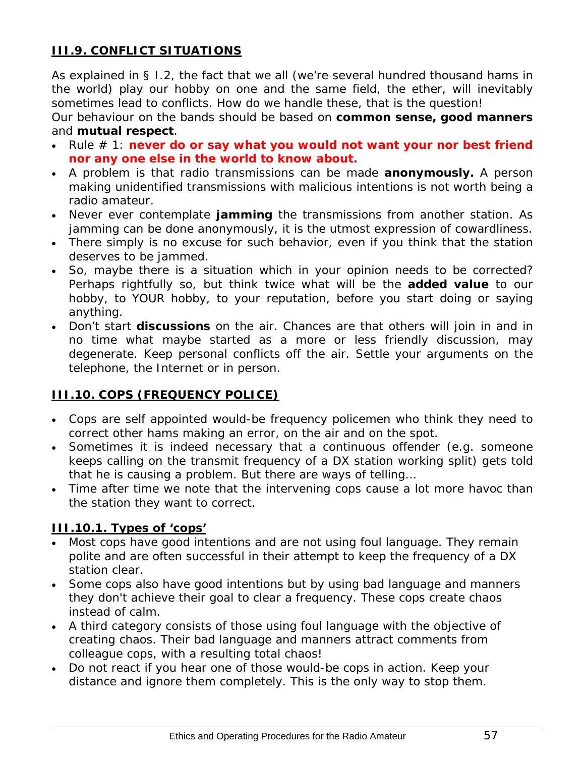## III.9. CONFLICT SITUATIONS

As explained in § I.2, the fact that we all (we're several hundred thousand hams in the world) play our hobby on one and the same field, the ether, will inevitably sometimes lead to conflicts. How do we handle these, that is the question!
Our behaviour on the bands should be based on **common sense, good manners** and **mutual respect**.

- Rule # 1: **never do or say what you would not want your nor best friend nor any one else in the world to know about.**
- A problem is that radio transmissions can be made **anonymously.** A person making unidentified transmissions with malicious intentions is not worth being a radio amateur.
- Never ever contemplate **jamming** the transmissions from another station. As jamming can be done anonymously, it is the utmost expression of cowardliness.
- There simply is no excuse for such behavior, even if you think that the station deserves to be jammed.
- So, maybe there is a situation which in your opinion needs to be corrected? Perhaps rightfully so, but think twice what will be the **added value** to our hobby, to YOUR hobby, to your reputation, before you start doing or saying anything.
- Don't start **discussions** on the air. Chances are that others will join in and in no time what maybe started as a more or less friendly discussion, may degenerate. Keep personal conflicts off the air. Settle your arguments on the telephone, the Internet or in person.

## III.10. COPS (FREQUENCY POLICE)

- Cops are self appointed would-be frequency policemen who think they need to correct other hams making an error, on the air and on the spot.
- Sometimes it is indeed necessary that a continuous offender (e.g. someone keeps calling on the transmit frequency of a DX station working split) gets told that he is causing a problem. But there are ways of telling…
- Time after time we note that the intervening cops cause a lot more havoc than the station they want to correct.

### III.10.1. Types of 'cops'

- Most cops have good intentions and are not using foul language. They remain polite and are often successful in their attempt to keep the frequency of a DX station clear.
- Some cops also have good intentions but by using bad language and manners they don't achieve their goal to clear a frequency. These cops create chaos instead of calm.
- A third category consists of those using foul language with the objective of creating chaos. Their bad language and manners attract comments from colleague cops, with a resulting total chaos!
- Do not react if you hear one of those would-be cops in action. Keep your distance and ignore them completely. This is the only way to stop them.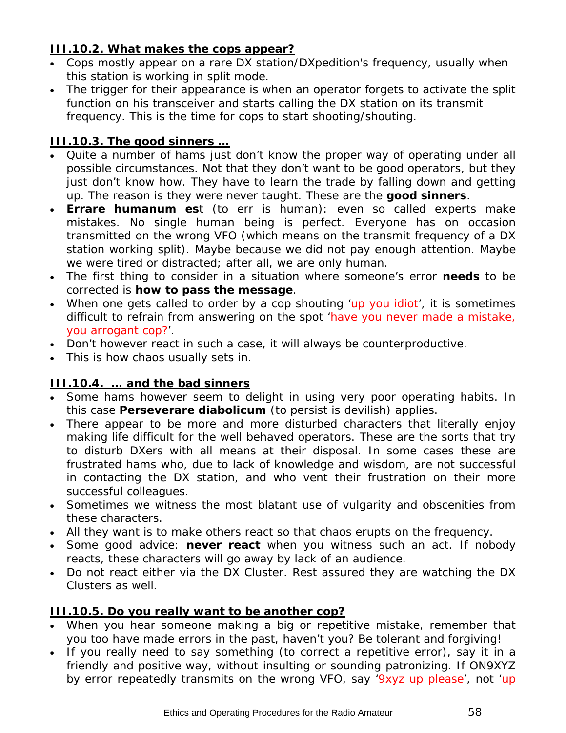### III.10.2. What makes the cops appear?

- Cops mostly appear on a rare DX station/DXpedition's frequency, usually when this station is working in split mode.
- The trigger for their appearance is when an operator forgets to activate the split function on his transceiver and starts calling the DX station on its transmit frequency. This is the time for cops to start shooting/shouting.

### III.10.3. The good sinners …

- Quite a number of hams just don't know the proper way of operating under all possible circumstances. Not that they don't want to be good operators, but they just don't know how. They have to learn the trade by falling down and getting up. The reason is they were never taught. These are the **good sinners**.
- **Errare humanum es**t (to err is human): even so called experts make mistakes. No single human being is perfect. Everyone has on occasion transmitted on the wrong VFO (which means on the transmit frequency of a DX station working split). Maybe because we did not pay enough attention. Maybe we were tired or distracted; after all, we are only human.
- The first thing to consider in a situation where someone's error **needs** to be corrected is **how to pass the message**.
- When one gets called to order by a cop shouting 'up you idiot', it is sometimes difficult to refrain from answering on the spot 'have you never made a mistake, you arrogant cop?'.
- Don't however react in such a case, it will always be counterproductive.
- This is how chaos usually sets in.

### III.10.4. … and the bad sinners

- Some hams however seem to delight in using very poor operating habits. In this case **Perseverare diabolicum** (to persist is devilish) applies.
- There appear to be more and more disturbed characters that literally enjoy making life difficult for the well behaved operators. These are the sorts that try to disturb DXers with all means at their disposal. In some cases these are frustrated hams who, due to lack of knowledge and wisdom, are not successful in contacting the DX station, and who vent their frustration on their more successful colleagues.
- Sometimes we witness the most blatant use of vulgarity and obscenities from these characters.
- All they want is to make others react so that chaos erupts on the frequency.
- Some good advice: **never react** when you witness such an act. If nobody reacts, these characters will go away by lack of an audience.
- Do not react either via the DX Cluster. Rest assured they are watching the DX Clusters as well.

### III.10.5. Do you really want to be another cop?

- When you hear someone making a big or repetitive mistake, remember that you too have made errors in the past, haven't you? Be tolerant and forgiving!
- If you really need to say something (to correct a repetitive error), say it in a friendly and positive way, without insulting or sounding patronizing. If ON9XYZ by error repeatedly transmits on the wrong VFO, say '9xyz up please', not 'up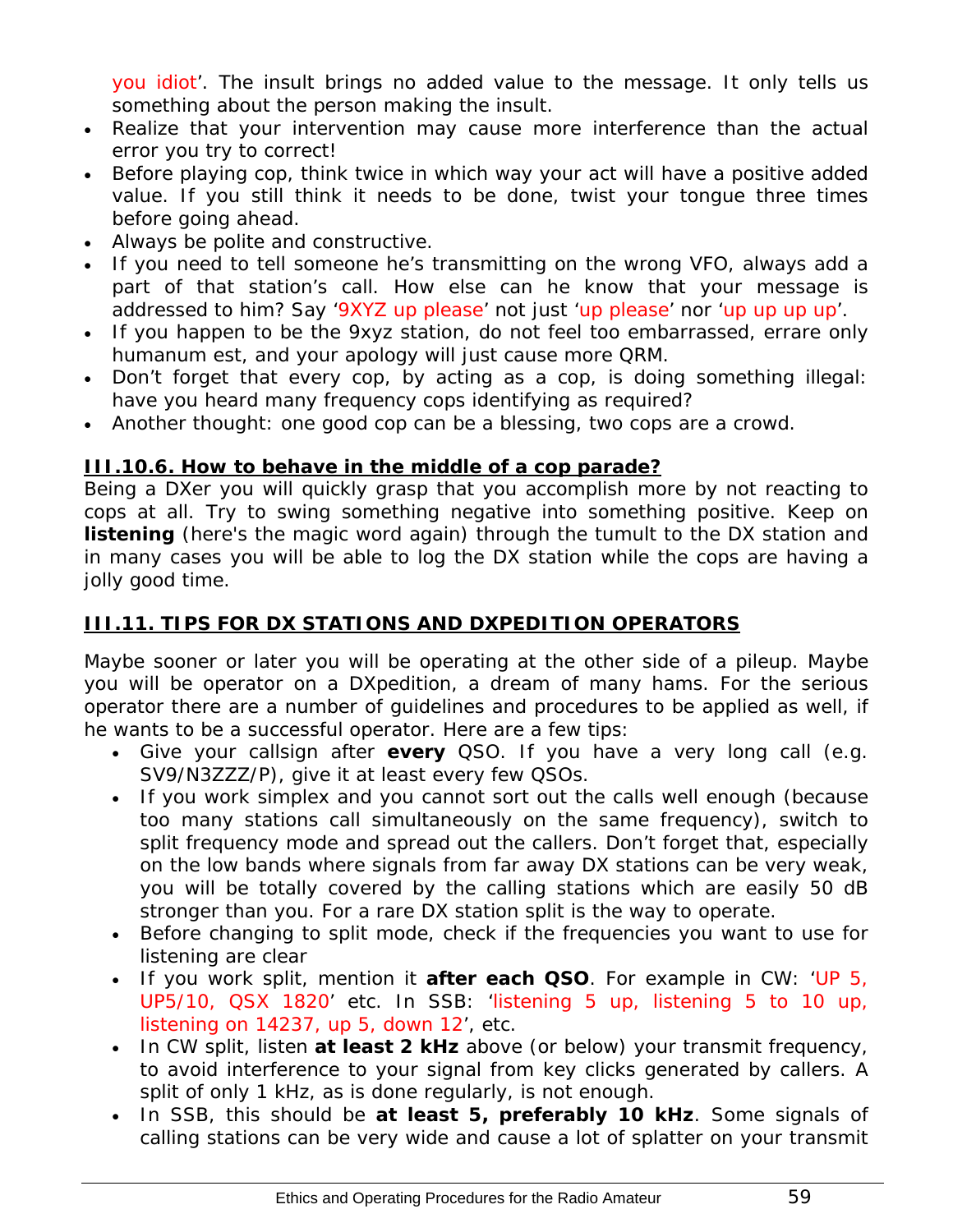you idiot'. The insult brings no added value to the message. It only tells us something about the person making the insult.

- Realize that your intervention may cause more interference than the actual error you try to correct!
- Before playing cop, think twice in which way your act will have a positive added value. If you still think it needs to be done, twist your tongue three times before going ahead.
- Always be polite and constructive.
- If you need to tell someone he's transmitting on the wrong VFO, always add a part of that station's call. How else can he know that your message is addressed to him? Say '9XYZ up please' not just 'up please' nor 'up up up up'.
- If you happen to be the 9xyz station, do not feel too embarrassed, errare only humanum est, and your apology will just cause more QRM.
- Don't forget that every cop, by acting as a cop, is doing something illegal: have you heard many frequency cops identifying as required?
- Another thought: one good cop can be a blessing, two cops are a crowd.

### III.10.6. How to behave in the middle of a cop parade?

Being a DXer you will quickly grasp that you accomplish more by not reacting to cops at all. Try to swing something negative into something positive. Keep on **listening** (here's the magic word again) through the tumult to the DX station and in many cases you will be able to log the DX station while the cops are having a jolly good time.

## III.11. TIPS FOR DX STATIONS AND DXPEDITION OPERATORS

Maybe sooner or later you will be operating at the other side of a pileup. Maybe you will be operator on a DXpedition, a dream of many hams. For the serious operator there are a number of guidelines and procedures to be applied as well, if he wants to be a successful operator. Here are a few tips:

- Give your callsign after **every** QSO. If you have a very long call (e.g. SV9/N3ZZZ/P), give it at least every few QSOs.
- If you work simplex and you cannot sort out the calls well enough (because too many stations call simultaneously on the same frequency), switch to split frequency mode and spread out the callers. Don't forget that, especially on the low bands where signals from far away DX stations can be very weak, you will be totally covered by the calling stations which are easily 50 dB stronger than you. For a rare DX station split is the way to operate.
- Before changing to split mode, check if the frequencies you want to use for listening are clear
- If you work split, mention it **after each QSO**. For example in CW: 'UP 5, UP5/10, QSX 1820' etc. In SSB: 'listening 5 up, listening 5 to 10 up, listening on 14237, up 5, down 12', etc.
- In CW split, listen **at least 2 kHz** above (or below) your transmit frequency, to avoid interference to your signal from key clicks generated by callers. A split of only 1 kHz, as is done regularly, is not enough.
- In SSB, this should be **at least 5, preferably 10 kHz**. Some signals of calling stations can be very wide and cause a lot of splatter on your transmit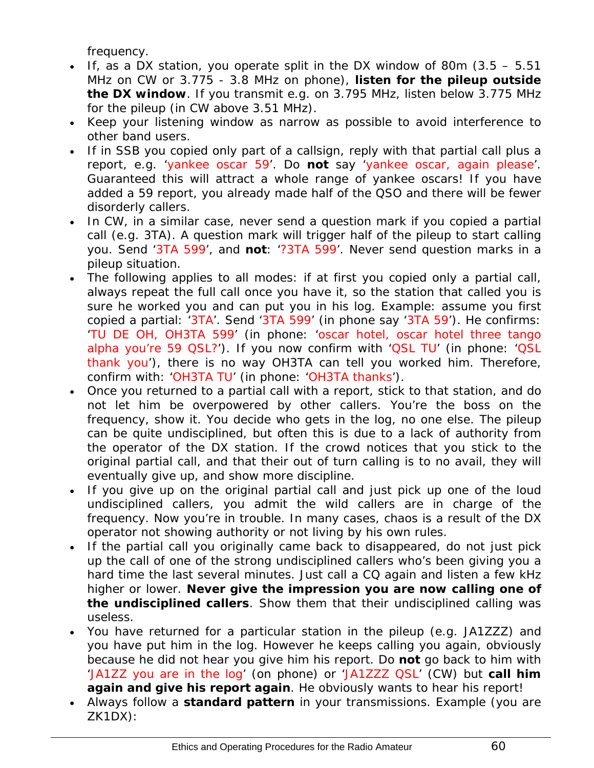frequency.

- If, as a DX station, you operate split in the DX window of 80m (3.5 – 5.51 MHz on CW or 3.775 - 3.8 MHz on phone), **listen for the pileup outside the DX window**. If you transmit e.g. on 3.795 MHz, listen below 3.775 MHz for the pileup (in CW above 3.51 MHz).
- Keep your listening window as narrow as possible to avoid interference to other band users.
- If in SSB you copied only part of a callsign, reply with that partial call plus a report, e.g. 'yankee oscar 59'. Do **not** say 'yankee oscar, again please'. Guaranteed this will attract a whole range of yankee oscars! If you have added a 59 report, you already made half of the QSO and there will be fewer disorderly callers.
- In CW, in a similar case, never send a question mark if you copied a partial call (e.g. 3TA). A question mark will trigger half of the pileup to start calling you. Send '3TA 599', and **not**: '?3TA 599'. Never send question marks in a pileup situation.
- The following applies to all modes: if at first you copied only a partial call, always repeat the full call once you have it, so the station that called you is sure he worked you and can put you in his log. Example: assume you first copied a partial: '3TA'. Send '3TA 599' (in phone say '3TA 59'). He confirms: 'TU DE OH, OH3TA 599' (in phone: 'oscar hotel, oscar hotel three tango alpha you're 59 QSL?'). If you now confirm with 'QSL TU' (in phone: 'QSL thank you'), there is no way OH3TA can tell you worked him. Therefore, confirm with: 'OH3TA TU' (in phone: 'OH3TA thanks').
- Once you returned to a partial call with a report, stick to that station, and do not let him be overpowered by other callers. You're the boss on the frequency, show it. You decide who gets in the log, no one else. The pileup can be quite undisciplined, but often this is due to a lack of authority from the operator of the DX station. If the crowd notices that you stick to the original partial call, and that their out of turn calling is to no avail, they will eventually give up, and show more discipline.
- If you give up on the original partial call and just pick up one of the loud undisciplined callers, you admit the wild callers are in charge of the frequency. Now you're in trouble. In many cases, chaos is a result of the DX operator not showing authority or not living by his own rules.
- If the partial call you originally came back to disappeared, do not just pick up the call of one of the strong undisciplined callers who's been giving you a hard time the last several minutes. Just call a CQ again and listen a few kHz higher or lower. **Never give the impression you are now calling one of the undisciplined callers**. Show them that their undisciplined calling was useless.
- You have returned for a particular station in the pileup (e.g. JA1ZZZ) and you have put him in the log. However he keeps calling you again, obviously because he did not hear you give him his report. Do **not** go back to him with 'JA1ZZ you are in the log' (on phone) or 'JA1ZZZ QSL' (CW) but **call him again and give his report again**. He obviously wants to hear his report!
- Always follow a **standard pattern** in your transmissions. Example (you are ZK1DX):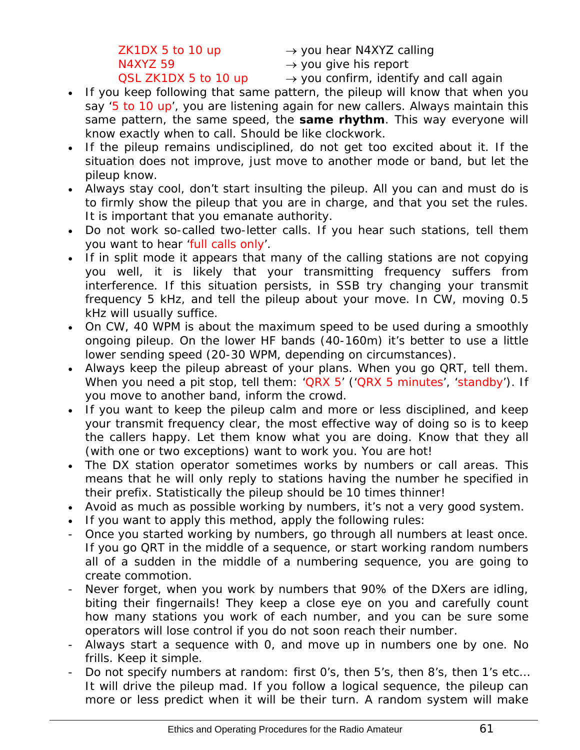ZK1DX 5 to 10 up → you hear N4XYZ calling
N4XYZ 59 → you give his report
QSL ZK1DX 5 to 10 up → you confirm, identify and call again

- If you keep following that same pattern, the pileup will know that when you say '5 to 10 up', you are listening again for new callers. Always maintain this same pattern, the same speed, the **same rhythm**. This way everyone will know exactly when to call. Should be like clockwork.
- If the pileup remains undisciplined, do not get too excited about it. If the situation does not improve, just move to another mode or band, but let the pileup know.
- Always stay cool, don't start insulting the pileup. All you can and must do is to firmly show the pileup that you are in charge, and that you set the rules. It is important that you emanate authority.
- Do not work so-called two-letter calls. If you hear such stations, tell them you want to hear 'full calls only'.
- If in split mode it appears that many of the calling stations are not copying you well, it is likely that your transmitting frequency suffers from interference. If this situation persists, in SSB try changing your transmit frequency 5 kHz, and tell the pileup about your move. In CW, moving 0.5 kHz will usually suffice.
- On CW, 40 WPM is about the maximum speed to be used during a smoothly ongoing pileup. On the lower HF bands (40-160m) it's better to use a little lower sending speed (20-30 WPM, depending on circumstances).
- Always keep the pileup abreast of your plans. When you go QRT, tell them. When you need a pit stop, tell them: 'QRX 5' ('QRX 5 minutes', 'standby'). If you move to another band, inform the crowd.
- If you want to keep the pileup calm and more or less disciplined, and keep your transmit frequency clear, the most effective way of doing so is to keep the callers happy. Let them know what you are doing. Know that they all (with one or two exceptions) want to work you. You are hot!
- The DX station operator sometimes works by numbers or call areas. This means that he will only reply to stations having the number he specified in their prefix. Statistically the pileup should be 10 times thinner!
- Avoid as much as possible working by numbers, it's not a very good system.
- If you want to apply this method, apply the following rules:

- Once you started working by numbers, go through all numbers at least once. If you go QRT in the middle of a sequence, or start working random numbers all of a sudden in the middle of a numbering sequence, you are going to create commotion.
- Never forget, when you work by numbers that 90% of the DXers are idling, biting their fingernails! They keep a close eye on you and carefully count how many stations you work of each number, and you can be sure some operators will lose control if you do not soon reach their number.
- Always start a sequence with 0, and move up in numbers one by one. No frills. Keep it simple.
- Do not specify numbers at random: first 0's, then 5's, then 8's, then 1's etc... It will drive the pileup mad. If you follow a logical sequence, the pileup can more or less predict when it will be their turn. A random system will make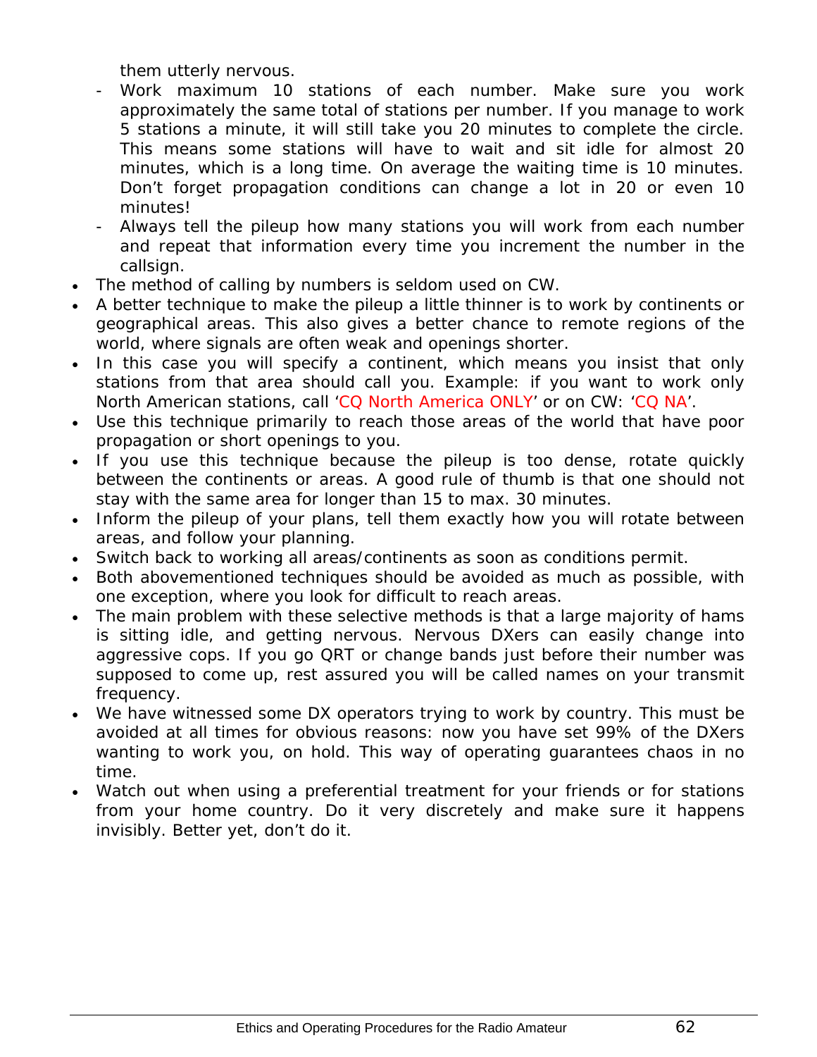them utterly nervous.

  - Work maximum 10 stations of each number. Make sure you work approximately the same total of stations per number. If you manage to work 5 stations a minute, it will still take you 20 minutes to complete the circle. This means some stations will have to wait and sit idle for almost 20 minutes, which is a long time. On average the waiting time is 10 minutes. Don't forget propagation conditions can change a lot in 20 or even 10 minutes!
  - Always tell the pileup how many stations you will work from each number and repeat that information every time you increment the number in the callsign.

- The method of calling by numbers is seldom used on CW.
- A better technique to make the pileup a little thinner is to work by continents or geographical areas. This also gives a better chance to remote regions of the world, where signals are often weak and openings shorter.
- In this case you will specify a continent, which means you insist that only stations from that area should call you. Example: if you want to work only North American stations, call 'CQ North America ONLY' or on CW: 'CQ NA'.
- Use this technique primarily to reach those areas of the world that have poor propagation or short openings to you.
- If you use this technique because the pileup is too dense, rotate quickly between the continents or areas. A good rule of thumb is that one should not stay with the same area for longer than 15 to max. 30 minutes.
- Inform the pileup of your plans, tell them exactly how you will rotate between areas, and follow your planning.
- Switch back to working all areas/continents as soon as conditions permit.
- Both abovementioned techniques should be avoided as much as possible, with one exception, where you look for difficult to reach areas.
- The main problem with these selective methods is that a large majority of hams is sitting idle, and getting nervous. Nervous DXers can easily change into aggressive cops. If you go QRT or change bands just before their number was supposed to come up, rest assured you will be called names on your transmit frequency.
- We have witnessed some DX operators trying to work by country. This must be avoided at all times for obvious reasons: now you have set 99% of the DXers wanting to work you, on hold. This way of operating guarantees chaos in no time.
- Watch out when using a preferential treatment for your friends or for stations from your home country. Do it very discretely and make sure it happens invisibly. Better yet, don't do it.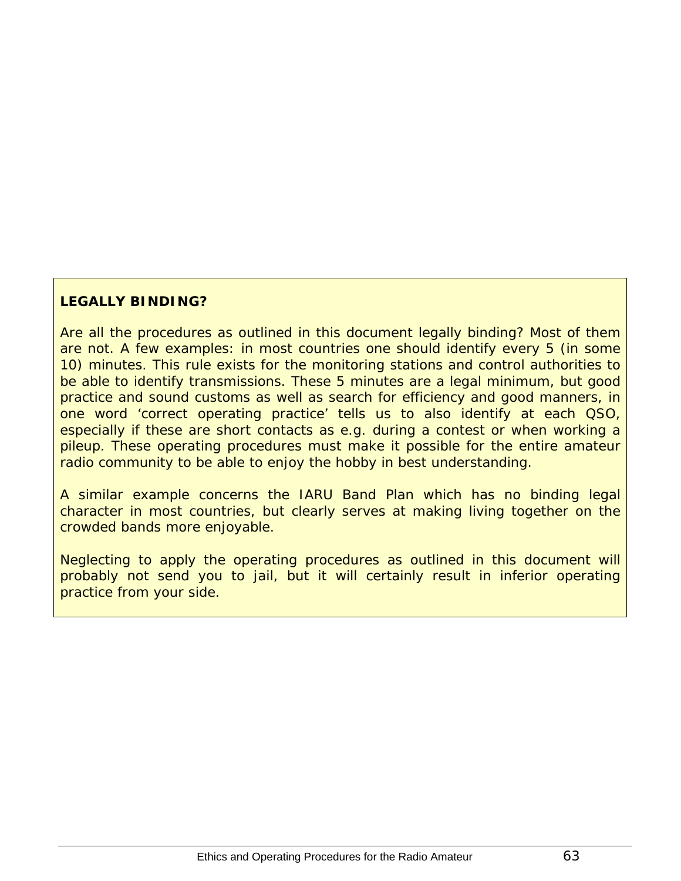**LEGALLY BINDING?**

Are all the procedures as outlined in this document legally binding? Most of them are not. A few examples: in most countries one should identify every 5 (in some 10) minutes. This rule exists for the monitoring stations and control authorities to be able to identify transmissions. These 5 minutes are a legal minimum, but good practice and sound customs as well as search for efficiency and good manners, in one word 'correct operating practice' tells us to also identify at each QSO, especially if these are short contacts as e.g. during a contest or when working a pileup. These operating procedures must make it possible for the entire amateur radio community to be able to enjoy the hobby in best understanding.

A similar example concerns the IARU Band Plan which has no binding legal character in most countries, but clearly serves at making living together on the crowded bands more enjoyable.

Neglecting to apply the operating procedures as outlined in this document will probably not send you to jail, but it will certainly result in inferior operating practice from your side.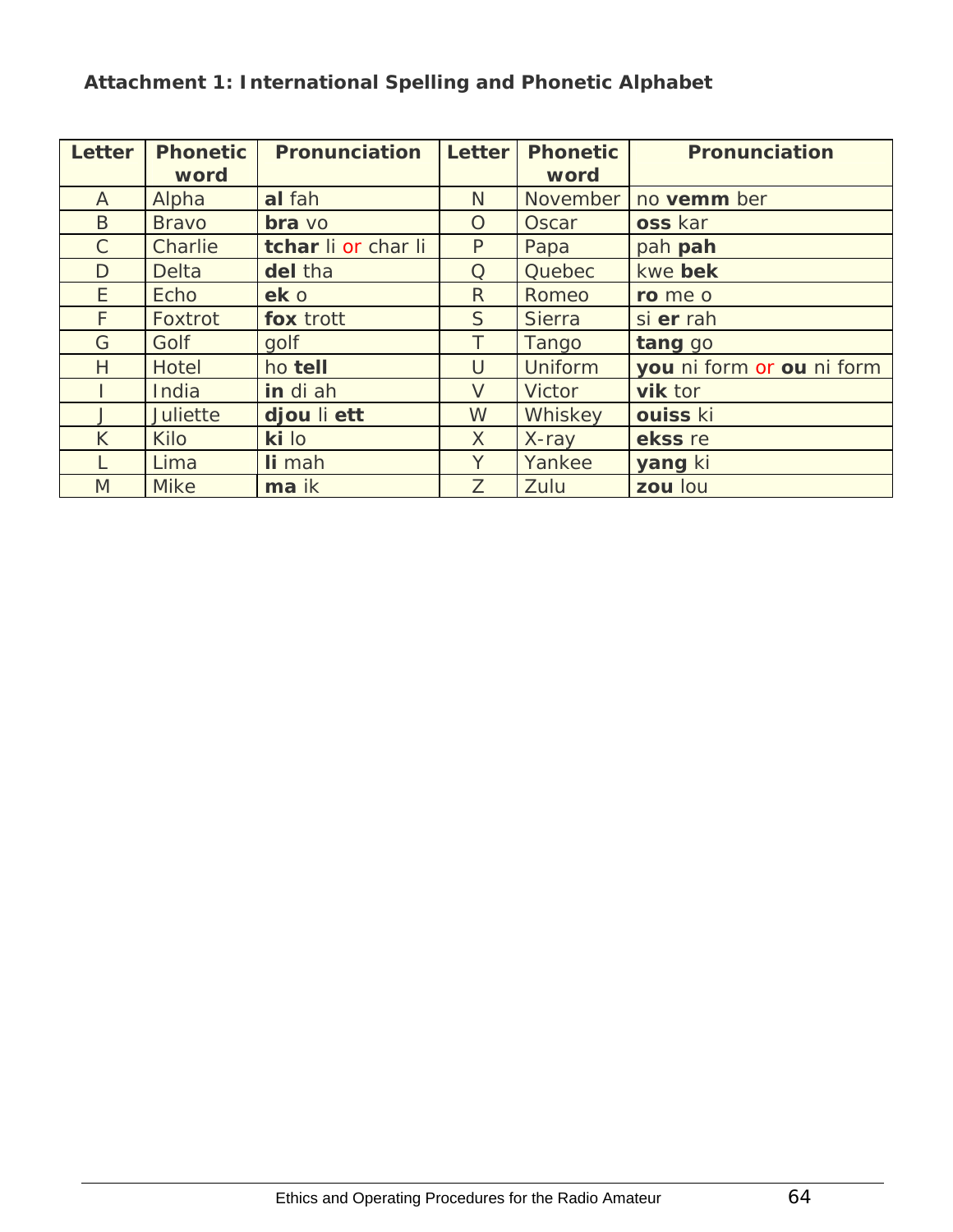**Attachment 1: International Spelling and Phonetic Alphabet**

| Letter | Phonetic word | Pronunciation | Letter | Phonetic word | Pronunciation |
|---|---|---|---|---|---|
| A | Alpha | **al** fah | N | November | no **vemm** ber |
| B | Bravo | **bra** vo | O | Oscar | **oss** kar |
| C | Charlie | **tchar** li or char li | P | Papa | pah **pah** |
| D | Delta | **del** tha | Q | Quebec | kwe **bek** |
| E | Echo | **ek** o | R | Romeo | **ro** me o |
| F | Foxtrot | **fox** trott | S | Sierra | si **er** rah |
| G | Golf | golf | T | Tango | **tang** go |
| H | Hotel | ho **tell** | U | Uniform | **you** ni form or **ou** ni form |
| I | India | **in** di ah | V | Victor | **vik** tor |
| J | Juliette | **djou** li **ett** | W | Whiskey | **ouiss** ki |
| K | Kilo | **ki** lo | X | X-ray | **ekss** re |
| L | Lima | **li** mah | Y | Yankee | **yang** ki |
| M | Mike | **ma** ik | Z | Zulu | **zou** lou |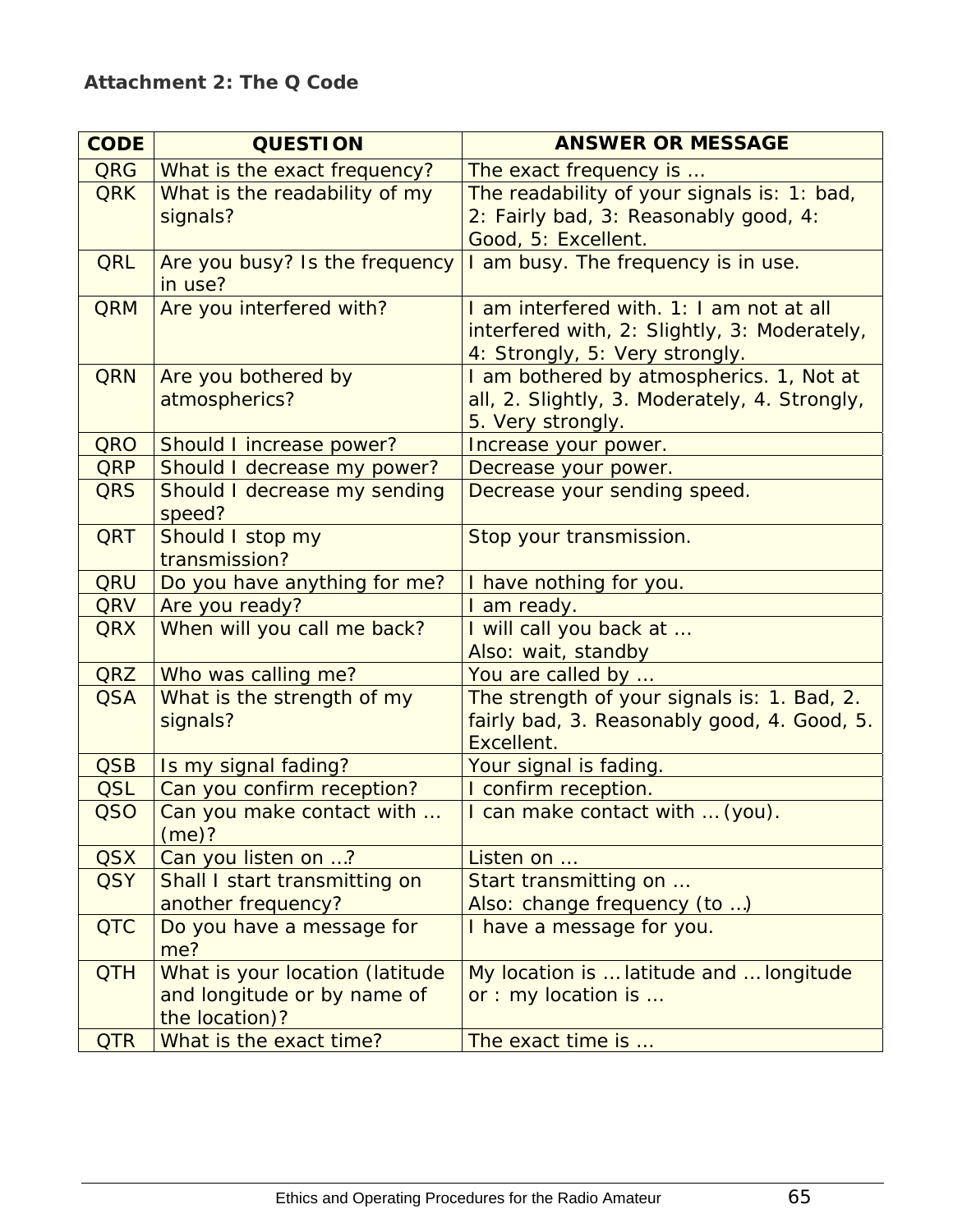**Attachment 2: The Q Code**

| CODE | QUESTION | ANSWER OR MESSAGE |
|---|---|---|
| QRG | What is the exact frequency? | The exact frequency is … |
| QRK | What is the readability of my signals? | The readability of your signals is: 1: bad, 2: Fairly bad, 3: Reasonably good, 4: Good, 5: Excellent. |
| QRL | Are you busy? Is the frequency in use? | I am busy. The frequency is in use. |
| QRM | Are you interfered with? | I am interfered with. 1: I am not at all interfered with, 2: Slightly, 3: Moderately, 4: Strongly, 5: Very strongly. |
| QRN | Are you bothered by atmospherics? | I am bothered by atmospherics. 1, Not at all, 2. Slightly, 3. Moderately, 4. Strongly, 5. Very strongly. |
| QRO | Should I increase power? | Increase your power. |
| QRP | Should I decrease my power? | Decrease your power. |
| QRS | Should I decrease my sending speed? | Decrease your sending speed. |
| QRT | Should I stop my transmission? | Stop your transmission. |
| QRU | Do you have anything for me? | I have nothing for you. |
| QRV | Are you ready? | I am ready. |
| QRX | When will you call me back? | I will call you back at …<br>Also: wait, standby |
| QRZ | Who was calling me? | You are called by … |
| QSA | What is the strength of my signals? | The strength of your signals is: 1. Bad, 2. fairly bad, 3. Reasonably good, 4. Good, 5. Excellent. |
| QSB | Is my signal fading? | Your signal is fading. |
| QSL | Can you confirm reception? | I confirm reception. |
| QSO | Can you make contact with … (me)? | I can make contact with … (you). |
| QSX | Can you listen on …? | Listen on … |
| QSY | Shall I start transmitting on another frequency? | Start transmitting on …<br>Also: change frequency (to …) |
| QTC | Do you have a message for me? | I have a message for you. |
| QTH | What is your location (latitude and longitude or by name of the location)? | My location is … latitude and … longitude or : my location is … |
| QTR | What is the exact time? | The exact time is … |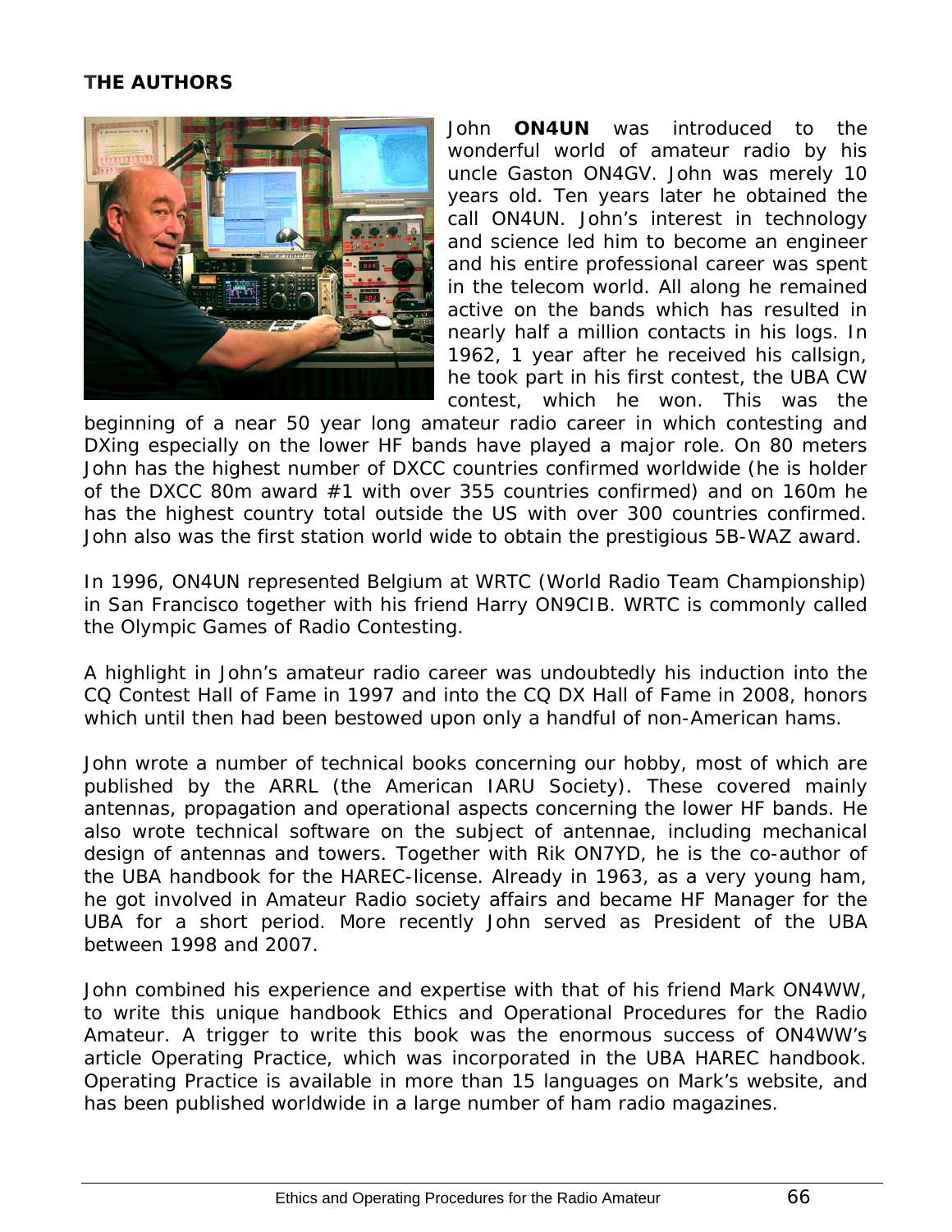## THE AUTHORS

John **ON4UN** was introduced to the wonderful world of amateur radio by his uncle Gaston ON4GV. John was merely 10 years old. Ten years later he obtained the call ON4UN. John's interest in technology and science led him to become an engineer and his entire professional career was spent in the telecom world. All along he remained active on the bands which has resulted in nearly half a million contacts in his logs. In 1962, 1 year after he received his callsign, he took part in his first contest, the UBA CW contest, which he won. This was the beginning of a near 50 year long amateur radio career in which contesting and DXing especially on the lower HF bands have played a major role. On 80 meters John has the highest number of DXCC countries confirmed worldwide (he is holder of the DXCC 80m award #1 with over 355 countries confirmed) and on 160m he has the highest country total outside the US with over 300 countries confirmed. John also was the first station world wide to obtain the prestigious 5B-WAZ award.

In 1996, ON4UN represented Belgium at WRTC (World Radio Team Championship) in San Francisco together with his friend Harry ON9CIB. WRTC is commonly called the Olympic Games of Radio Contesting.

A highlight in John's amateur radio career was undoubtedly his induction into the CQ Contest Hall of Fame in 1997 and into the CQ DX Hall of Fame in 2008, honors which until then had been bestowed upon only a handful of non-American hams.

John wrote a number of technical books concerning our hobby, most of which are published by the ARRL (the American IARU Society). These covered mainly antennas, propagation and operational aspects concerning the lower HF bands. He also wrote technical software on the subject of antennae, including mechanical design of antennas and towers. Together with Rik ON7YD, he is the co-author of the UBA handbook for the HAREC-license. Already in 1963, as a very young ham, he got involved in Amateur Radio society affairs and became HF Manager for the UBA for a short period. More recently John served as President of the UBA between 1998 and 2007.

John combined his experience and expertise with that of his friend Mark ON4WW, to write this unique handbook Ethics and Operational Procedures for the Radio Amateur. A trigger to write this book was the enormous success of ON4WW's article Operating Practice, which was incorporated in the UBA HAREC handbook. Operating Practice is available in more than 15 languages on Mark's website, and has been published worldwide in a large number of ham radio magazines.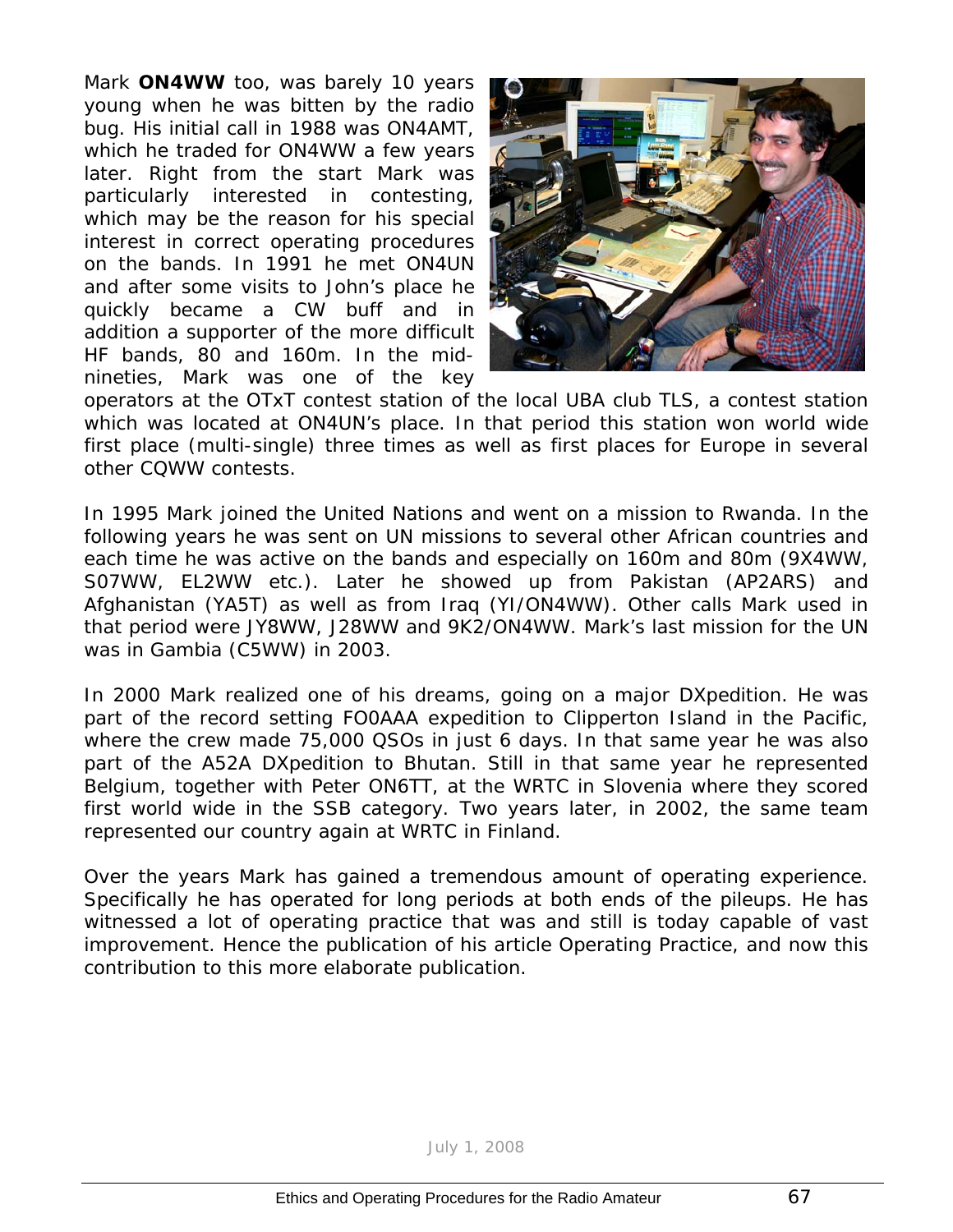Mark **ON4WW** too, was barely 10 years young when he was bitten by the radio bug. His initial call in 1988 was ON4AMT, which he traded for ON4WW a few years later. Right from the start Mark was particularly interested in contesting, which may be the reason for his special interest in correct operating procedures on the bands. In 1991 he met ON4UN and after some visits to John's place he quickly became a CW buff and in addition a supporter of the more difficult HF bands, 80 and 160m. In the mid-nineties, Mark was one of the key operators at the OTxT contest station of the local UBA club TLS, a contest station which was located at ON4UN's place. In that period this station won world wide first place (multi-single) three times as well as first places for Europe in several other CQWW contests.

In 1995 Mark joined the United Nations and went on a mission to Rwanda. In the following years he was sent on UN missions to several other African countries and each time he was active on the bands and especially on 160m and 80m (9X4WW, S07WW, EL2WW etc.). Later he showed up from Pakistan (AP2ARS) and Afghanistan (YA5T) as well as from Iraq (YI/ON4WW). Other calls Mark used in that period were JY8WW, J28WW and 9K2/ON4WW. Mark's last mission for the UN was in Gambia (C5WW) in 2003.

In 2000 Mark realized one of his dreams, going on a major DXpedition. He was part of the record setting FO0AAA expedition to Clipperton Island in the Pacific, where the crew made 75,000 QSOs in just 6 days. In that same year he was also part of the A52A DXpedition to Bhutan. Still in that same year he represented Belgium, together with Peter ON6TT, at the WRTC in Slovenia where they scored first world wide in the SSB category. Two years later, in 2002, the same team represented our country again at WRTC in Finland.

Over the years Mark has gained a tremendous amount of operating experience. Specifically he has operated for long periods at both ends of the pileups. He has witnessed a lot of operating practice that was and still is today capable of vast improvement. Hence the publication of his article Operating Practice, and now this contribution to this more elaborate publication.